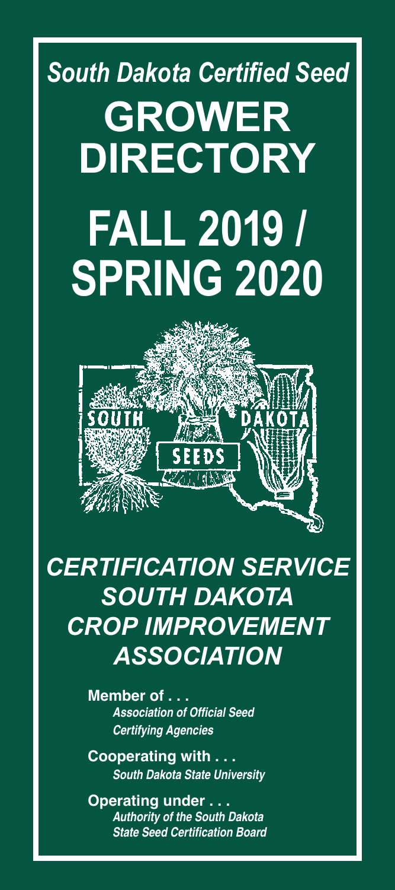*South Dakota Certified Seed*

# GROWER DIRECTORY

# FALL 2019 / SPRING 2020

SOUTH SEEDS DAKOTA

## *CERTIFICATION SERVICE SOUTH DAKOTA CROP IMPROVEMENT ASSOCIATION*

**Member of . . .**
*Association of Official Seed Certifying Agencies*

**Cooperating with . . .**
*South Dakota State University*

**Operating under . . .**
*Authority of the South Dakota State Seed Certification Board*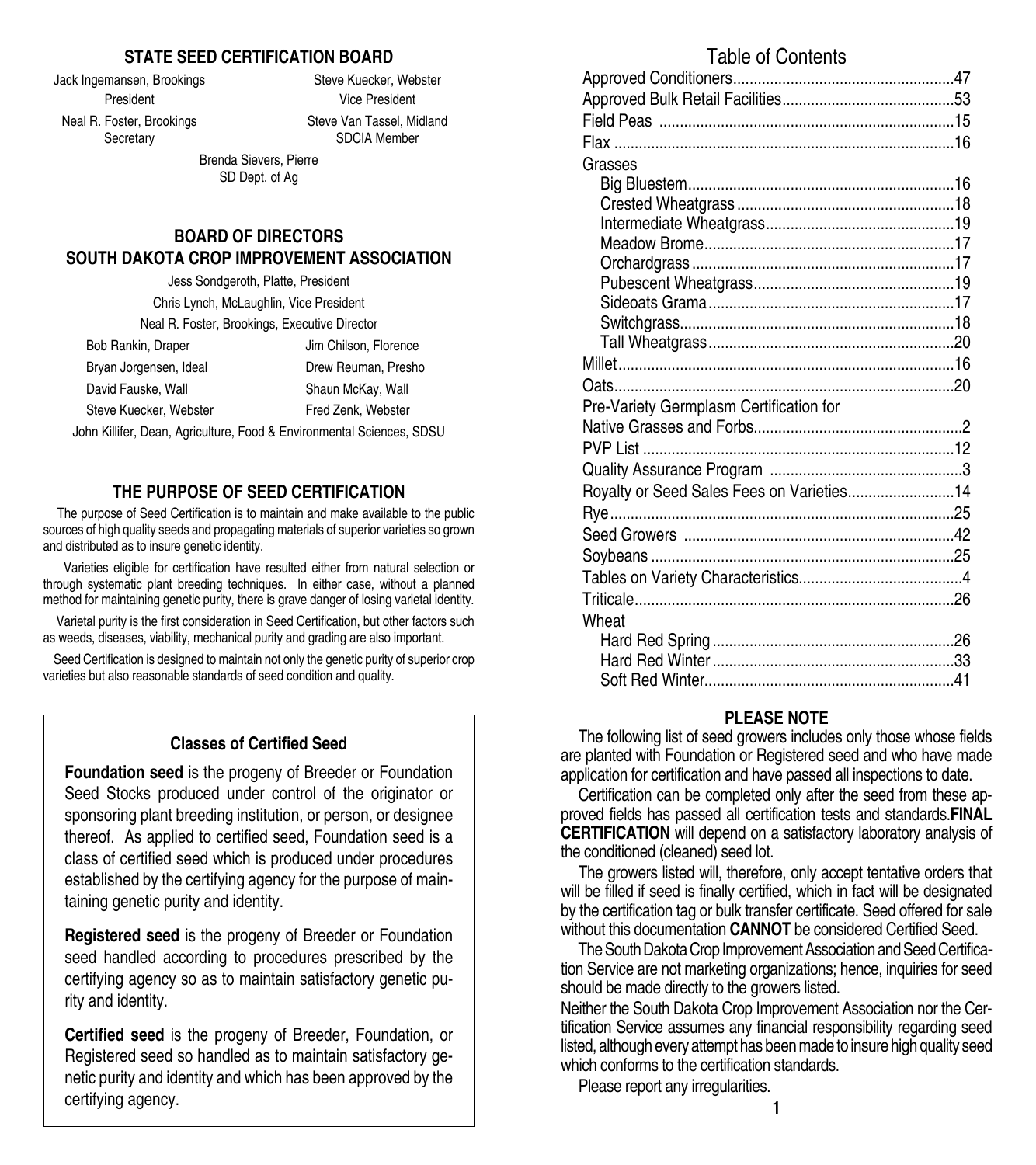## STATE SEED CERTIFICATION BOARD

Jack Ingemansen, Brookings
President

Steve Kuecker, Webster
Vice President

Neal R. Foster, Brookings
Secretary

Steve Van Tassel, Midland
SDCIA Member

Brenda Sievers, Pierre
SD Dept. of Ag

## BOARD OF DIRECTORS SOUTH DAKOTA CROP IMPROVEMENT ASSOCIATION

Jess Sondgeroth, Platte, President

Chris Lynch, McLaughlin, Vice President

Neal R. Foster, Brookings, Executive Director

Bob Rankin, Draper
Jim Chilson, Florence
Bryan Jorgensen, Ideal
Drew Reuman, Presho
David Fauske, Wall
Shaun McKay, Wall
Steve Kuecker, Webster
Fred Zenk, Webster

John Killifer, Dean, Agriculture, Food & Environmental Sciences, SDSU

## THE PURPOSE OF SEED CERTIFICATION

The purpose of Seed Certification is to maintain and make available to the public sources of high quality seeds and propagating materials of superior varieties so grown and distributed as to insure genetic identity.

Varieties eligible for certification have resulted either from natural selection or through systematic plant breeding techniques. In either case, without a planned method for maintaining genetic purity, there is grave danger of losing varietal identity.

Varietal purity is the first consideration in Seed Certification, but other factors such as weeds, diseases, viability, mechanical purity and grading are also important.

Seed Certification is designed to maintain not only the genetic purity of superior crop varieties but also reasonable standards of seed condition and quality.

### Classes of Certified Seed

**Foundation seed** is the progeny of Breeder or Foundation Seed Stocks produced under control of the originator or sponsoring plant breeding institution, or person, or designee thereof. As applied to certified seed, Foundation seed is a class of certified seed which is produced under procedures established by the certifying agency for the purpose of maintaining genetic purity and identity.

**Registered seed** is the progeny of Breeder or Foundation seed handled according to procedures prescribed by the certifying agency so as to maintain satisfactory genetic purity and identity.

**Certified seed** is the progeny of Breeder, Foundation, or Registered seed so handled as to maintain satisfactory genetic purity and identity and which has been approved by the certifying agency.

## Table of Contents

- Approved Conditioners....47
- Approved Bulk Retail Facilities....53
- Field Peas....15
- Flax....16
- Grasses
  - Big Bluestem....16
  - Crested Wheatgrass....18
  - Intermediate Wheatgrass....19
  - Meadow Brome....17
  - Orchardgrass....17
  - Pubescent Wheatgrass....19
  - Sideoats Grama....17
  - Switchgrass....18
  - Tall Wheatgrass....20
- Millet....16
- Oats....20
- Pre-Variety Germplasm Certification for Native Grasses and Forbs....2
- PVP List....12
- Quality Assurance Program....3
- Royalty or Seed Sales Fees on Varieties....14
- Rye....25
- Seed Growers....42
- Soybeans....25
- Tables on Variety Characteristics....4
- Triticale....26
- Wheat
  - Hard Red Spring....26
  - Hard Red Winter....33
  - Soft Red Winter....41

## PLEASE NOTE

The following list of seed growers includes only those whose fields are planted with Foundation or Registered seed and who have made application for certification and have passed all inspections to date.

Certification can be completed only after the seed from these approved fields has passed all certification tests and standards. **FINAL CERTIFICATION** will depend on a satisfactory laboratory analysis of the conditioned (cleaned) seed lot.

The growers listed will, therefore, only accept tentative orders that will be filled if seed is finally certified, which in fact will be designated by the certification tag or bulk transfer certificate. Seed offered for sale without this documentation **CANNOT** be considered Certified Seed.

The South Dakota Crop Improvement Association and Seed Certification Service are not marketing organizations; hence, inquiries for seed should be made directly to the growers listed.

Neither the South Dakota Crop Improvement Association nor the Certification Service assumes any financial responsibility regarding seed listed, although every attempt has been made to insure high quality seed which conforms to the certification standards.

Please report any irregularities.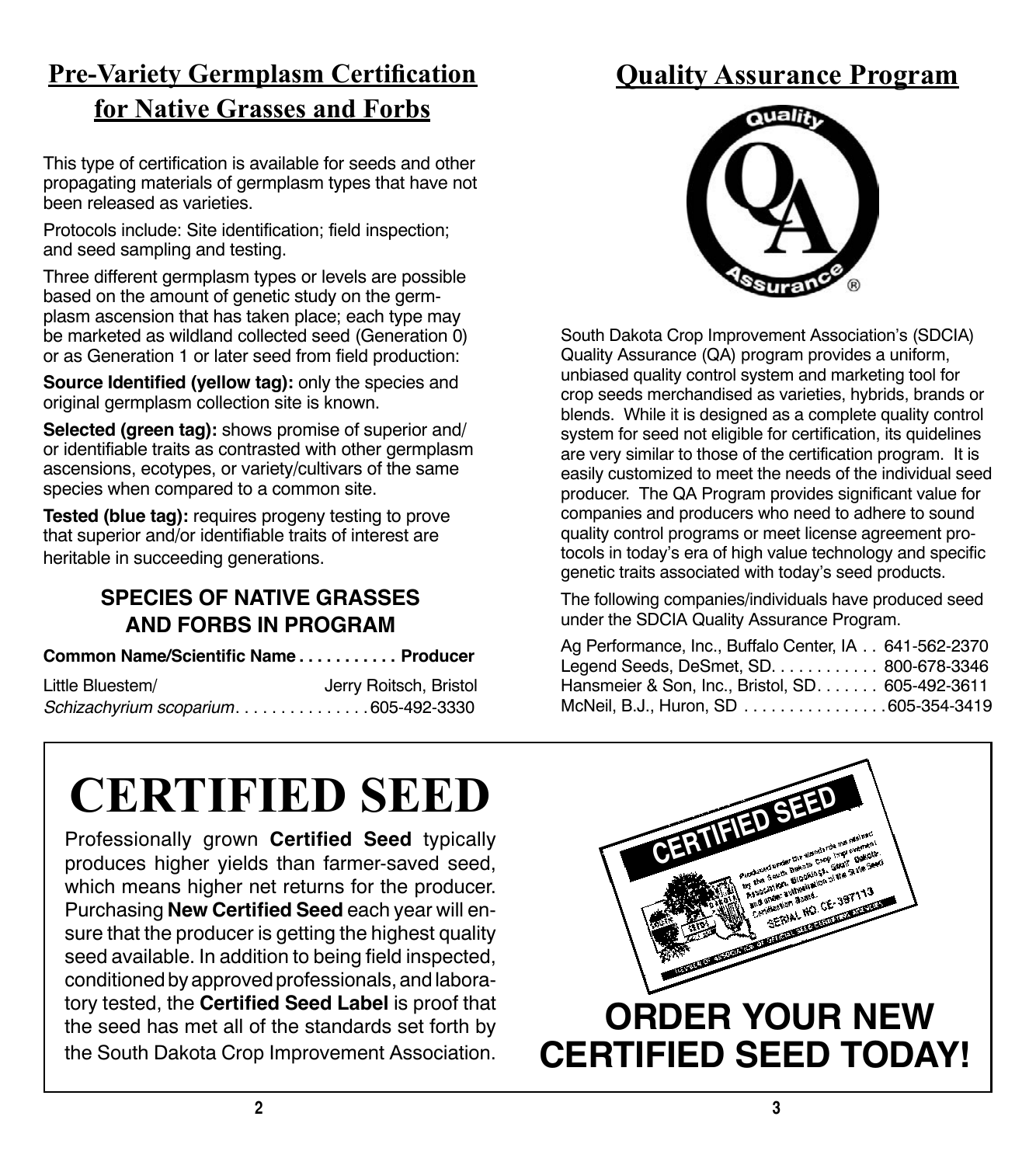## Pre-Variety Germplasm Certification for Native Grasses and Forbs

This type of certification is available for seeds and other propagating materials of germplasm types that have not been released as varieties.

Protocols include: Site identification; field inspection; and seed sampling and testing.

Three different germplasm types or levels are possible based on the amount of genetic study on the germplasm ascension that has taken place; each type may be marketed as wildland collected seed (Generation 0) or as Generation 1 or later seed from field production:

**Source Identified (yellow tag):** only the species and original germplasm collection site is known.

**Selected (green tag):** shows promise of superior and/or identifiable traits as contrasted with other germplasm ascensions, ecotypes, or variety/cultivars of the same species when compared to a common site.

**Tested (blue tag):** requires progeny testing to prove that superior and/or identifiable traits of interest are heritable in succeeding generations.

### SPECIES OF NATIVE GRASSES AND FORBS IN PROGRAM

| Common Name/Scientific Name | Producer |
|---|---|
| Little Bluestem/ *Schizachyrium scoparium* | Jerry Roitsch, Bristol 605-492-3330 |

## Quality Assurance Program

South Dakota Crop Improvement Association's (SDCIA) Quality Assurance (QA) program provides a uniform, unbiased quality control system and marketing tool for crop seeds merchandised as varieties, hybrids, brands or blends. While it is designed as a complete quality control system for seed not eligible for certification, its quidelines are very similar to those of the certification program. It is easily customized to meet the needs of the individual seed producer. The QA Program provides significant value for companies and producers who need to adhere to sound quality control programs or meet license agreement protocols in today's era of high value technology and specific genetic traits associated with today's seed products.

The following companies/individuals have produced seed under the SDCIA Quality Assurance Program.

| Company | Phone |
|---|---|
| Ag Performance, Inc., Buffalo Center, IA | 641-562-2370 |
| Legend Seeds, DeSmet, SD | 800-678-3346 |
| Hansmeier & Son, Inc., Bristol, SD | 605-492-3611 |
| McNeil, B.J., Huron, SD | 605-354-3419 |

# CERTIFIED SEED

Professionally grown **Certified Seed** typically produces higher yields than farmer-saved seed, which means higher net returns for the producer. Purchasing **New Certified Seed** each year will ensure that the producer is getting the highest quality seed available. In addition to being field inspected, conditioned by approved professionals, and laboratory tested, the **Certified Seed Label** is proof that the seed has met all of the standards set forth by the South Dakota Crop Improvement Association.

**ORDER YOUR NEW CERTIFIED SEED TODAY!**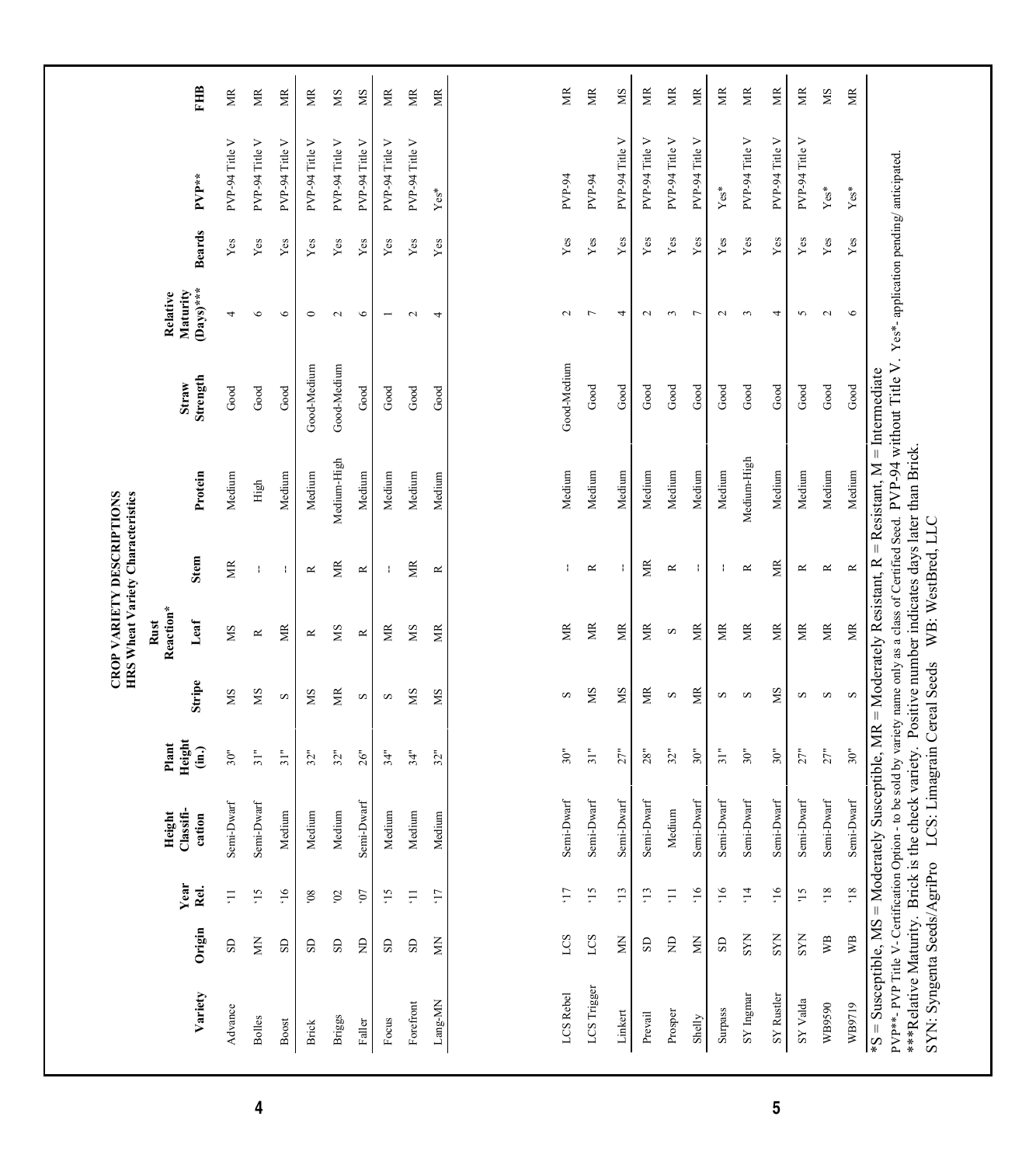# CROP VARIETY DESCRIPTIONS
## HRS Wheat Variety Characteristics

| Variety | Origin | Year Rel. | Height Classification | Plant Height (in.) | Rust Reaction* Stripe | Rust Reaction* Leaf | Rust Reaction* Stem | Protein | Straw Strength | Relative Maturity (Days)*** | Beards | PVP** | FHB |
|---|---|---|---|---|---|---|---|---|---|---|---|---|---|
| Advance | SD | '11 | Semi-Dwarf | 30" | MS | MS | MR | Medium | Good | 4 | Yes | PVP-94 Title V | MR |
| Bolles | MN | '15 | Semi-Dwarf | 31" | MS | R | -- | High | Good | 6 | Yes | PVP-94 Title V | MR |
| Boost | SD | '16 | Medium | 31" | S | MR | -- | Medium | Good | 6 | Yes | PVP-94 Title V | MR |
| Brick | SD | '08 | Medium | 32" | MS | R | R | Medium | Good-Medium | 0 | Yes | PVP-94 Title V | MR |
| Briggs | SD | '02 | Medium | 32" | MR | MS | MR | Medium-High | Good-Medium | 2 | Yes | PVP-94 Title V | MS |
| Faller | ND | '07 | Semi-Dwarf | 26" | S | R | R | Medium | Good | 6 | Yes | PVP-94 Title V | MS |
| Focus | SD | '15 | Medium | 34" | S | MR | -- | Medium | Good | 1 | Yes | PVP-94 Title V | MR |
| Forefront | SD | '11 | Medium | 34" | MS | MS | MR | Medium | Good | 2 | Yes | PVP-94 Title V | MR |
| Lang-MN | MN | '17 | Medium | 32" | MS | MR | R | Medium | Good | 4 | Yes | Yes* | MR |
| LCS Rebel | LCS | '17 | Semi-Dwarf | 30" | S | MR | -- | Medium | Good-Medium | 2 | Yes | PVP-94 | MR |
| LCS Trigger | LCS | '15 | Semi-Dwarf | 31" | MS | MR | R | Medium | Good | 7 | Yes | PVP-94 | MR |
| Linkert | MN | '13 | Semi-Dwarf | 27" | MS | MR | -- | Medium | Good | 4 | Yes | PVP-94 Title V | MS |
| Prevail | SD | '13 | Semi-Dwarf | 28" | MR | MR | MR | Medium | Good | 2 | Yes | PVP-94 Title V | MR |
| Prosper | ND | '11 | Medium | 32" | S | S | R | Medium | Good | 3 | Yes | PVP-94 Title V | MR |
| Shelly | MN | '16 | Semi-Dwarf | 30" | MR | MR | -- | Medium | Good | 7 | Yes | PVP-94 Title V | MR |
| Surpass | SD | '16 | Semi-Dwarf | 31" | S | MR | -- | Medium | Good | 2 | Yes | Yes* | MR |
| SY Ingmar | SYN | '14 | Semi-Dwarf | 30" | S | MR | R | Medium-High | Good | 3 | Yes | PVP-94 Title V | MR |
| SY Rustler | SYN | '16 | Semi-Dwarf | 30" | MS | MR | MR | Medium | Good | 4 | Yes | PVP-94 Title V | MR |
| SY Valda | SYN | '15 | Semi-Dwarf | 27" | S | MR | R | Medium | Good | 5 | Yes | PVP-94 Title V | MR |
| WB9590 | WB | '18 | Semi-Dwarf | 27" | S | MR | R | Medium | Good | 2 | Yes | Yes* | MS |
| WB9719 | WB | '18 | Semi-Dwarf | 30" | S | MR | R | Medium | Good | 6 | Yes | Yes* | MR |

*S = Susceptible, MS = Moderately Susceptible, MR = Moderately Resistant, R = Resistant, M = Intermediate

PVP**- PVP Title V- Certification Option - to be sold by variety name only as a class of Certified Seed. PVP-94 without Title V. Yes*- application pending/ anticipated.

***Relative Maturity. Brick is the check variety. Positive number indicates days later than Brick.

SYN: Syngenta Seeds/AgriPro LCS: Limagrain Cereal Seeds WB: WestBred, LLC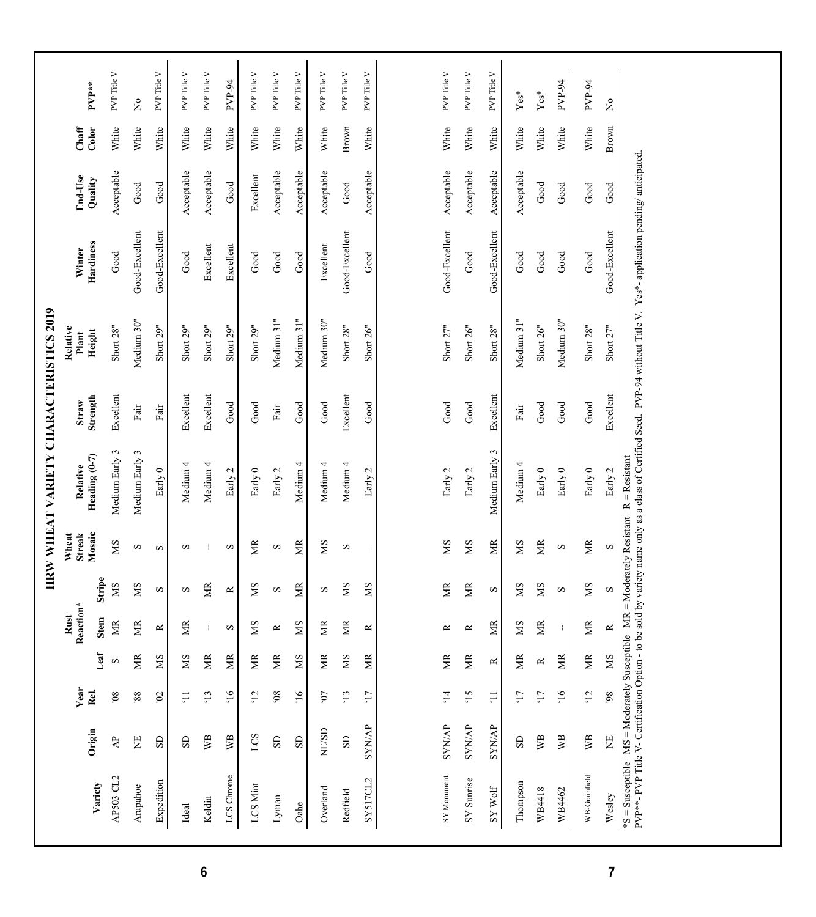# HRW WHEAT VARIETY CHARACTERISTICS 2019

| Variety | Origin | Year Rel. | Rust Reaction* | | | Wheat Streak Mosaic | Relative Heading (0-7) | Straw Strength | Relative Plant Height | Winter Hardiness | End-Use Quality | Chaff Color | PVP** |
|---|---|---|---|---|---|---|---|---|---|---|---|---|---|
| | | | Leaf | Stem | Stripe | | | | | | | | |
| AP503 CL2 | AP | '08 | S | MR | MS | MS | Medium Early 3 | Excellent | Short 28" | Good | Acceptable | White | PVP Title V |
| Arapahoe | NE | '88 | MR | MR | MS | S | Medium Early 3 | Fair | Medium 30" | Good-Excellent | Good | White | No |
| Expedition | SD | '02 | MS | R | S | S | Early 0 | Fair | Short 29" | Good-Excellent | Good | White | PVP Title V |
| Ideal | SD | '11 | MS | MR | S | S | Medium 4 | Excellent | Short 29" | Good | Acceptable | White | PVP Title V |
| Keldin | WB | '13 | MR | -- | MR | -- | Medium 4 | Excellent | Short 29" | Excellent | Acceptable | White | PVP Title V |
| LCS Chrome | WB | '16 | MR | S | R | S | Early 2 | Good | Short 29" | Excellent | Good | White | PVP-94 |
| LCS Mint | LCS | '12 | MR | MS | MS | MR | Early 0 | Good | Short 29" | Good | Excellent | White | PVP Title V |
| Lyman | SD | '08 | MR | R | S | S | Early 2 | Fair | Medium 31" | Good | Acceptable | White | PVP Title V |
| Oahe | SD | '16 | MS | MS | MR | MR | Medium 4 | Good | Medium 31" | Good | Acceptable | White | PVP Title V |
| Overland | NE/SD | '07 | MR | MR | S | MS | Medium 4 | Good | Medium 30" | Excellent | Acceptable | White | PVP Title V |
| Redfield | SD | '13 | MS | MR | MS | S | Medium 4 | Excellent | Short 28" | Good-Excellent | Good | Brown | PVP Title V |
| SY517CL2 | SYN/AP | '17 | MR | R | MS | -- | Early 2 | Good | Short 26" | Good | Acceptable | White | PVP Title V |
| SY Monument | SYN/AP | '14 | MR | R | MR | MS | Early 2 | Good | Short 27" | Good-Excellent | Acceptable | White | PVP Title V |
| SY Sunrise | SYN/AP | '15 | MR | R | MR | MS | Early 2 | Good | Short 26" | Good | Acceptable | White | PVP Title V |
| SY Wolf | SYN/AP | '11 | R | MR | S | MR | Medium Early 3 | Excellent | Short 28" | Good-Excellent | Acceptable | White | PVP Title V |
| Thompson | SD | '17 | MR | MS | MS | MS | Medium 4 | Fair | Medium 31" | Good | Acceptable | White | Yes* |
| WB4418 | WB | '17 | R | MR | MS | MR | Early 0 | Good | Short 26" | Good | Good | White | Yes* |
| WB4462 | WB | '16 | MR | -- | S | S | Early 0 | Good | Medium 30" | Good | Good | White | PVP-94 |
| WB-Grainfield | WB | '12 | MR | MR | MS | MR | Early 0 | Good | Short 28" | Good | Good | White | PVP-94 |
| Wesley | NE | '98 | MS | R | S | S | Early 2 | Excellent | Short 27" | Good-Excellent | Good | Brown | No |

*S = Susceptible MS = Moderately Susceptible MR = Moderately Resistant R = Resistant

PVP**- PVP Title V- Certification Option - to be sold by variety name only as a class of Certified Seed. PVP-94 without Title V. Yes*- application pending/ anticipated.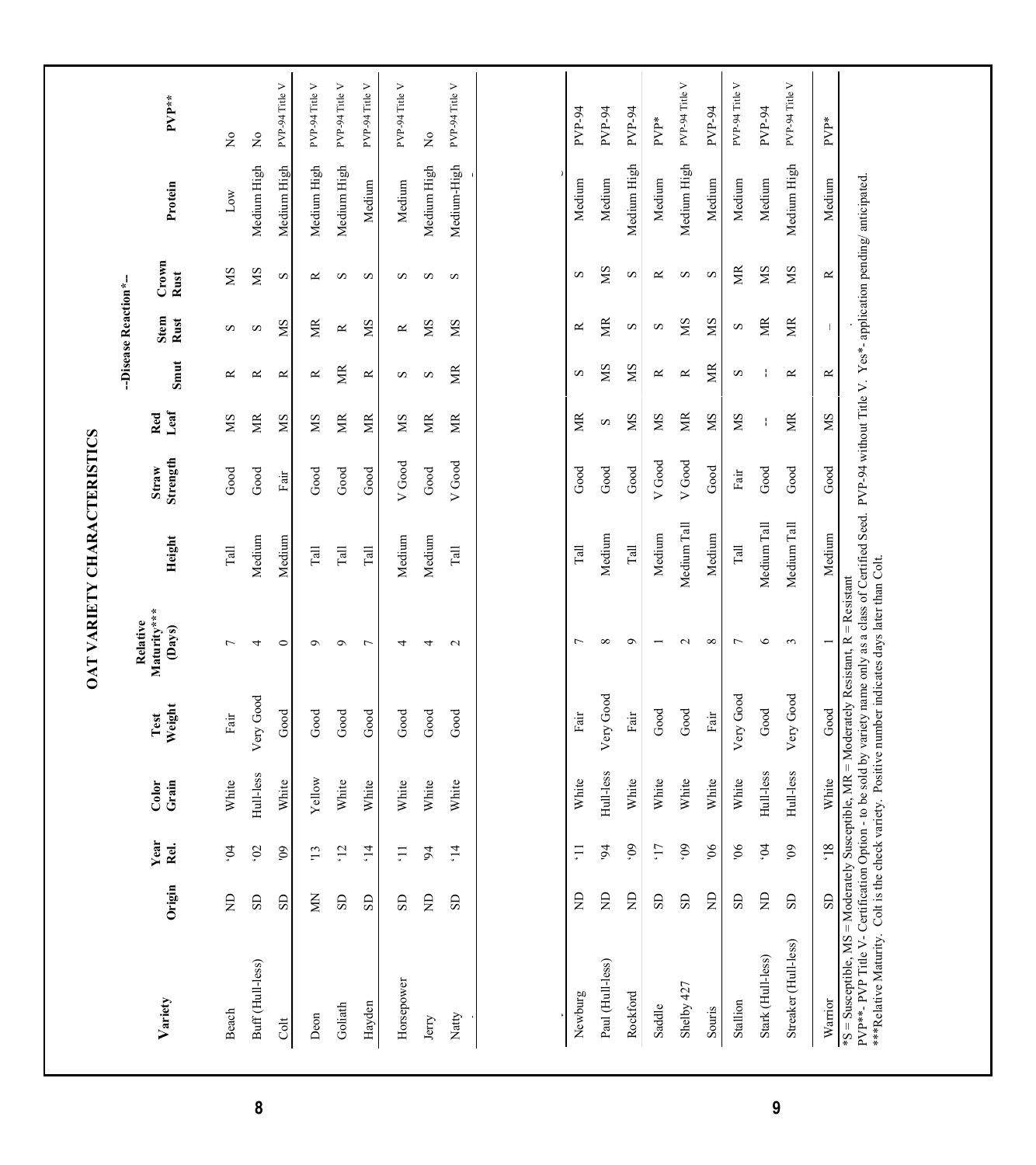# OAT VARIETY CHARACTERISTICS

| Variety | Origin | Year Rel. | Color Grain | Test Weight | Relative Maturity*** (Days) | Height | Straw Strength | --Disease Reaction*-- Red Leaf | Smut | Stem Rust | Crown Rust | Protein | PVP** |
|---|---|---|---|---|---|---|---|---|---|---|---|---|---|
| Beach | ND | '04 | White | Fair | 7 | Tall | Good | MS | R | S | MS | Low | No |
| Buff (Hull-less) | SD | '02 | Hull-less | Very Good | 4 | Medium | Good | MR | R | S | MS | Medium High | No |
| Colt | SD | '09 | White | Good | 0 | Medium | Fair | MS | R | MS | S | Medium High | PVP-94 Title V |
| Deon | MN | '13 | Yellow | Good | 9 | Tall | Good | MS | R | MR | R | Medium High | PVP-94 Title V |
| Goliath | SD | '12 | White | Good | 9 | Tall | Good | MR | MR | R | S | Medium High | PVP-94 Title V |
| Hayden | SD | '14 | White | Good | 7 | Tall | Good | MR | R | MS | S | Medium | PVP-94 Title V |
| Horsepower | SD | '11 | White | Good | 4 | Medium | V Good | MS | S | R | S | Medium | PVP-94 Title V |
| Jerry | ND | '94 | White | Good | 4 | Medium | Good | MR | S | MS | S | Medium High | No |
| Natty | SD | '14 | White | Good | 2 | Tall | V Good | MR | MR | MS | S | Medium-High | PVP-94 Title V |
| Newburg | ND | '11 | White | Fair | 7 | Tall | Good | MR | S | R | S | Medium | PVP-94 |
| Paul (Hull-less) | ND | '94 | Hull-less | Very Good | 8 | Medium | Good | S | MS | MR | MS | Medium | PVP-94 |
| Rockford | ND | '09 | White | Fair | 9 | Tall | Good | MS | MS | S | S | Medium High | PVP-94 |
| Saddle | SD | '17 | White | Good | 1 | Medium | V Good | MS | R | S | R | Medium | PVP* |
| Shelby 427 | SD | '09 | White | Good | 2 | Medium Tall | V Good | MR | R | MS | S | Medium High | PVP-94 Title V |
| Souris | ND | '06 | White | Fair | 8 | Medium | Good | MS | MR | MS | S | Medium | PVP-94 |
| Stallion | SD | '06 | White | Very Good | 7 | Tall | Fair | MS | S | S | MR | Medium | PVP-94 Title V |
| Stark (Hull-less) | ND | '04 | Hull-less | Good | 6 | Medium Tall | Good | -- | -- | MR | MS | Medium | PVP-94 |
| Streaker (Hull-less) | SD | '09 | Hull-less | Very Good | 3 | Medium Tall | Good | MR | R | MR | MS | Medium High | PVP-94 Title V |
| Warrior | SD | '18 | White | Good | 1 | Medium | Good | MS | R | -- | R | Medium | PVP* |

*S = Susceptible, MS = Moderately Susceptible, MR = Moderately Resistant, R = Resistant
PVP**- PVP Title V- Certification Option - to be sold by variety name only as a class of Certified Seed. PVP-94 without Title V. Yes*- application pending/ anticipated.
***Relative Maturity. Colt is the check variety. Positive number indicates days later than Colt.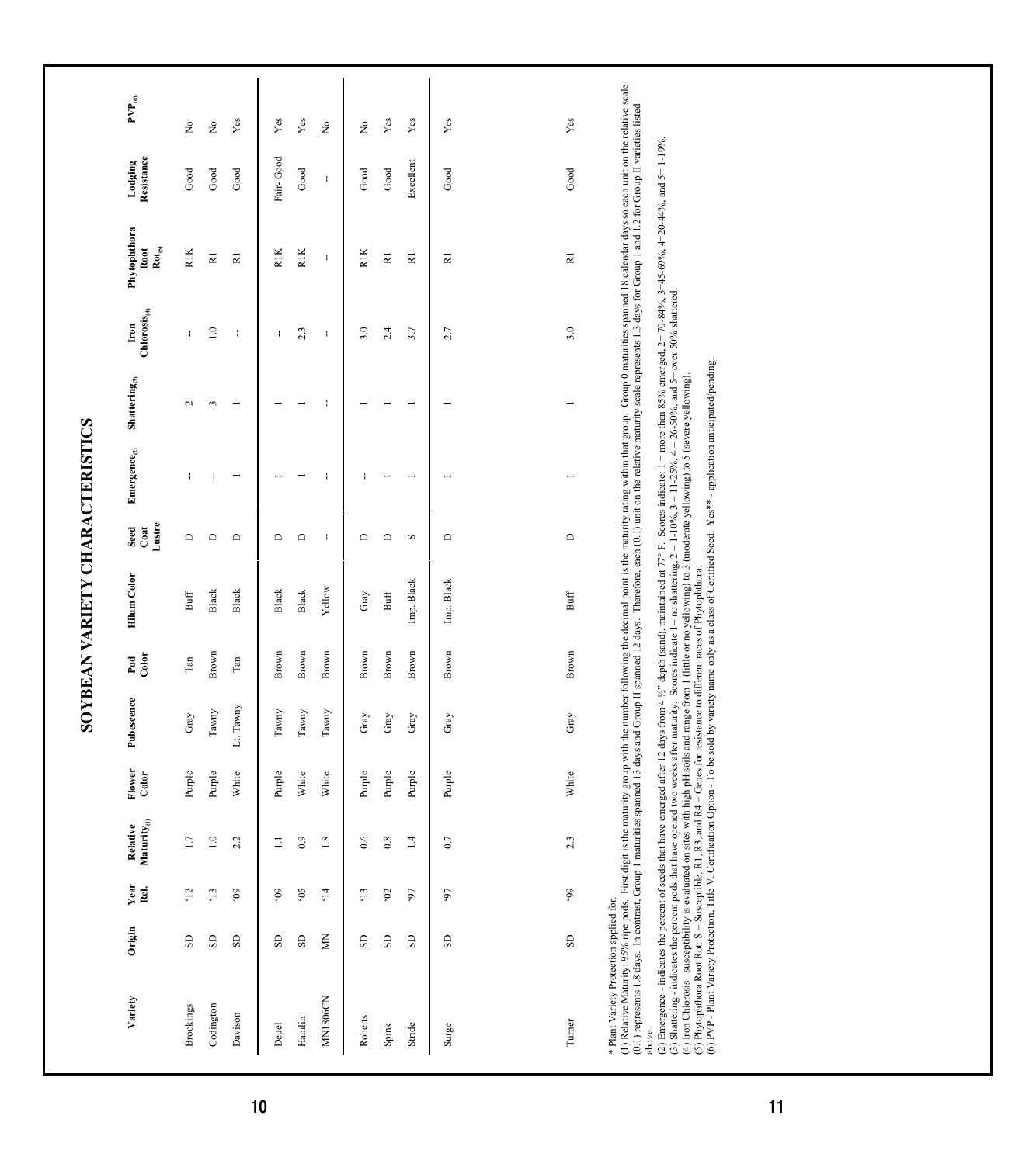# SOYBEAN VARIETY CHARACTERISTICS

| Variety | Origin | Year Rel. | Relative Maturity(1) | Flower Color | Pubescence | Pod Color | Hilum Color | Seed Coat Lustre | Emergence(2) | Shattering(3) | Iron Chlorosis(4) | Phytophthora Root Rot(5) | Lodging Resistance | PVP(6) |
|---|---|---|---|---|---|---|---|---|---|---|---|---|---|---|
| Brookings | SD | '12 | 1.7 | Purple | Gray | Tan | Buff | D | -- | 2 | -- | R1K | Good | No |
| Codington | SD | '13 | 1.0 | Purple | Tawny | Brown | Black | D | -- | 3 | 1.0 | R1 | Good | No |
| Davison | SD | '09 | 2.2 | White | Lt. Tawny | Tan | Black | D | 1 | 1 | -- | R1 | Good | Yes |
| Deuel | SD | '09 | 1.1 | Purple | Tawny | Brown | Black | D | 1 | 1 | -- | R1K | Fair- Good | Yes |
| Hamlin | SD | '05 | 0.9 | White | Tawny | Brown | Black | D | 1 | 1 | 2.3 | R1K | Good | Yes |
| MN1806CN | MN | '14 | 1.8 | White | Tawny | Brown | Yellow | -- | -- | -- | -- | -- | -- | No |
| Roberts | SD | '13 | 0.6 | Purple | Gray | Brown | Gray | D | -- | 1 | 3.0 | R1K | Good | No |
| Spink | SD | '02 | 0.8 | Purple | Gray | Brown | Buff | D | 1 | 1 | 2.4 | R1 | Good | Yes |
| Stride | SD | '97 | 1.4 | Purple | Gray | Brown | Imp. Black | S | 1 | 1 | 3.7 | R1 | Excellent | Yes |
| Surge | SD | '97 | 0.7 | Purple | Gray | Brown | Imp. Black | D | 1 | 1 | 2.7 | R1 | Good | Yes |
| Turner | SD | '99 | 2.3 | White | Gray | Brown | Buff | D | 1 | 1 | 3.0 | R1 | Good | Yes |

\* Plant Variety Protection applied for.

(1) Relative Maturity: 95% ripe pods. First digit is the maturity group with the number following the decimal point is the maturity rating within that group. Group 0 maturities spanned 18 calendar days so each unit on the relative scale (0.1) represents 1.8 days. In contrast, Group 1 maturities spanned 13 days and Group II spanned 12 days. Therefore, each (0.1) unit on the relative maturity scale represents 1.3 days for Group 1 and 1.2 for Group II varieties listed above.

(2) Emergence - indicates the percent of seeds that have emerged after 12 days from 4 ½" depth (sand), maintained at 77° F. Scores indicate: 1 = more than 85% emerged, 2= 70-84%, 3=45-69%, 4=20-44%, and 5= 1-19%.

(3) Shattering - indicates the percent pods that have opened two weeks after maturity. Scores indicate 1= no shattering, 2 = 1-10%, 3 = 11-25%, 4 = 26-50%, and 5+ over 50% shattered.

(4) Iron Chlorosis - susceptibility is evaluated on sites with high pH soils and range from 1 (little or no yellowing) to 3 (moderate yellowing) to 5 (severe yellowing).

(5) Phytophthora Root Rot: S = Susceptible, R1, R3, and R4 = Genes for resistance to different races of Phytophthora.

(6) PVP - Plant Variety Protection, Title V. Certification Option - To be sold by variety name only as a class of Certified Seed. Yes\*\* - application anticipated/pending.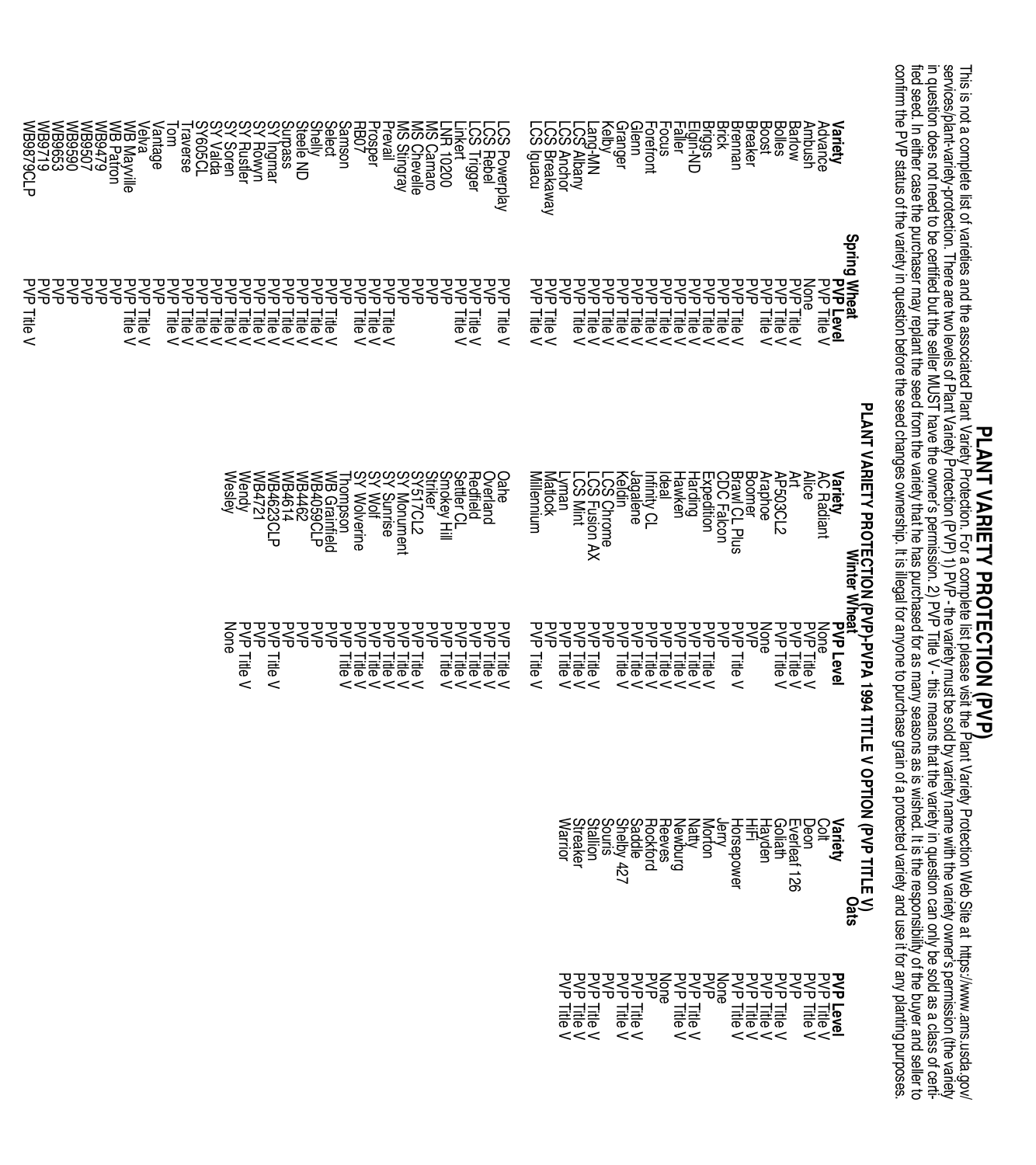# PLANT VARIETY PROTECTION (PVP)

This is not a complete list of varieties and the associated Plant Variety Protection. For a complete list please visit the Plant Variety Protection Web Site at https://www.ams.usda.gov/services/plant-variety-protection. There are two levels of Plant Variety Protection (PVP) 1) PVP - the variety must be sold by variety name with the variety owner's permission (the variety in question does not need to be certified but the seller MUST have the owner's permission. 2) PVP Title V - this means that the variety in question can only be sold as a class of certified seed. In either case the purchaser may replant the seed from the variety that he has purchased for as many seasons as is wished. It is the responsibility of the buyer and seller to confirm the PVP status of the variety in question before the seed changes ownership. It is illegal for anyone to purchase grain of a protected variety and use it for any planting purposes.

## PLANT VARIETY PROTECTION (PVP)-PVPA 1994 TITLE V OPTION (PVP TITLE V)

### Spring Wheat

| Variety | PVP Level |
|---|---|
| Advance | PVP Title V |
| Ambush | None |
| Barlow | PVP Title V |
| Bolles | PVP Title V |
| Boost | PVP Title V |
| Breaker | PVP |
| Brennan | PVP Title V |
| Brick | PVP Title V |
| Briggs | PVP Title V |
| Elgin-ND | PVP Title V |
| Faller | PVP Title V |
| Focus | PVP Title V |
| Forefront | PVP Title V |
| Glenn | PVP Title V |
| Granger | PVP Title V |
| Kelby | PVP Title V |
| Lang-MN | PVP Title V |
| LCS Albany | PVP Title V |
| LCS Anchor | PVP |
| LCS Breakaway | PVP Title V |
| LCS Iguacu | PVP Title V |
| | |
| LCS Powerplay | PVP Title V |
| LCS Rebel | PVP |
| LCS Trigger | PVP Title V |
| Linkert | PVP Title V |
| LNR 10200 | PVP |
| MS Camaro | PVP |
| MS Chevelle | PVP |
| MS Stingray | PVP |
| Prevail | PVP Title V |
| Prosper | PVP Title V |
| RB07 | PVP Title V |
| Samson | PVP |
| Select | PVP Title V |
| Shelly | PVP Title V |
| Steele ND | PVP Title V |
| Surpass | PVP Title V |
| SY Ingmar | PVP Title V |
| SY Rowyn | PVP Title V |
| SY Rustler | PVP Title V |
| SY Soren | PVP Title V |
| SY Valda | PVP Title V |
| SY605CL | PVP Title V |
| Traverse | PVP Title V |
| Tom | PVP Title V |
| Vantage | PVP |
| Velva | PVP Title V |
| WB Mayville | PVP Title V |
| WB Patron | PVP |
| WB9479 | PVP |
| WB9507 | PVP |
| WB9590 | PVP |
| WB9653 | PVP |
| WB9719 | PVP |
| WB9879CLP | PVP Title V |

### Winter Wheat

| Variety | PVP Level |
|---|---|
| AC Radiant | None |
| Alice | PVP Title V |
| Art | PVP Title V |
| AP503CL2 | PVP Title V |
| Arapahoe | None |
| Boomer | PVP |
| Brawl CL Plus | PVP Title V |
| CDC Falcon | PVP |
| Expedition | PVP Title V |
| Harding | PVP Title V |
| Hawken | PVP Title V |
| Ideal | PVP Title V |
| Infinity CL | PVP Title V |
| Jagalene | PVP Title V |
| Keldin | PVP Title V |
| LCS Chrome | PVP |
| LCS Fusion AX | PVP Title V |
| LCS Mint | PVP Title V |
| Lyman | PVP Title V |
| Mattock | PVP |
| Millennium | PVP Title V |
| | |
| Oahe | PVP Title V |
| Overland | PVP Title V |
| Redfield | PVP Title V |
| Settler CL | PVP Title V |
| Smokey Hill | PVP Title V |
| Striker | PVP |
| SY517CL2 | PVP Title V |
| SY Monument | PVP Title V |
| SY Sunrise | PVP Title V |
| SY Wolf | PVP Title V |
| SY Wolverine | PVP Title V |
| Thompson | PVP Title V |
| WB Grainfield | PVP |
| WB4059CLP | PVP |
| WB4462 | PVP |
| WB4614 | PVP |
| WB4623CLP | PVP Title V |
| WB4721 | PVP |
| Wendy | PVP Title V |
| Wesley | None |

### Oats

| Variety | PVP Level |
|---|---|
| Colt | PVP Title V |
| Deon | PVP Title V |
| Everleaf 126 | PVP |
| Goliath | PVP Title V |
| Hayden | PVP Title V |
| HiFi | PVP Title V |
| Horsepower | PVP Title V |
| Jerry | None |
| Morton | PVP |
| Natty | PVP Title V |
| Newburg | PVP Title V |
| Reeves | None |
| Rockford | PVP |
| Saddle | PVP Title V |
| Shelby 427 | PVP Title V |
| Souris | PVP |
| Stallion | PVP Title V |
| Streaker | PVP Title V |
| Warrior | PVP Title V |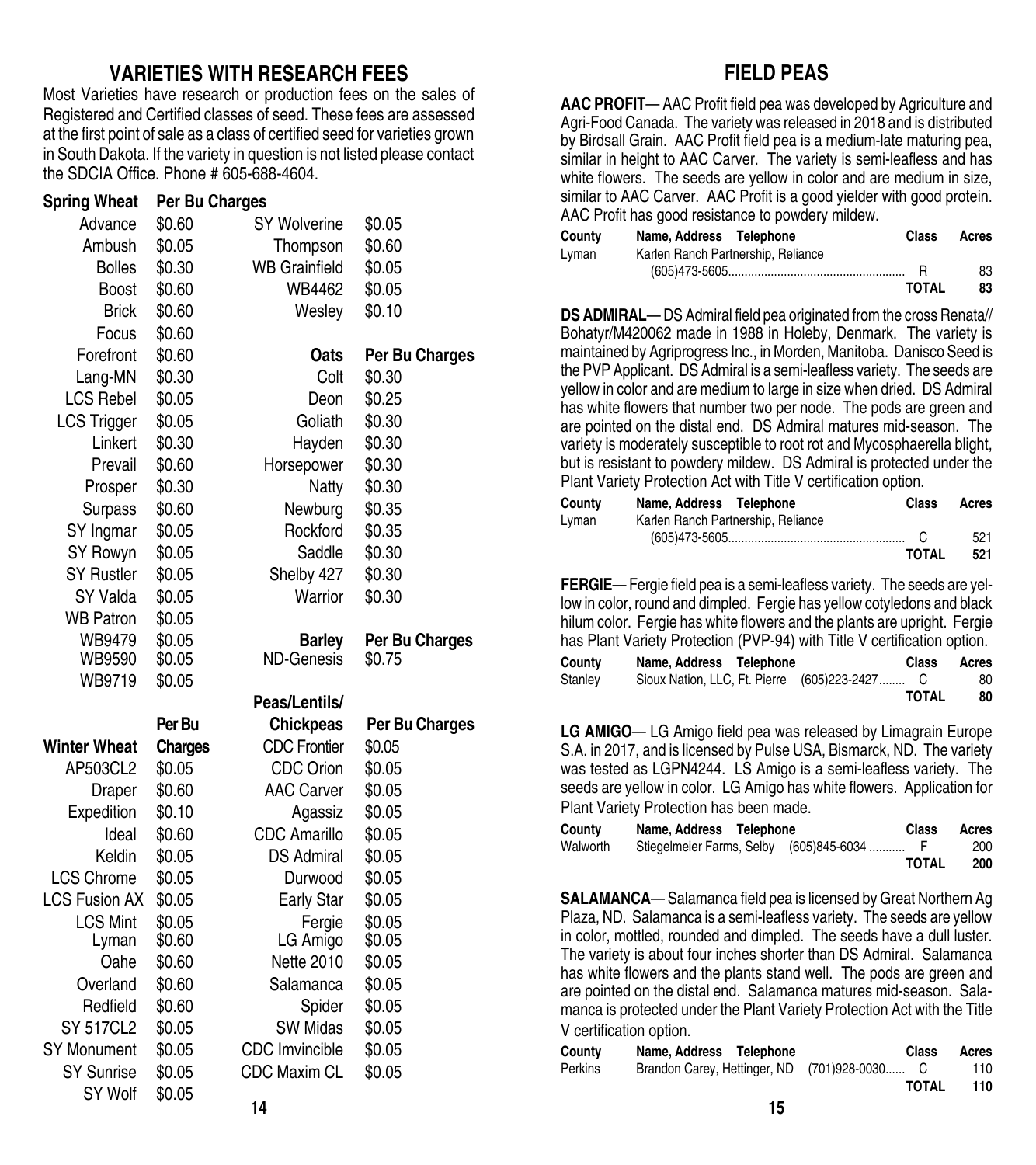## VARIETIES WITH RESEARCH FEES

Most Varieties have research or production fees on the sales of Registered and Certified classes of seed. These fees are assessed at the first point of sale as a class of certified seed for varieties grown in South Dakota. If the variety in question is not listed please contact the SDCIA Office. Phone # 605-688-4604.

| Spring Wheat | Per Bu Charges |
|---|---|
| Advance | $0.60 |
| Ambush | $0.05 |
| Bolles | $0.30 |
| Boost | $0.60 |
| Brick | $0.60 |
| Focus | $0.60 |
| Forefront | $0.60 |
| Lang-MN | $0.30 |
| LCS Rebel | $0.05 |
| LCS Trigger | $0.05 |
| Linkert | $0.30 |
| Prevail | $0.60 |
| Prosper | $0.30 |
| Surpass | $0.60 |
| SY Ingmar | $0.05 |
| SY Rowyn | $0.05 |
| SY Rustler | $0.05 |
| SY Valda | $0.05 |
| WB Patron | $0.05 |
| WB9479 | $0.05 |
| WB9590 | $0.05 |
| WB9719 | $0.05 |
| SY Wolverine | $0.05 |
| Thompson | $0.60 |
| WB Grainfield | $0.05 |
| WB4462 | $0.05 |
| Wesley | $0.10 |

| Winter Wheat | Per Bu Charges |
|---|---|
| AP503CL2 | $0.05 |
| Draper | $0.60 |
| Expedition | $0.10 |
| Ideal | $0.60 |
| Keldin | $0.05 |
| LCS Chrome | $0.05 |
| LCS Fusion AX | $0.05 |
| LCS Mint | $0.05 |
| Lyman | $0.60 |
| Oahe | $0.60 |
| Overland | $0.60 |
| Redfield | $0.60 |
| SY 517CL2 | $0.05 |
| SY Monument | $0.05 |
| SY Sunrise | $0.05 |
| SY Wolf | $0.05 |

| Oats | Per Bu Charges |
|---|---|
| Colt | $0.30 |
| Deon | $0.25 |
| Goliath | $0.30 |
| Hayden | $0.30 |
| Horsepower | $0.30 |
| Natty | $0.30 |
| Newburg | $0.35 |
| Rockford | $0.35 |
| Saddle | $0.30 |
| Shelby 427 | $0.30 |
| Warrior | $0.30 |

| Barley | Per Bu Charges |
|---|---|
| ND-Genesis | $0.75 |

| Peas/Lentils/ Chickpeas | Per Bu Charges |
|---|---|
| CDC Frontier | $0.05 |
| CDC Orion | $0.05 |
| AAC Carver | $0.05 |
| Agassiz | $0.05 |
| CDC Amarillo | $0.05 |
| DS Admiral | $0.05 |
| Durwood | $0.05 |
| Early Star | $0.05 |
| Fergie | $0.05 |
| LG Amigo | $0.05 |
| Nette 2010 | $0.05 |
| Salamanca | $0.05 |
| Spider | $0.05 |
| SW Midas | $0.05 |
| CDC Imvincible | $0.05 |
| CDC Maxim CL | $0.05 |

## FIELD PEAS

**AAC PROFIT**— AAC Profit field pea was developed by Agriculture and Agri-Food Canada. The variety was released in 2018 and is distributed by Birdsall Grain. AAC Profit field pea is a medium-late maturing pea, similar in height to AAC Carver. The variety is semi-leafless and has white flowers. The seeds are yellow in color and are medium in size, similar to AAC Carver. AAC Profit is a good yielder with good protein. AAC Profit has good resistance to powdery mildew.

| County | Name, Address Telephone | Class | Acres |
|---|---|---|---|
| Lyman | Karlen Ranch Partnership, Reliance (605)473-5605 | R | 83 |
| | | TOTAL | 83 |

**DS ADMIRAL**— DS Admiral field pea originated from the cross Renata// Bohatyr/M420062 made in 1988 in Holeby, Denmark. The variety is maintained by Agriprogress Inc., in Morden, Manitoba. Danisco Seed is the PVP Applicant. DS Admiral is a semi-leafless variety. The seeds are yellow in color and are medium to large in size when dried. DS Admiral has white flowers that number two per node. The pods are green and are pointed on the distal end. DS Admiral matures mid-season. The variety is moderately susceptible to root rot and Mycosphaerella blight, but is resistant to powdery mildew. DS Admiral is protected under the Plant Variety Protection Act with Title V certification option.

| County | Name, Address Telephone | Class | Acres |
|---|---|---|---|
| Lyman | Karlen Ranch Partnership, Reliance (605)473-5605 | C | 521 |
| | | TOTAL | 521 |

**FERGIE**— Fergie field pea is a semi-leafless variety. The seeds are yellow in color, round and dimpled. Fergie has yellow cotyledons and black hilum color. Fergie has white flowers and the plants are upright. Fergie has Plant Variety Protection (PVP-94) with Title V certification option.

| County | Name, Address Telephone | Class | Acres |
|---|---|---|---|
| Stanley | Sioux Nation, LLC, Ft. Pierre (605)223-2427 | C | 80 |
| | | TOTAL | 80 |

**LG AMIGO**— LG Amigo field pea was released by Limagrain Europe S.A. in 2017, and is licensed by Pulse USA, Bismarck, ND. The variety was tested as LGPN4244. LS Amigo is a semi-leafless variety. The seeds are yellow in color. LG Amigo has white flowers. Application for Plant Variety Protection has been made.

| County | Name, Address Telephone | Class | Acres |
|---|---|---|---|
| Walworth | Stiegelmeier Farms, Selby (605)845-6034 | F | 200 |
| | | TOTAL | 200 |

**SALAMANCA**— Salamanca field pea is licensed by Great Northern Ag Plaza, ND. Salamanca is a semi-leafless variety. The seeds are yellow in color, mottled, rounded and dimpled. The seeds have a dull luster. The variety is about four inches shorter than DS Admiral. Salamanca has white flowers and the plants stand well. The pods are green and are pointed on the distal end. Salamanca matures mid-season. Salamanca is protected under the Plant Variety Protection Act with the Title V certification option.

| County | Name, Address Telephone | Class | Acres |
|---|---|---|---|
| Perkins | Brandon Carey, Hettinger, ND (701)928-0030 | C | 110 |
| | | TOTAL | 110 |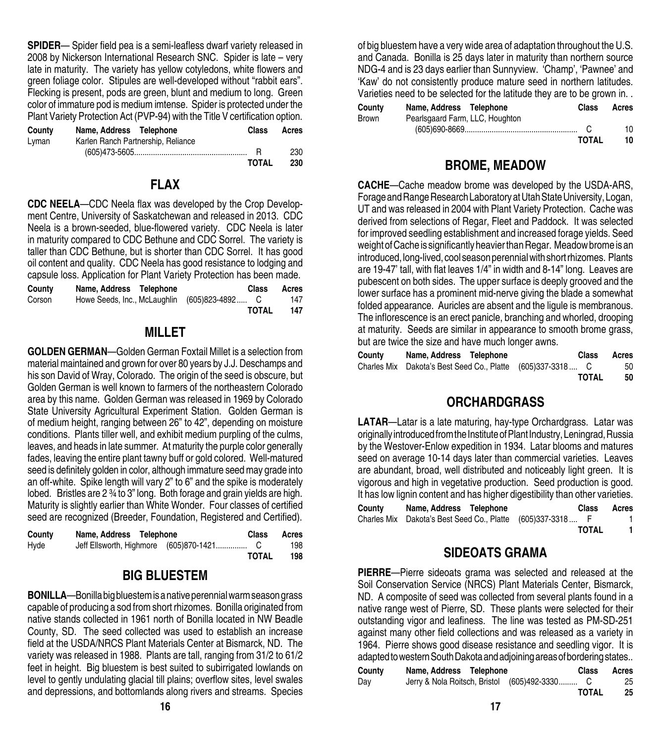**SPIDER**— Spider field pea is a semi-leafless dwarf variety released in 2008 by Nickerson International Research SNC. Spider is late – very late in maturity. The variety has yellow cotyledons, white flowers and green foliage color. Stipules are well-developed without "rabbit ears". Flecking is present, pods are green, blunt and medium to long. Green color of immature pod is medium imtense. Spider is protected under the Plant Variety Protection Act (PVP-94) with the Title V certification option.

| County | Name, Address Telephone | Class | Acres |
|---|---|---|---|
| Lyman | Karlen Ranch Partnership, Reliance (605)473-5605 | R | 230 |
| | | TOTAL | 230 |

## FLAX

**CDC NEELA**—CDC Neela flax was developed by the Crop Development Centre, University of Saskatchewan and released in 2013. CDC Neela is a brown-seeded, blue-flowered variety. CDC Neela is later in maturity compared to CDC Bethune and CDC Sorrel. The variety is taller than CDC Bethune, but is shorter than CDC Sorrel. It has good oil content and quality. CDC Neela has good resistance to lodging and capsule loss. Application for Plant Variety Protection has been made.

| County | Name, Address Telephone | Class | Acres |
|---|---|---|---|
| Corson | Howe Seeds, Inc., McLaughlin (605)823-4892 | C | 147 |
| | | TOTAL | 147 |

## MILLET

**GOLDEN GERMAN**—Golden German Foxtail Millet is a selection from material maintained and grown for over 80 years by J.J. Deschamps and his son David of Wray, Colorado. The origin of the seed is obscure, but Golden German is well known to farmers of the northeastern Colorado area by this name. Golden German was released in 1969 by Colorado State University Agricultural Experiment Station. Golden German is of medium height, ranging between 26" to 42", depending on moisture conditions. Plants tiller well, and exhibit medium purpling of the culms, leaves, and heads in late summer. At maturity the purple color generally fades, leaving the entire plant tawny buff or gold colored. Well-matured seed is definitely golden in color, although immature seed may grade into an off-white. Spike length will vary 2" to 6" and the spike is moderately lobed. Bristles are 2 ¾ to 3" long. Both forage and grain yields are high. Maturity is slightly earlier than White Wonder. Four classes of certified seed are recognized (Breeder, Foundation, Registered and Certified).

| County | Name, Address Telephone | Class | Acres |
|---|---|---|---|
| Hyde | Jeff Ellsworth, Highmore (605)870-1421 | C | 198 |
| | | TOTAL | 198 |

## BIG BLUESTEM

**BONILLA**—Bonilla big bluestem is a native perennial warm season grass capable of producing a sod from short rhizomes. Bonilla originated from native stands collected in 1961 north of Bonilla located in NW Beadle County, SD. The seed collected was used to establish an increase field at the USDA/NRCS Plant Materials Center at Bismarck, ND. The variety was released in 1988. Plants are tall, ranging from 31/2 to 61/2 feet in height. Big bluestem is best suited to subirrigated lowlands on level to gently undulating glacial till plains; overflow sites, level swales and depressions, and bottomlands along rivers and streams. Species of big bluestem have a very wide area of adaptation throughout the U.S. and Canada. Bonilla is 25 days later in maturity than northern source NDG-4 and is 23 days earlier than Sunnyview. 'Champ', 'Pawnee' and 'Kaw' do not consistently produce mature seed in northern latitudes. Varieties need to be selected for the latitude they are to be grown in. .

| County | Name, Address Telephone | Class | Acres |
|---|---|---|---|
| Brown | Pearlsgaard Farm, LLC, Houghton (605)690-8669 | C | 10 |
| | | TOTAL | 10 |

## BROME, MEADOW

**CACHE**—Cache meadow brome was developed by the USDA-ARS, Forage and Range Research Laboratory at Utah State University, Logan, UT and was released in 2004 with Plant Variety Protection. Cache was derived from selections of Regar, Fleet and Paddock. It was selected for improved seedling establishment and increased forage yields. Seed weight of Cache is significantly heavier than Regar. Meadow brome is an introduced, long-lived, cool season perennial with short rhizomes. Plants are 19-47' tall, with flat leaves 1/4" in width and 8-14" long. Leaves are pubescent on both sides. The upper surface is deeply grooved and the lower surface has a prominent mid-nerve giving the blade a somewhat folded appearance. Auricles are absent and the ligule is membranous. The inflorescence is an erect panicle, branching and whorled, drooping at maturity. Seeds are similar in appearance to smooth brome grass, but are twice the size and have much longer awns.

| County | Name, Address Telephone | Class | Acres |
|---|---|---|---|
| Charles Mix | Dakota's Best Seed Co., Platte (605)337-3318 | C | 50 |
| | | TOTAL | 50 |

## ORCHARDGRASS

**LATAR**—Latar is a late maturing, hay-type Orchardgrass. Latar was originally introduced from the Institute of Plant Industry, Leningrad, Russia by the Westover-Enlow expedition in 1934. Latar blooms and matures seed on average 10-14 days later than commercial varieties. Leaves are abundant, broad, well distributed and noticeably light green. It is vigorous and high in vegetative production. Seed production is good. It has low lignin content and has higher digestibility than other varieties.

| County | Name, Address Telephone | Class | Acres |
|---|---|---|---|
| Charles Mix | Dakota's Best Seed Co., Platte (605)337-3318 | F | 1 |
| | | TOTAL | 1 |

## SIDEOATS GRAMA

**PIERRE**—Pierre sideoats grama was selected and released at the Soil Conservation Service (NRCS) Plant Materials Center, Bismarck, ND. A composite of seed was collected from several plants found in a native range west of Pierre, SD. These plants were selected for their outstanding vigor and leafiness. The line was tested as PM-SD-251 against many other field collections and was released as a variety in 1964. Pierre shows good disease resistance and seedling vigor. It is adapted to western South Dakota and adjoining areas of bordering states..

| County | Name, Address Telephone | Class | Acres |
|---|---|---|---|
| Day | Jerry & Nola Roitsch, Bristol (605)492-3330 | C | 25 |
| | | TOTAL | 25 |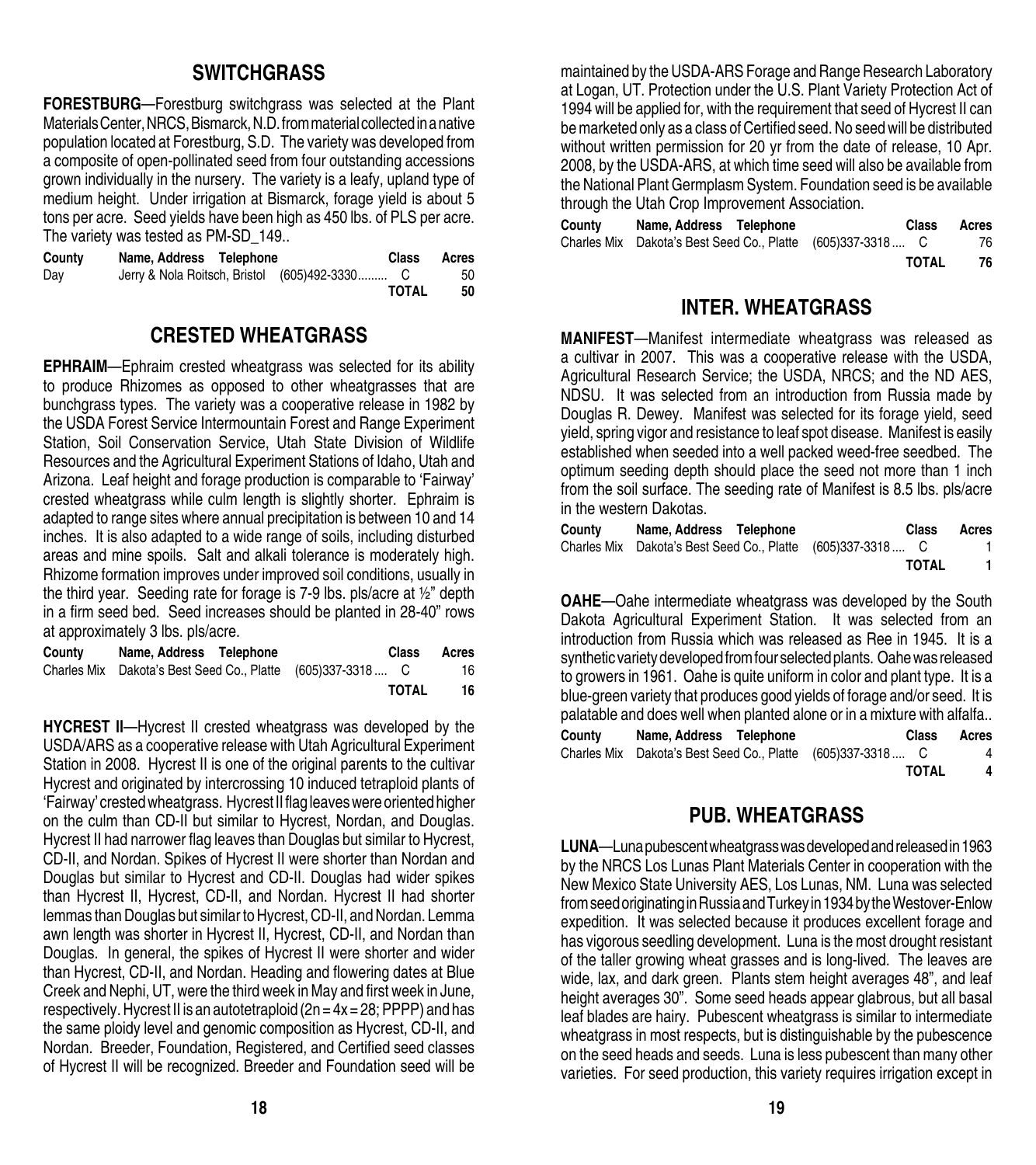## SWITCHGRASS

**FORESTBURG**—Forestburg switchgrass was selected at the Plant Materials Center, NRCS, Bismarck, N.D. from material collected in a native population located at Forestburg, S.D. The variety was developed from a composite of open-pollinated seed from four outstanding accessions grown individually in the nursery. The variety is a leafy, upland type of medium height. Under irrigation at Bismarck, forage yield is about 5 tons per acre. Seed yields have been high as 450 lbs. of PLS per acre. The variety was tested as PM-SD_149..

| County | Name, Address Telephone | Class | Acres |
|---|---|---|---|
| Day | Jerry & Nola Roitsch, Bristol (605)492-3330......... | C | 50 |
| | | **TOTAL** | **50** |

## CRESTED WHEATGRASS

**EPHRAIM**—Ephraim crested wheatgrass was selected for its ability to produce Rhizomes as opposed to other wheatgrasses that are bunchgrass types. The variety was a cooperative release in 1982 by the USDA Forest Service Intermountain Forest and Range Experiment Station, Soil Conservation Service, Utah State Division of Wildlife Resources and the Agricultural Experiment Stations of Idaho, Utah and Arizona. Leaf height and forage production is comparable to 'Fairway' crested wheatgrass while culm length is slightly shorter. Ephraim is adapted to range sites where annual precipitation is between 10 and 14 inches. It is also adapted to a wide range of soils, including disturbed areas and mine spoils. Salt and alkali tolerance is moderately high. Rhizome formation improves under improved soil conditions, usually in the third year. Seeding rate for forage is 7-9 lbs. pls/acre at ½" depth in a firm seed bed. Seed increases should be planted in 28-40" rows at approximately 3 lbs. pls/acre.

| County | Name, Address Telephone | Class | Acres |
|---|---|---|---|
| Charles Mix | Dakota's Best Seed Co., Platte (605)337-3318 .... | C | 16 |
| | | **TOTAL** | **16** |

**HYCREST II**—Hycrest II crested wheatgrass was developed by the USDA/ARS as a cooperative release with Utah Agricultural Experiment Station in 2008. Hycrest II is one of the original parents to the cultivar Hycrest and originated by intercrossing 10 induced tetraploid plants of 'Fairway' crested wheatgrass. Hycrest II flag leaves were oriented higher on the culm than CD-II but similar to Hycrest, Nordan, and Douglas. Hycrest II had narrower flag leaves than Douglas but similar to Hycrest, CD-II, and Nordan. Spikes of Hycrest II were shorter than Nordan and Douglas but similar to Hycrest and CD-II. Douglas had wider spikes than Hycrest II, Hycrest, CD-II, and Nordan. Hycrest II had shorter lemmas than Douglas but similar to Hycrest, CD-II, and Nordan. Lemma awn length was shorter in Hycrest II, Hycrest, CD-II, and Nordan than Douglas. In general, the spikes of Hycrest II were shorter and wider than Hycrest, CD-II, and Nordan. Heading and flowering dates at Blue Creek and Nephi, UT, were the third week in May and first week in June, respectively. Hycrest II is an autotetraploid ($2n = 4x = 28$; PPPP) and has the same ploidy level and genomic composition as Hycrest, CD-II, and Nordan. Breeder, Foundation, Registered, and Certified seed classes of Hycrest II will be recognized. Breeder and Foundation seed will be maintained by the USDA-ARS Forage and Range Research Laboratory at Logan, UT. Protection under the U.S. Plant Variety Protection Act of 1994 will be applied for, with the requirement that seed of Hycrest II can be marketed only as a class of Certified seed. No seed will be distributed without written permission for 20 yr from the date of release, 10 Apr. 2008, by the USDA-ARS, at which time seed will also be available from the National Plant Germplasm System. Foundation seed is be available through the Utah Crop Improvement Association.

| County | Name, Address Telephone | Class | Acres |
|---|---|---|---|
| Charles Mix | Dakota's Best Seed Co., Platte (605)337-3318 .... | C | 76 |
| | | **TOTAL** | **76** |

## INTER. WHEATGRASS

**MANIFEST**—Manifest intermediate wheatgrass was released as a cultivar in 2007. This was a cooperative release with the USDA, Agricultural Research Service; the USDA, NRCS; and the ND AES, NDSU. It was selected from an introduction from Russia made by Douglas R. Dewey. Manifest was selected for its forage yield, seed yield, spring vigor and resistance to leaf spot disease. Manifest is easily established when seeded into a well packed weed-free seedbed. The optimum seeding depth should place the seed not more than 1 inch from the soil surface. The seeding rate of Manifest is 8.5 lbs. pls/acre in the western Dakotas.

| County | Name, Address Telephone | Class | Acres |
|---|---|---|---|
| Charles Mix | Dakota's Best Seed Co., Platte (605)337-3318 .... | C | 1 |
| | | **TOTAL** | **1** |

**OAHE**—Oahe intermediate wheatgrass was developed by the South Dakota Agricultural Experiment Station. It was selected from an introduction from Russia which was released as Ree in 1945. It is a synthetic variety developed from four selected plants. Oahe was released to growers in 1961. Oahe is quite uniform in color and plant type. It is a blue-green variety that produces good yields of forage and/or seed. It is palatable and does well when planted alone or in a mixture with alfalfa..

| County | Name, Address Telephone | Class | Acres |
|---|---|---|---|
| Charles Mix | Dakota's Best Seed Co., Platte (605)337-3318 .... | C | 4 |
| | | **TOTAL** | **4** |

## PUB. WHEATGRASS

**LUNA**—Luna pubescent wheatgrass was developed and released in 1963 by the NRCS Los Lunas Plant Materials Center in cooperation with the New Mexico State University AES, Los Lunas, NM. Luna was selected from seed originating in Russia and Turkey in 1934 by the Westover-Enlow expedition. It was selected because it produces excellent forage and has vigorous seedling development. Luna is the most drought resistant of the taller growing wheat grasses and is long-lived. The leaves are wide, lax, and dark green. Plants stem height averages 48", and leaf height averages 30". Some seed heads appear glabrous, but all basal leaf blades are hairy. Pubescent wheatgrass is similar to intermediate wheatgrass in most respects, but is distinguishable by the pubescence on the seed heads and seeds. Luna is less pubescent than many other varieties. For seed production, this variety requires irrigation except in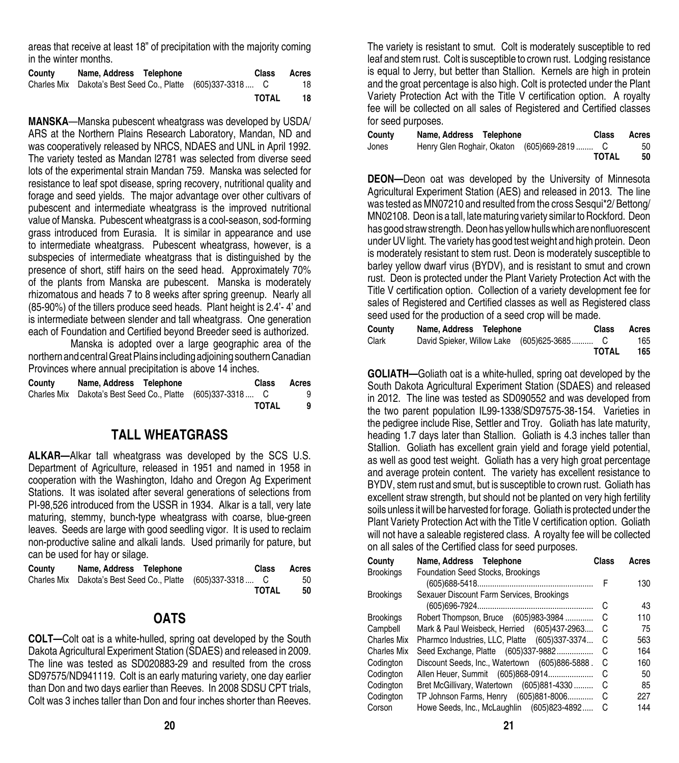areas that receive at least 18" of precipitation with the majority coming in the winter months.

| County | Name, Address Telephone | Class | Acres |
|---|---|---|---|
| Charles Mix | Dakota's Best Seed Co., Platte (605)337-3318 .... | C | 18 |
| | | **TOTAL** | **18** |

**MANSKA**—Manska pubescent wheatgrass was developed by USDA/ARS at the Northern Plains Research Laboratory, Mandan, ND and was cooperatively released by NRCS, NDAES and UNL in April 1992. The variety tested as Mandan I2781 was selected from diverse seed lots of the experimental strain Mandan 759. Manska was selected for resistance to leaf spot disease, spring recovery, nutritional quality and forage and seed yields. The major advantage over other cultivars of pubescent and intermediate wheatgrass is the improved nutritional value of Manska. Pubescent wheatgrass is a cool-season, sod-forming grass introduced from Eurasia. It is similar in appearance and use to intermediate wheatgrass. Pubescent wheatgrass, however, is a subspecies of intermediate wheatgrass that is distinguished by the presence of short, stiff hairs on the seed head. Approximately 70% of the plants from Manska are pubescent. Manska is moderately rhizomatous and heads 7 to 8 weeks after spring greenup. Nearly all (85-90%) of the tillers produce seed heads. Plant height is 2.4'- 4' and is intermediate between slender and tall wheatgrass. One generation each of Foundation and Certified beyond Breeder seed is authorized.

Manska is adopted over a large geographic area of the northern and central Great Plains including adjoining southern Canadian Provinces where annual precipitation is above 14 inches.

| County | Name, Address Telephone | Class | Acres |
|---|---|---|---|
| Charles Mix | Dakota's Best Seed Co., Platte (605)337-3318 .... | C | 9 |
| | | **TOTAL** | **9** |

## TALL WHEATGRASS

**ALKAR—**Alkar tall wheatgrass was developed by the SCS U.S. Department of Agriculture, released in 1951 and named in 1958 in cooperation with the Washington, Idaho and Oregon Ag Experiment Stations. It was isolated after several generations of selections from PI-98,526 introduced from the USSR in 1934. Alkar is a tall, very late maturing, stemmy, bunch-type wheatgrass with coarse, blue-green leaves. Seeds are large with good seedling vigor. It is used to reclaim non-productive saline and alkali lands. Used primarily for pature, but can be used for hay or silage.

| County | Name, Address Telephone | Class | Acres |
|---|---|---|---|
| Charles Mix | Dakota's Best Seed Co., Platte (605)337-3318 .... | C | 50 |
| | | **TOTAL** | **50** |

## OATS

**COLT—**Colt oat is a white-hulled, spring oat developed by the South Dakota Agricultural Experiment Station (SDAES) and released in 2009. The line was tested as SD020883-29 and resulted from the cross SD97575/ND941119. Colt is an early maturing variety, one day earlier than Don and two days earlier than Reeves. In 2008 SDSU CPT trials, Colt was 3 inches taller than Don and four inches shorter than Reeves. The variety is resistant to smut. Colt is moderately susceptible to red leaf and stem rust. Colt is susceptible to crown rust. Lodging resistance is equal to Jerry, but better than Stallion. Kernels are high in protein and the groat percentage is also high. Colt is protected under the Plant Variety Protection Act with the Title V certification option. A royalty fee will be collected on all sales of Registered and Certified classes for seed purposes.

| County | Name, Address Telephone | Class | Acres |
|---|---|---|---|
| Jones | Henry Glen Roghair, Okaton (605)669-2819 ........ | C | 50 |
| | | **TOTAL** | **50** |

**DEON—**Deon oat was developed by the University of Minnesota Agricultural Experiment Station (AES) and released in 2013. The line was tested as MN07210 and resulted from the cross Sesqui*2/ Bettong/ MN02108. Deon is a tall, late maturing variety similar to Rockford. Deon has good straw strength. Deon has yellow hulls which are nonfluorescent under UV light. The variety has good test weight and high protein. Deon is moderately resistant to stem rust. Deon is moderately susceptible to barley yellow dwarf virus (BYDV), and is resistant to smut and crown rust. Deon is protected under the Plant Variety Protection Act with the Title V certification option. Collection of a variety development fee for sales of Registered and Certified classes as well as Registered class seed used for the production of a seed crop will be made.

| County | Name, Address Telephone | Class | Acres |
|---|---|---|---|
| Clark | David Spieker, Willow Lake (605)625-3685.......... | C | 165 |
| | | **TOTAL** | **165** |

**GOLIATH—**Goliath oat is a white-hulled, spring oat developed by the South Dakota Agricultural Experiment Station (SDAES) and released in 2012. The line was tested as SD090552 and was developed from the two parent population IL99-1338/SD97575-38-154. Varieties in the pedigree include Rise, Settler and Troy. Goliath has late maturity, heading 1.7 days later than Stallion. Goliath is 4.3 inches taller than Stallion. Goliath has excellent grain yield and forage yield potential, as well as good test weight. Goliath has a very high groat percentage and average protein content. The variety has excellent resistance to BYDV, stem rust and smut, but is susceptible to crown rust. Goliath has excellent straw strength, but should not be planted on very high fertility soils unless it will be harvested for forage. Goliath is protected under the Plant Variety Protection Act with the Title V certification option. Goliath will not have a saleable registered class. A royalty fee will be collected on all sales of the Certified class for seed purposes.

| County | Name, Address Telephone | Class | Acres |
|---|---|---|---|
| Brookings | Foundation Seed Stocks, Brookings (605)688-5418...................................................... | F | 130 |
| Brookings | Sexauer Discount Farm Services, Brookings (605)696-7924...................................................... | C | 43 |
| Brookings | Robert Thompson, Bruce (605)983-3984 ............. | C | 110 |
| Campbell | Mark & Paul Weisbeck, Herried (605)437-2963.... | C | 75 |
| Charles Mix | Pharmco Industries, LLC, Platte (605)337-3374... | C | 563 |
| Charles Mix | Seed Exchange, Platte (605)337-9882................. | C | 164 |
| Codington | Discount Seeds, Inc., Watertown (605)886-5888 . | C | 160 |
| Codington | Allen Heuer, Summit (605)868-0914..................... | C | 50 |
| Codington | Bret McGillivary, Watertown (605)881-4330 ......... | C | 85 |
| Codington | TP Johnson Farms, Henry (605)881-8006............ | C | 227 |
| Corson | Howe Seeds, Inc., McLaughlin (605)823-4892..... | C | 144 |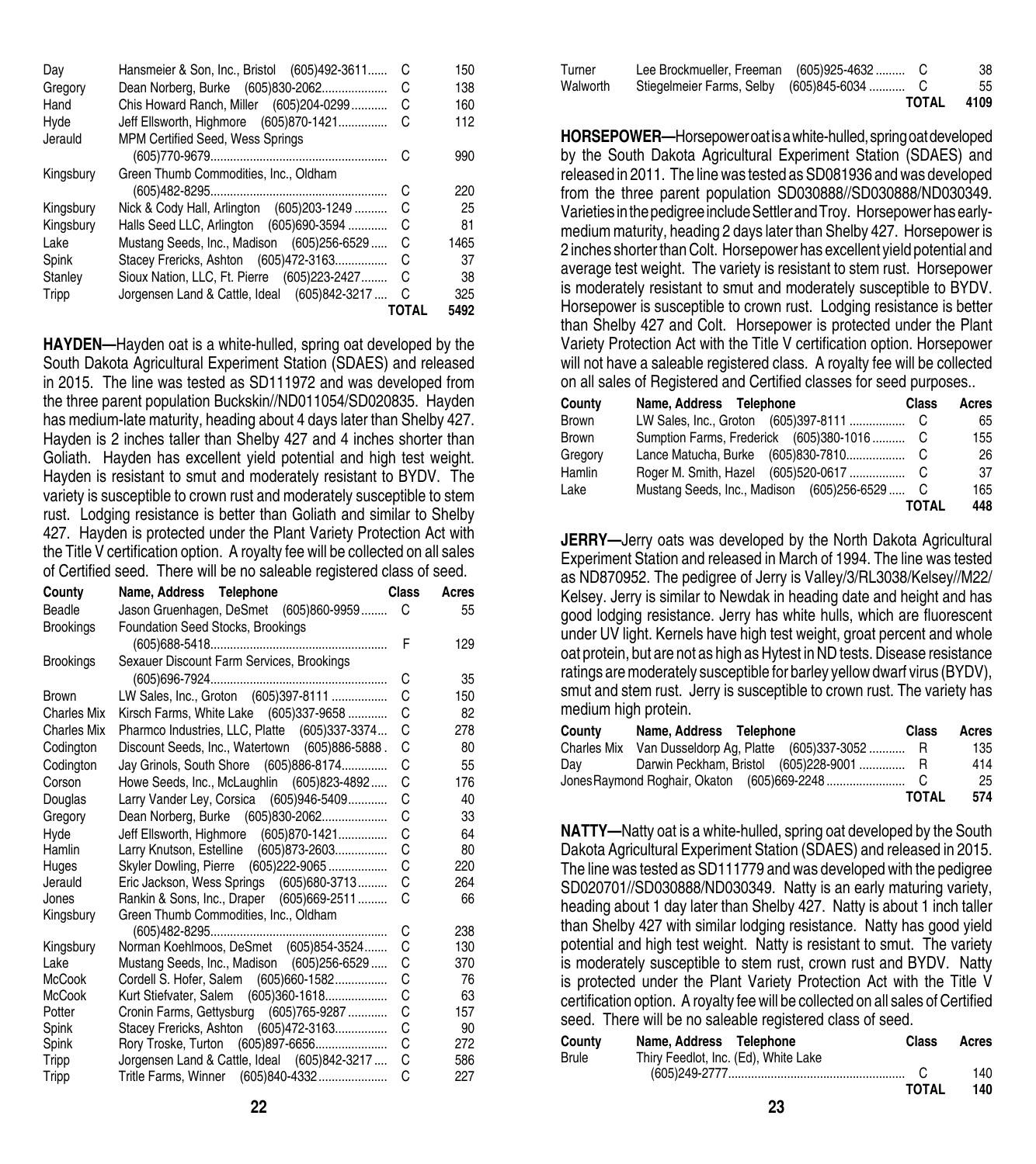| County | Name, Address Telephone | Class | Acres |
|---|---|---|---|
| Day | Hansmeier & Son, Inc., Bristol (605)492-3611 | C | 150 |
| Gregory | Dean Norberg, Burke (605)830-2062 | C | 138 |
| Hand | Chis Howard Ranch, Miller (605)204-0299 | C | 160 |
| Hyde | Jeff Ellsworth, Highmore (605)870-1421 | C | 112 |
| Jerauld | MPM Certified Seed, Wess Springs (605)770-9679 | C | 990 |
| Kingsbury | Green Thumb Commodities, Inc., Oldham (605)482-8295 | C | 220 |
| Kingsbury | Nick & Cody Hall, Arlington (605)203-1249 | C | 25 |
| Kingsbury | Halls Seed LLC, Arlington (605)690-3594 | C | 81 |
| Lake | Mustang Seeds, Inc., Madison (605)256-6529 | C | 1465 |
| Spink | Stacey Frericks, Ashton (605)472-3163 | C | 37 |
| Stanley | Sioux Nation, LLC, Ft. Pierre (605)223-2427 | C | 38 |
| Tripp | Jorgensen Land & Cattle, Ideal (605)842-3217 | C | 325 |
| | | TOTAL | 5492 |

**HAYDEN—**Hayden oat is a white-hulled, spring oat developed by the South Dakota Agricultural Experiment Station (SDAES) and released in 2015. The line was tested as SD111972 and was developed from the three parent population Buckskin//ND011054/SD020835. Hayden has medium-late maturity, heading about 4 days later than Shelby 427. Hayden is 2 inches taller than Shelby 427 and 4 inches shorter than Goliath. Hayden has excellent yield potential and high test weight. Hayden is resistant to smut and moderately resistant to BYDV. The variety is susceptible to crown rust and moderately susceptible to stem rust. Lodging resistance is better than Goliath and similar to Shelby 427. Hayden is protected under the Plant Variety Protection Act with the Title V certification option. A royalty fee will be collected on all sales of Certified seed. There will be no saleable registered class of seed.

| County | Name, Address Telephone | Class | Acres |
|---|---|---|---|
| Beadle | Jason Gruenhagen, DeSmet (605)860-9959 | C | 55 |
| Brookings | Foundation Seed Stocks, Brookings (605)688-5418 | F | 129 |
| Brookings | Sexauer Discount Farm Services, Brookings (605)696-7924 | C | 35 |
| Brown | LW Sales, Inc., Groton (605)397-8111 | C | 150 |
| Charles Mix | Kirsch Farms, White Lake (605)337-9658 | C | 82 |
| Charles Mix | Pharmco Industries, LLC, Platte (605)337-3374 | C | 278 |
| Codington | Discount Seeds, Inc., Watertown (605)886-5888 | C | 80 |
| Codington | Jay Grinols, South Shore (605)886-8174 | C | 55 |
| Corson | Howe Seeds, Inc., McLaughlin (605)823-4892 | C | 176 |
| Douglas | Larry Vander Ley, Corsica (605)946-5409 | C | 40 |
| Gregory | Dean Norberg, Burke (605)830-2062 | C | 33 |
| Hyde | Jeff Ellsworth, Highmore (605)870-1421 | C | 64 |
| Hamlin | Larry Knutson, Estelline (605)873-2603 | C | 80 |
| Huges | Skyler Dowling, Pierre (605)222-9065 | C | 220 |
| Jerauld | Eric Jackson, Wess Springs (605)680-3713 | C | 264 |
| Jones | Rankin & Sons, Inc., Draper (605)669-2511 | C | 66 |
| Kingsbury | Green Thumb Commodities, Inc., Oldham (605)482-8295 | C | 238 |
| Kingsbury | Norman Koehlmoos, DeSmet (605)854-3524 | C | 130 |
| Lake | Mustang Seeds, Inc., Madison (605)256-6529 | C | 370 |
| McCook | Cordell S. Hofer, Salem (605)660-1582 | C | 76 |
| McCook | Kurt Stiefvater, Salem (605)360-1618 | C | 63 |
| Potter | Cronin Farms, Gettysburg (605)765-9287 | C | 157 |
| Spink | Stacey Frericks, Ashton (605)472-3163 | C | 90 |
| Spink | Rory Troske, Turton (605)897-6656 | C | 272 |
| Tripp | Jorgensen Land & Cattle, Ideal (605)842-3217 | C | 586 |
| Tripp | Tritle Farms, Winner (605)840-4332 | C | 227 |
| Turner | Lee Brockmueller, Freeman (605)925-4632 | C | 38 |
| Walworth | Stiegelmeier Farms, Selby (605)845-6034 | C | 55 |
| | | TOTAL | 4109 |

**HORSEPOWER—**Horsepower oat is a white-hulled, spring oat developed by the South Dakota Agricultural Experiment Station (SDAES) and released in 2011. The line was tested as SD081936 and was developed from the three parent population SD030888//SD030888/ND030349. Varieties in the pedigree include Settler and Troy. Horsepower has early-medium maturity, heading 2 days later than Shelby 427. Horsepower is 2 inches shorter than Colt. Horsepower has excellent yield potential and average test weight. The variety is resistant to stem rust. Horsepower is moderately resistant to smut and moderately susceptible to BYDV. Horsepower is susceptible to crown rust. Lodging resistance is better than Shelby 427 and Colt. Horsepower is protected under the Plant Variety Protection Act with the Title V certification option. Horsepower will not have a saleable registered class. A royalty fee will be collected on all sales of Registered and Certified classes for seed purposes..

| County | Name, Address Telephone | Class | Acres |
|---|---|---|---|
| Brown | LW Sales, Inc., Groton (605)397-8111 | C | 65 |
| Brown | Sumption Farms, Frederick (605)380-1016 | C | 155 |
| Gregory | Lance Matucha, Burke (605)830-7810 | C | 26 |
| Hamlin | Roger M. Smith, Hazel (605)520-0617 | C | 37 |
| Lake | Mustang Seeds, Inc., Madison (605)256-6529 | C | 165 |
| | | TOTAL | 448 |

**JERRY—**Jerry oats was developed by the North Dakota Agricultural Experiment Station and released in March of 1994. The line was tested as ND870952. The pedigree of Jerry is Valley/3/RL3038/Kelsey//M22/Kelsey. Jerry is similar to Newdak in heading date and height and has good lodging resistance. Jerry has white hulls, which are fluorescent under UV light. Kernels have high test weight, groat percent and whole oat protein, but are not as high as Hytest in ND tests. Disease resistance ratings are moderately susceptible for barley yellow dwarf virus (BYDV), smut and stem rust. Jerry is susceptible to crown rust. The variety has medium high protein.

| County | Name, Address Telephone | Class | Acres |
|---|---|---|---|
| Charles Mix | Van Dusseldorp Ag, Platte (605)337-3052 | R | 135 |
| Day | Darwin Peckham, Bristol (605)228-9001 | R | 414 |
| Jones | Raymond Roghair, Okaton (605)669-2248 | C | 25 |
| | | TOTAL | 574 |

**NATTY—**Natty oat is a white-hulled, spring oat developed by the South Dakota Agricultural Experiment Station (SDAES) and released in 2015. The line was tested as SD111779 and was developed with the pedigree SD020701//SD030888/ND030349. Natty is an early maturing variety, heading about 1 day later than Shelby 427. Natty is about 1 inch taller than Shelby 427 with similar lodging resistance. Natty has good yield potential and high test weight. Natty is resistant to smut. The variety is moderately susceptible to stem rust, crown rust and BYDV. Natty is protected under the Plant Variety Protection Act with the Title V certification option. A royalty fee will be collected on all sales of Certified seed. There will be no saleable registered class of seed.

| County | Name, Address Telephone | Class | Acres |
|---|---|---|---|
| Brule | Thiry Feedlot, Inc. (Ed), White Lake (605)249-2777 | C | 140 |
| | | TOTAL | 140 |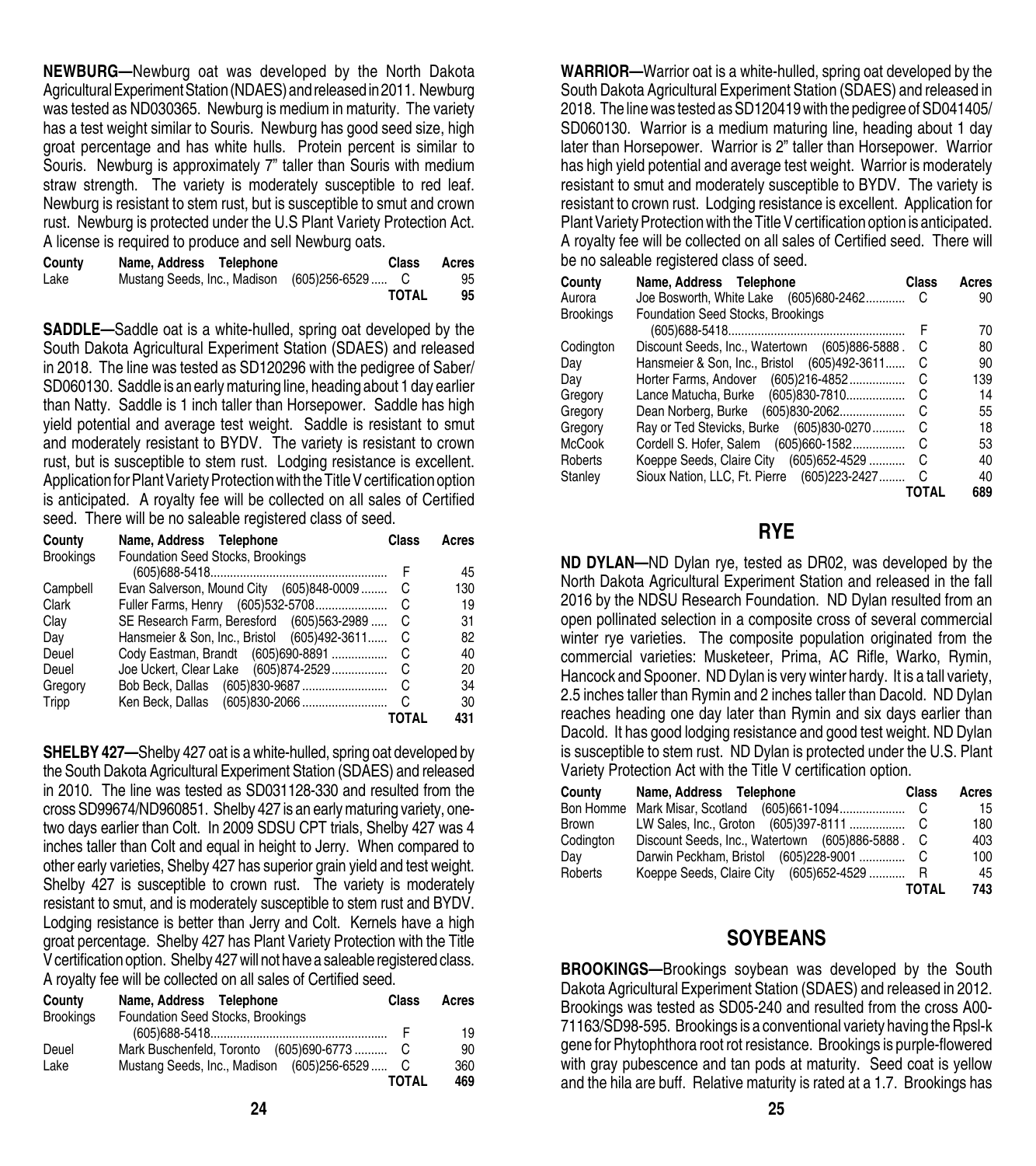**NEWBURG—**Newburg oat was developed by the North Dakota Agricultural Experiment Station (NDAES) and released in 2011. Newburg was tested as ND030365. Newburg is medium in maturity. The variety has a test weight similar to Souris. Newburg has good seed size, high groat percentage and has white hulls. Protein percent is similar to Souris. Newburg is approximately 7" taller than Souris with medium straw strength. The variety is moderately susceptible to red leaf. Newburg is resistant to stem rust, but is susceptible to smut and crown rust. Newburg is protected under the U.S Plant Variety Protection Act. A license is required to produce and sell Newburg oats.

| County | Name, Address Telephone | Class | Acres |
|---|---|---|---|
| Lake | Mustang Seeds, Inc., Madison (605)256-6529 | C | 95 |
| | | TOTAL | 95 |

**SADDLE—**Saddle oat is a white-hulled, spring oat developed by the South Dakota Agricultural Experiment Station (SDAES) and released in 2018. The line was tested as SD120296 with the pedigree of Saber/SD060130. Saddle is an early maturing line, heading about 1 day earlier than Natty. Saddle is 1 inch taller than Horsepower. Saddle has high yield potential and average test weight. Saddle is resistant to smut and moderately resistant to BYDV. The variety is resistant to crown rust, but is susceptible to stem rust. Lodging resistance is excellent. Application for Plant Variety Protection with the Title V certification option is anticipated. A royalty fee will be collected on all sales of Certified seed. There will be no saleable registered class of seed.

| County | Name, Address Telephone | Class | Acres |
|---|---|---|---|
| Brookings | Foundation Seed Stocks, Brookings (605)688-5418 | F | 45 |
| Campbell | Evan Salverson, Mound City (605)848-0009 | C | 130 |
| Clark | Fuller Farms, Henry (605)532-5708 | C | 19 |
| Clay | SE Research Farm, Beresford (605)563-2989 | C | 31 |
| Day | Hansmeier & Son, Inc., Bristol (605)492-3611 | C | 82 |
| Deuel | Cody Eastman, Brandt (605)690-8891 | C | 40 |
| Deuel | Joe Uckert, Clear Lake (605)874-2529 | C | 20 |
| Gregory | Bob Beck, Dallas (605)830-9687 | C | 34 |
| Tripp | Ken Beck, Dallas (605)830-2066 | C | 30 |
| | | TOTAL | 431 |

**SHELBY 427—**Shelby 427 oat is a white-hulled, spring oat developed by the South Dakota Agricultural Experiment Station (SDAES) and released in 2010. The line was tested as SD031128-330 and resulted from the cross SD99674/ND960851. Shelby 427 is an early maturing variety, one-two days earlier than Colt. In 2009 SDSU CPT trials, Shelby 427 was 4 inches taller than Colt and equal in height to Jerry. When compared to other early varieties, Shelby 427 has superior grain yield and test weight. Shelby 427 is susceptible to crown rust. The variety is moderately resistant to smut, and is moderately susceptible to stem rust and BYDV. Lodging resistance is better than Jerry and Colt. Kernels have a high groat percentage. Shelby 427 has Plant Variety Protection with the Title V certification option. Shelby 427 will not have a saleable registered class. A royalty fee will be collected on all sales of Certified seed.

| County | Name, Address Telephone | Class | Acres |
|---|---|---|---|
| Brookings | Foundation Seed Stocks, Brookings (605)688-5418 | F | 19 |
| Deuel | Mark Buschenfeld, Toronto (605)690-6773 | C | 90 |
| Lake | Mustang Seeds, Inc., Madison (605)256-6529 | C | 360 |
| | | TOTAL | 469 |

**WARRIOR—**Warrior oat is a white-hulled, spring oat developed by the South Dakota Agricultural Experiment Station (SDAES) and released in 2018. The line was tested as SD120419 with the pedigree of SD041405/SD060130. Warrior is a medium maturing line, heading about 1 day later than Horsepower. Warrior is 2" taller than Horsepower. Warrior has high yield potential and average test weight. Warrior is moderately resistant to smut and moderately susceptible to BYDV. The variety is resistant to crown rust. Lodging resistance is excellent. Application for Plant Variety Protection with the Title V certification option is anticipated. A royalty fee will be collected on all sales of Certified seed. There will be no saleable registered class of seed.

| County | Name, Address Telephone | Class | Acres |
|---|---|---|---|
| Aurora | Joe Bosworth, White Lake (605)680-2462 | C | 90 |
| Brookings | Foundation Seed Stocks, Brookings (605)688-5418 | F | 70 |
| Codington | Discount Seeds, Inc., Watertown (605)886-5888 | C | 80 |
| Day | Hansmeier & Son, Inc., Bristol (605)492-3611 | C | 90 |
| Day | Horter Farms, Andover (605)216-4852 | C | 139 |
| Gregory | Lance Matucha, Burke (605)830-7810 | C | 14 |
| Gregory | Dean Norberg, Burke (605)830-2062 | C | 55 |
| Gregory | Ray or Ted Stevicks, Burke (605)830-0270 | C | 18 |
| McCook | Cordell S. Hofer, Salem (605)660-1582 | C | 53 |
| Roberts | Koeppe Seeds, Claire City (605)652-4529 | C | 40 |
| Stanley | Sioux Nation, LLC, Ft. Pierre (605)223-2427 | C | 40 |
| | | TOTAL | 689 |

## RYE

**ND DYLAN—**ND Dylan rye, tested as DR02, was developed by the North Dakota Agricultural Experiment Station and released in the fall 2016 by the NDSU Research Foundation. ND Dylan resulted from an open pollinated selection in a composite cross of several commercial winter rye varieties. The composite population originated from the commercial varieties: Musketeer, Prima, AC Rifle, Warko, Rymin, Hancock and Spooner. ND Dylan is very winter hardy. It is a tall variety, 2.5 inches taller than Rymin and 2 inches taller than Dacold. ND Dylan reaches heading one day later than Rymin and six days earlier than Dacold. It has good lodging resistance and good test weight. ND Dylan is susceptible to stem rust. ND Dylan is protected under the U.S. Plant Variety Protection Act with the Title V certification option.

| County | Name, Address Telephone | Class | Acres |
|---|---|---|---|
| Bon Homme | Mark Misar, Scotland (605)661-1094 | C | 15 |
| Brown | LW Sales, Inc., Groton (605)397-8111 | C | 180 |
| Codington | Discount Seeds, Inc., Watertown (605)886-5888 | C | 403 |
| Day | Darwin Peckham, Bristol (605)228-9001 | C | 100 |
| Roberts | Koeppe Seeds, Claire City (605)652-4529 | R | 45 |
| | | TOTAL | 743 |

## SOYBEANS

**BROOKINGS—**Brookings soybean was developed by the South Dakota Agricultural Experiment Station (SDAES) and released in 2012. Brookings was tested as SD05-240 and resulted from the cross A00-71163/SD98-595. Brookings is a conventional variety having the Rpsl-k gene for Phytophthora root rot resistance. Brookings is purple-flowered with gray pubescence and tan pods at maturity. Seed coat is yellow and the hila are buff. Relative maturity is rated at a 1.7. Brookings has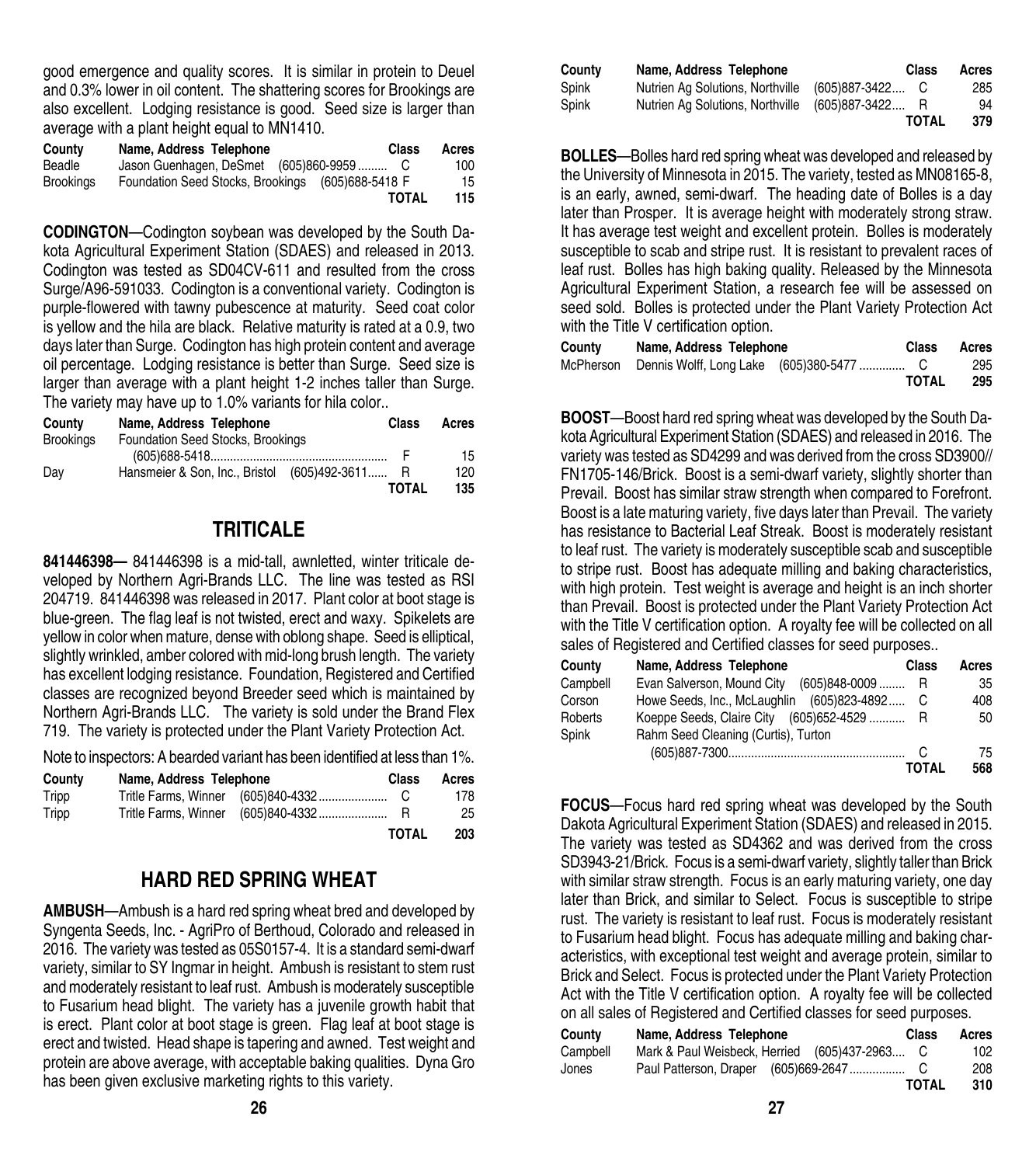good emergence and quality scores. It is similar in protein to Deuel and 0.3% lower in oil content. The shattering scores for Brookings are also excellent. Lodging resistance is good. Seed size is larger than average with a plant height equal to MN1410.

| County | Name, Address Telephone | Class | Acres |
|---|---|---|---|
| Beadle | Jason Guenhagen, DeSmet (605)860-9959 | C | 100 |
| Brookings | Foundation Seed Stocks, Brookings (605)688-5418 | F | 15 |
| | | TOTAL | 115 |

**CODINGTON**—Codington soybean was developed by the South Dakota Agricultural Experiment Station (SDAES) and released in 2013. Codington was tested as SD04CV-611 and resulted from the cross Surge/A96-591033. Codington is a conventional variety. Codington is purple-flowered with tawny pubescence at maturity. Seed coat color is yellow and the hila are black. Relative maturity is rated at a 0.9, two days later than Surge. Codington has high protein content and average oil percentage. Lodging resistance is better than Surge. Seed size is larger than average with a plant height 1-2 inches taller than Surge. The variety may have up to 1.0% variants for hila color..

| County | Name, Address Telephone | Class | Acres |
|---|---|---|---|
| Brookings | Foundation Seed Stocks, Brookings (605)688-5418 | F | 15 |
| Day | Hansmeier & Son, Inc., Bristol (605)492-3611 | R | 120 |
| | | TOTAL | 135 |

## TRITICALE

**841446398—** 841446398 is a mid-tall, awnletted, winter triticale developed by Northern Agri-Brands LLC. The line was tested as RSI 204719. 841446398 was released in 2017. Plant color at boot stage is blue-green. The flag leaf is not twisted, erect and waxy. Spikelets are yellow in color when mature, dense with oblong shape. Seed is elliptical, slightly wrinkled, amber colored with mid-long brush length. The variety has excellent lodging resistance. Foundation, Registered and Certified classes are recognized beyond Breeder seed which is maintained by Northern Agri-Brands LLC. The variety is sold under the Brand Flex 719. The variety is protected under the Plant Variety Protection Act.

Note to inspectors: A bearded variant has been identified at less than 1%.

| County | Name, Address Telephone | Class | Acres |
|---|---|---|---|
| Tripp | Tritle Farms, Winner (605)840-4332 | C | 178 |
| Tripp | Tritle Farms, Winner (605)840-4332 | R | 25 |
| | | TOTAL | 203 |

## HARD RED SPRING WHEAT

**AMBUSH**—Ambush is a hard red spring wheat bred and developed by Syngenta Seeds, Inc. - AgriPro of Berthoud, Colorado and released in 2016. The variety was tested as 05S0157-4. It is a standard semi-dwarf variety, similar to SY Ingmar in height. Ambush is resistant to stem rust and moderately resistant to leaf rust. Ambush is moderately susceptible to Fusarium head blight. The variety has a juvenile growth habit that is erect. Plant color at boot stage is green. Flag leaf at boot stage is erect and twisted. Head shape is tapering and awned. Test weight and protein are above average, with acceptable baking qualities. Dyna Gro has been given exclusive marketing rights to this variety.

| County | Name, Address Telephone | Class | Acres |
|---|---|---|---|
| Spink | Nutrien Ag Solutions, Northville (605)887-3422 | C | 285 |
| Spink | Nutrien Ag Solutions, Northville (605)887-3422 | R | 94 |
| | | TOTAL | 379 |

**BOLLES**—Bolles hard red spring wheat was developed and released by the University of Minnesota in 2015. The variety, tested as MN08165-8, is an early, awned, semi-dwarf. The heading date of Bolles is a day later than Prosper. It is average height with moderately strong straw. It has average test weight and excellent protein. Bolles is moderately susceptible to scab and stripe rust. It is resistant to prevalent races of leaf rust. Bolles has high baking quality. Released by the Minnesota Agricultural Experiment Station, a research fee will be assessed on seed sold. Bolles is protected under the Plant Variety Protection Act with the Title V certification option.

| County | Name, Address Telephone | Class | Acres |
|---|---|---|---|
| McPherson | Dennis Wolff, Long Lake (605)380-5477 | C | 295 |
| | | TOTAL | 295 |

**BOOST**—Boost hard red spring wheat was developed by the South Dakota Agricultural Experiment Station (SDAES) and released in 2016. The variety was tested as SD4299 and was derived from the cross SD3900//FN1705-146/Brick. Boost is a semi-dwarf variety, slightly shorter than Prevail. Boost has similar straw strength when compared to Forefront. Boost is a late maturing variety, five days later than Prevail. The variety has resistance to Bacterial Leaf Streak. Boost is moderately resistant to leaf rust. The variety is moderately susceptible scab and susceptible to stripe rust. Boost has adequate milling and baking characteristics, with high protein. Test weight is average and height is an inch shorter than Prevail. Boost is protected under the Plant Variety Protection Act with the Title V certification option. A royalty fee will be collected on all sales of Registered and Certified classes for seed purposes..

| County | Name, Address Telephone | Class | Acres |
|---|---|---|---|
| Campbell | Evan Salverson, Mound City (605)848-0009 | R | 35 |
| Corson | Howe Seeds, Inc., McLaughlin (605)823-4892 | C | 408 |
| Roberts | Koeppe Seeds, Claire City (605)652-4529 | R | 50 |
| Spink | Rahm Seed Cleaning (Curtis), Turton (605)887-7300 | C | 75 |
| | | TOTAL | 568 |

**FOCUS**—Focus hard red spring wheat was developed by the South Dakota Agricultural Experiment Station (SDAES) and released in 2015. The variety was tested as SD4362 and was derived from the cross SD3943-21/Brick. Focus is a semi-dwarf variety, slightly taller than Brick with similar straw strength. Focus is an early maturing variety, one day later than Brick, and similar to Select. Focus is susceptible to stripe rust. The variety is resistant to leaf rust. Focus is moderately resistant to Fusarium head blight. Focus has adequate milling and baking characteristics, with exceptional test weight and average protein, similar to Brick and Select. Focus is protected under the Plant Variety Protection Act with the Title V certification option. A royalty fee will be collected on all sales of Registered and Certified classes for seed purposes.

| County | Name, Address Telephone | Class | Acres |
|---|---|---|---|
| Campbell | Mark & Paul Weisbeck, Herried (605)437-2963 | C | 102 |
| Jones | Paul Patterson, Draper (605)669-2647 | C | 208 |
| | | TOTAL | 310 |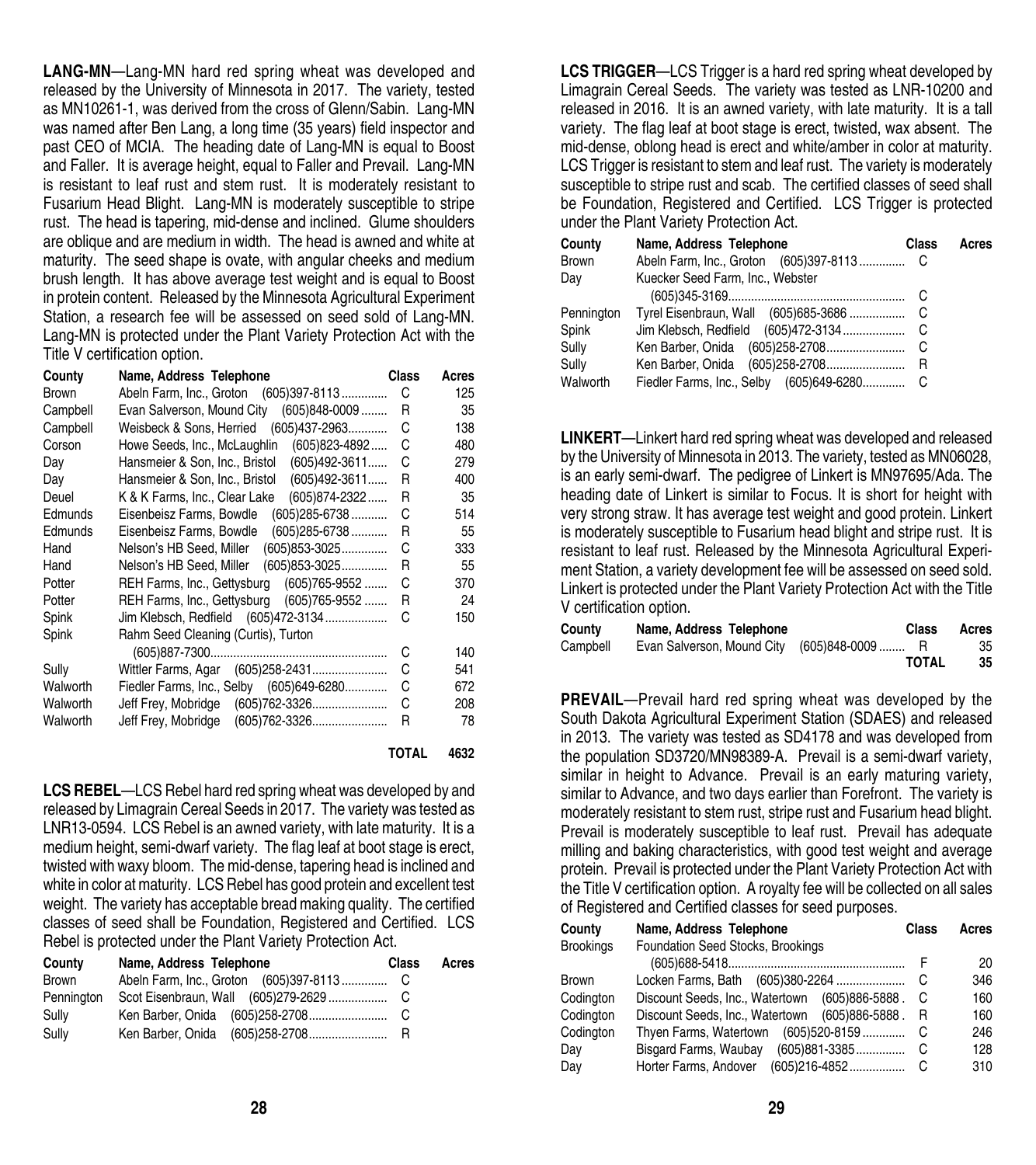**LANG-MN**—Lang-MN hard red spring wheat was developed and released by the University of Minnesota in 2017. The variety, tested as MN10261-1, was derived from the cross of Glenn/Sabin. Lang-MN was named after Ben Lang, a long time (35 years) field inspector and past CEO of MCIA. The heading date of Lang-MN is equal to Boost and Faller. It is average height, equal to Faller and Prevail. Lang-MN is resistant to leaf rust and stem rust. It is moderately resistant to Fusarium Head Blight. Lang-MN is moderately susceptible to stripe rust. The head is tapering, mid-dense and inclined. Glume shoulders are oblique and are medium in width. The head is awned and white at maturity. The seed shape is ovate, with angular cheeks and medium brush length. It has above average test weight and is equal to Boost in protein content. Released by the Minnesota Agricultural Experiment Station, a research fee will be assessed on seed sold of Lang-MN. Lang-MN is protected under the Plant Variety Protection Act with the Title V certification option.

| County | Name, Address Telephone | Class | Acres |
|---|---|---|---|
| Brown | Abeln Farm, Inc., Groton (605)397-8113 | C | 125 |
| Campbell | Evan Salverson, Mound City (605)848-0009 | R | 35 |
| Campbell | Weisbeck & Sons, Herried (605)437-2963 | C | 138 |
| Corson | Howe Seeds, Inc., McLaughlin (605)823-4892 | C | 480 |
| Day | Hansmeier & Son, Inc., Bristol (605)492-3611 | C | 279 |
| Day | Hansmeier & Son, Inc., Bristol (605)492-3611 | R | 400 |
| Deuel | K & K Farms, Inc., Clear Lake (605)874-2322 | R | 35 |
| Edmunds | Eisenbeisz Farms, Bowdle (605)285-6738 | C | 514 |
| Edmunds | Eisenbeisz Farms, Bowdle (605)285-6738 | R | 55 |
| Hand | Nelson's HB Seed, Miller (605)853-3025 | C | 333 |
| Hand | Nelson's HB Seed, Miller (605)853-3025 | R | 55 |
| Potter | REH Farms, Inc., Gettysburg (605)765-9552 | C | 370 |
| Potter | REH Farms, Inc., Gettysburg (605)765-9552 | R | 24 |
| Spink | Jim Klebsch, Redfield (605)472-3134 | C | 150 |
| Spink | Rahm Seed Cleaning (Curtis), Turton (605)887-7300 | C | 140 |
| Sully | Wittler Farms, Agar (605)258-2431 | C | 541 |
| Walworth | Fiedler Farms, Inc., Selby (605)649-6280 | C | 672 |
| Walworth | Jeff Frey, Mobridge (605)762-3326 | C | 208 |
| Walworth | Jeff Frey, Mobridge (605)762-3326 | R | 78 |
| | | **TOTAL** | **4632** |

**LCS REBEL**—LCS Rebel hard red spring wheat was developed by and released by Limagrain Cereal Seeds in 2017. The variety was tested as LNR13-0594. LCS Rebel is an awned variety, with late maturity. It is a medium height, semi-dwarf variety. The flag leaf at boot stage is erect, twisted with waxy bloom. The mid-dense, tapering head is inclined and white in color at maturity. LCS Rebel has good protein and excellent test weight. The variety has acceptable bread making quality. The certified classes of seed shall be Foundation, Registered and Certified. LCS Rebel is protected under the Plant Variety Protection Act.

| County | Name, Address Telephone | Class | Acres |
|---|---|---|---|
| Brown | Abeln Farm, Inc., Groton (605)397-8113 | C | |
| Pennington | Scot Eisenbraun, Wall (605)279-2629 | C | |
| Sully | Ken Barber, Onida (605)258-2708 | C | |
| Sully | Ken Barber, Onida (605)258-2708 | R | |

**LCS TRIGGER**—LCS Trigger is a hard red spring wheat developed by Limagrain Cereal Seeds. The variety was tested as LNR-10200 and released in 2016. It is an awned variety, with late maturity. It is a tall variety. The flag leaf at boot stage is erect, twisted, wax absent. The mid-dense, oblong head is erect and white/amber in color at maturity. LCS Trigger is resistant to stem and leaf rust. The variety is moderately susceptible to stripe rust and scab. The certified classes of seed shall be Foundation, Registered and Certified. LCS Trigger is protected under the Plant Variety Protection Act.

| County | Name, Address Telephone | Class | Acres |
|---|---|---|---|
| Brown | Abeln Farm, Inc., Groton (605)397-8113 | C | |
| Day | Kuecker Seed Farm, Inc., Webster (605)345-3169 | C | |
| Pennington | Tyrel Eisenbraun, Wall (605)685-3686 | C | |
| Spink | Jim Klebsch, Redfield (605)472-3134 | C | |
| Sully | Ken Barber, Onida (605)258-2708 | C | |
| Sully | Ken Barber, Onida (605)258-2708 | R | |
| Walworth | Fiedler Farms, Inc., Selby (605)649-6280 | C | |

**LINKERT**—Linkert hard red spring wheat was developed and released by the University of Minnesota in 2013. The variety, tested as MN06028, is an early semi-dwarf. The pedigree of Linkert is MN97695/Ada. The heading date of Linkert is similar to Focus. It is short for height with very strong straw. It has average test weight and good protein. Linkert is moderately susceptible to Fusarium head blight and stripe rust. It is resistant to leaf rust. Released by the Minnesota Agricultural Experiment Station, a variety development fee will be assessed on seed sold. Linkert is protected under the Plant Variety Protection Act with the Title V certification option.

| County | Name, Address Telephone | Class | Acres |
|---|---|---|---|
| Campbell | Evan Salverson, Mound City (605)848-0009 | R | 35 |
| | | **TOTAL** | **35** |

**PREVAIL**—Prevail hard red spring wheat was developed by the South Dakota Agricultural Experiment Station (SDAES) and released in 2013. The variety was tested as SD4178 and was developed from the population SD3720/MN98389-A. Prevail is a semi-dwarf variety, similar in height to Advance. Prevail is an early maturing variety, similar to Advance, and two days earlier than Forefront. The variety is moderately resistant to stem rust, stripe rust and Fusarium head blight. Prevail is moderately susceptible to leaf rust. Prevail has adequate milling and baking characteristics, with good test weight and average protein. Prevail is protected under the Plant Variety Protection Act with the Title V certification option. A royalty fee will be collected on all sales of Registered and Certified classes for seed purposes.

| County | Name, Address Telephone | Class | Acres |
|---|---|---|---|
| Brookings | Foundation Seed Stocks, Brookings (605)688-5418 | F | 20 |
| Brown | Locken Farms, Bath (605)380-2264 | C | 346 |
| Codington | Discount Seeds, Inc., Watertown (605)886-5888 | C | 160 |
| Codington | Discount Seeds, Inc., Watertown (605)886-5888 | R | 160 |
| Codington | Thyen Farms, Watertown (605)520-8159 | C | 246 |
| Day | Bisgard Farms, Waubay (605)881-3385 | C | 128 |
| Day | Horter Farms, Andover (605)216-4852 | C | 310 |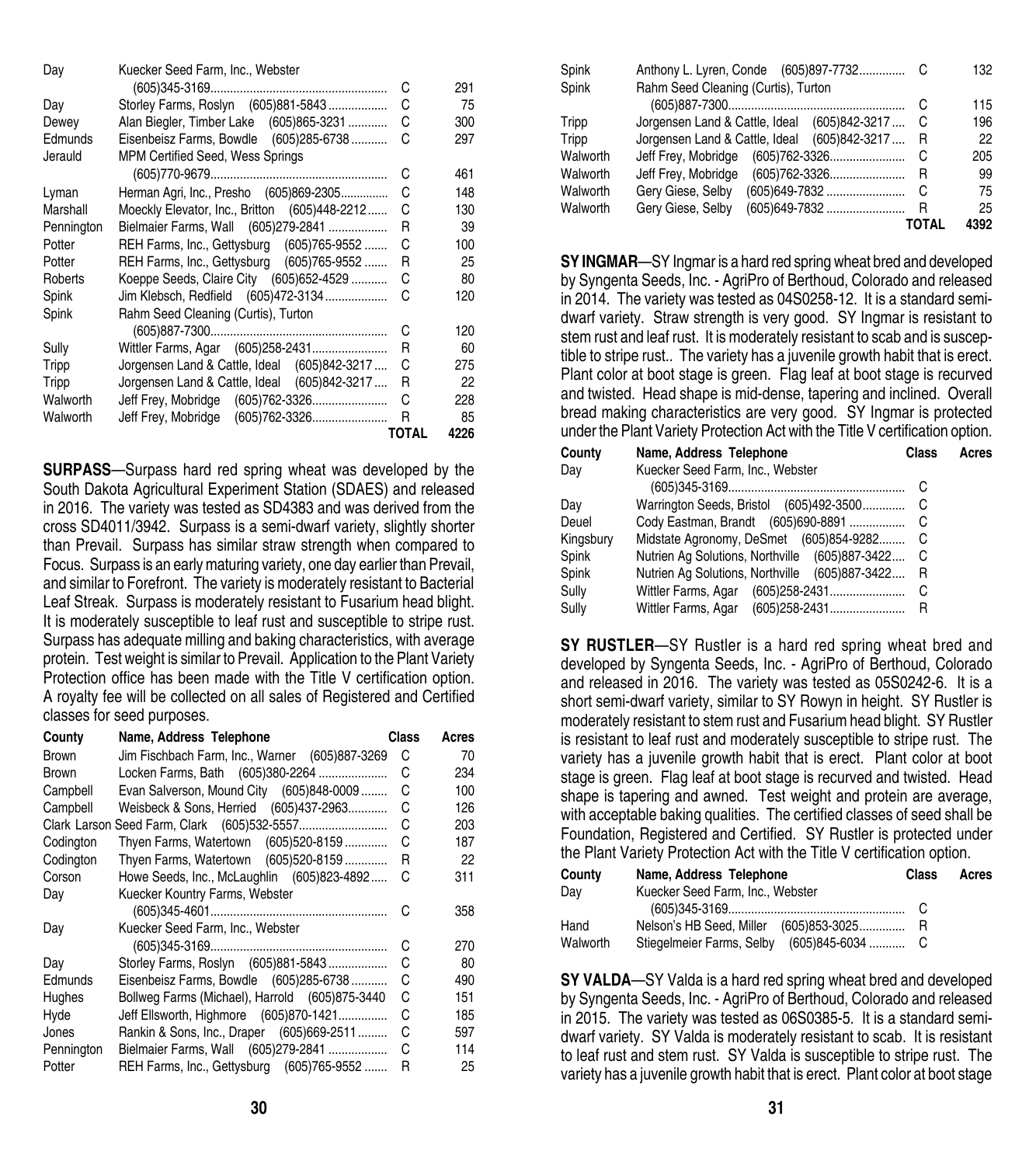| County | Name, Address Telephone | Class | Acres |
|---|---|---|---|
| Day | Kuecker Seed Farm, Inc., Webster (605)345-3169 | C | 291 |
| Day | Storley Farms, Roslyn (605)881-5843 | C | 75 |
| Dewey | Alan Biegler, Timber Lake (605)865-3231 | C | 300 |
| Edmunds | Eisenbeisz Farms, Bowdle (605)285-6738 | C | 297 |
| Jerauld | MPM Certified Seed, Wess Springs (605)770-9679 | C | 461 |
| Lyman | Herman Agri, Inc., Presho (605)869-2305 | C | 148 |
| Marshall | Moeckly Elevator, Inc., Britton (605)448-2212 | C | 130 |
| Pennington | Bielmaier Farms, Wall (605)279-2841 | R | 39 |
| Potter | REH Farms, Inc., Gettysburg (605)765-9552 | C | 100 |
| Potter | REH Farms, Inc., Gettysburg (605)765-9552 | R | 25 |
| Roberts | Koeppe Seeds, Claire City (605)652-4529 | C | 80 |
| Spink | Jim Klebsch, Redfield (605)472-3134 | C | 120 |
| Spink | Rahm Seed Cleaning (Curtis), Turton (605)887-7300 | C | 120 |
| Sully | Wittler Farms, Agar (605)258-2431 | R | 60 |
| Tripp | Jorgensen Land & Cattle, Ideal (605)842-3217 | C | 275 |
| Tripp | Jorgensen Land & Cattle, Ideal (605)842-3217 | R | 22 |
| Walworth | Jeff Frey, Mobridge (605)762-3326 | C | 228 |
| Walworth | Jeff Frey, Mobridge (605)762-3326 | R | 85 |
| | | TOTAL | 4226 |

**SURPASS**—Surpass hard red spring wheat was developed by the South Dakota Agricultural Experiment Station (SDAES) and released in 2016. The variety was tested as SD4383 and was derived from the cross SD4011/3942. Surpass is a semi-dwarf variety, slightly shorter than Prevail. Surpass has similar straw strength when compared to Focus. Surpass is an early maturing variety, one day earlier than Prevail, and similar to Forefront. The variety is moderately resistant to Bacterial Leaf Streak. Surpass is moderately resistant to Fusarium head blight. It is moderately susceptible to leaf rust and susceptible to stripe rust. Surpass has adequate milling and baking characteristics, with average protein. Test weight is similar to Prevail. Application to the Plant Variety Protection office has been made with the Title V certification option. A royalty fee will be collected on all sales of Registered and Certified classes for seed purposes.

| County | Name, Address Telephone | Class | Acres |
|---|---|---|---|
| Brown | Jim Fischbach Farm, Inc., Warner (605)887-3269 | C | 70 |
| Brown | Locken Farms, Bath (605)380-2264 | C | 234 |
| Campbell | Evan Salverson, Mound City (605)848-0009 | C | 100 |
| Campbell | Weisbeck & Sons, Herried (605)437-2963 | C | 126 |
| Clark | Larson Seed Farm, Clark (605)532-5557 | C | 203 |
| Codington | Thyen Farms, Watertown (605)520-8159 | C | 187 |
| Codington | Thyen Farms, Watertown (605)520-8159 | R | 22 |
| Corson | Howe Seeds, Inc., McLaughlin (605)823-4892 | C | 311 |
| Day | Kuecker Kountry Farms, Webster (605)345-4601 | C | 358 |
| Day | Kuecker Seed Farm, Inc., Webster (605)345-3169 | C | 270 |
| Day | Storley Farms, Roslyn (605)881-5843 | C | 80 |
| Edmunds | Eisenbeisz Farms, Bowdle (605)285-6738 | C | 490 |
| Hughes | Bollweg Farms (Michael), Harrold (605)875-3440 | C | 151 |
| Hyde | Jeff Ellsworth, Highmore (605)870-1421 | C | 185 |
| Jones | Rankin & Sons, Inc., Draper (605)669-2511 | C | 597 |
| Pennington | Bielmaier Farms, Wall (605)279-2841 | C | 114 |
| Potter | REH Farms, Inc., Gettysburg (605)765-9552 | R | 25 |
| Spink | Anthony L. Lyren, Conde (605)897-7732 | C | 132 |
| Spink | Rahm Seed Cleaning (Curtis), Turton (605)887-7300 | C | 115 |
| Tripp | Jorgensen Land & Cattle, Ideal (605)842-3217 | C | 196 |
| Tripp | Jorgensen Land & Cattle, Ideal (605)842-3217 | R | 22 |
| Walworth | Jeff Frey, Mobridge (605)762-3326 | C | 205 |
| Walworth | Jeff Frey, Mobridge (605)762-3326 | R | 99 |
| Walworth | Gery Giese, Selby (605)649-7832 | C | 75 |
| Walworth | Gery Giese, Selby (605)649-7832 | R | 25 |
| | | TOTAL | 4392 |

**SY INGMAR**—SY Ingmar is a hard red spring wheat bred and developed by Syngenta Seeds, Inc. - AgriPro of Berthoud, Colorado and released in 2014. The variety was tested as 04S0258-12. It is a standard semi-dwarf variety. Straw strength is very good. SY Ingmar is resistant to stem rust and leaf rust. It is moderately resistant to scab and is susceptible to stripe rust.. The variety has a juvenile growth habit that is erect. Plant color at boot stage is green. Flag leaf at boot stage is recurved and twisted. Head shape is mid-dense, tapering and inclined. Overall bread making characteristics are very good. SY Ingmar is protected under the Plant Variety Protection Act with the Title V certification option.

| County | Name, Address Telephone | Class | Acres |
|---|---|---|---|
| Day | Kuecker Seed Farm, Inc., Webster (605)345-3169 | C | |
| Day | Warrington Seeds, Bristol (605)492-3500 | C | |
| Deuel | Cody Eastman, Brandt (605)690-8891 | C | |
| Kingsbury | Midstate Agronomy, DeSmet (605)854-9282 | C | |
| Spink | Nutrien Ag Solutions, Northville (605)887-3422 | C | |
| Spink | Nutrien Ag Solutions, Northville (605)887-3422 | R | |
| Sully | Wittler Farms, Agar (605)258-2431 | C | |
| Sully | Wittler Farms, Agar (605)258-2431 | R | |

**SY RUSTLER**—SY Rustler is a hard red spring wheat bred and developed by Syngenta Seeds, Inc. - AgriPro of Berthoud, Colorado and released in 2016. The variety was tested as 05S0242-6. It is a short semi-dwarf variety, similar to SY Rowyn in height. SY Rustler is moderately resistant to stem rust and Fusarium head blight. SY Rustler is resistant to leaf rust and moderately susceptible to stripe rust. The variety has a juvenile growth habit that is erect. Plant color at boot stage is green. Flag leaf at boot stage is recurved and twisted. Head shape is tapering and awned. Test weight and protein are average, with acceptable baking qualities. The certified classes of seed shall be Foundation, Registered and Certified. SY Rustler is protected under the Plant Variety Protection Act with the Title V certification option.

| County | Name, Address Telephone | Class | Acres |
|---|---|---|---|
| Day | Kuecker Seed Farm, Inc., Webster (605)345-3169 | C | |
| Hand | Nelson's HB Seed, Miller (605)853-3025 | R | |
| Walworth | Stiegelmeier Farms, Selby (605)845-6034 | C | |

**SY VALDA**—SY Valda is a hard red spring wheat bred and developed by Syngenta Seeds, Inc. - AgriPro of Berthoud, Colorado and released in 2015. The variety was tested as 06S0385-5. It is a standard semi-dwarf variety. SY Valda is moderately resistant to scab. It is resistant to leaf rust and stem rust. SY Valda is susceptible to stripe rust. The variety has a juvenile growth habit that is erect. Plant color at boot stage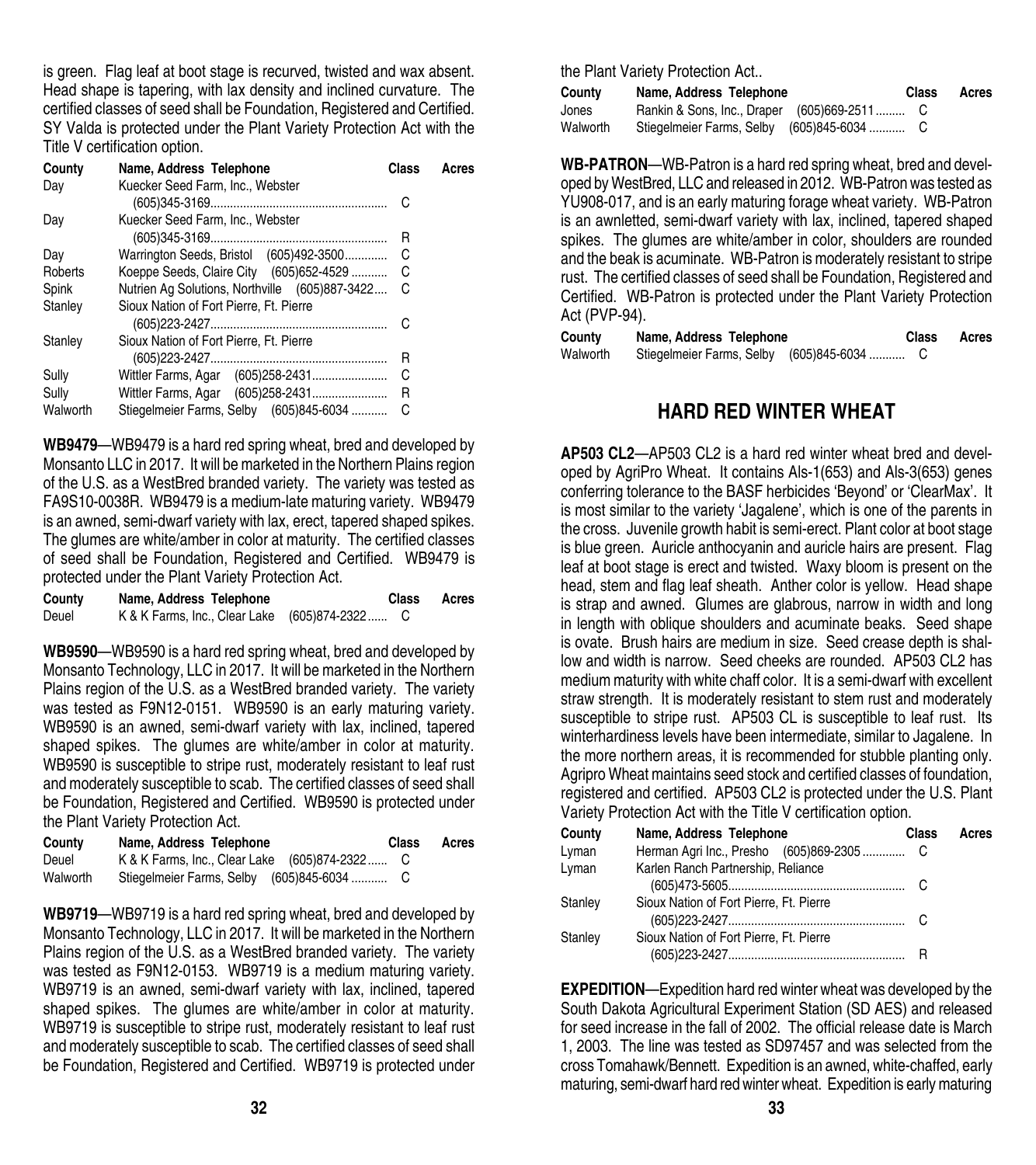is green. Flag leaf at boot stage is recurved, twisted and wax absent. Head shape is tapering, with lax density and inclined curvature. The certified classes of seed shall be Foundation, Registered and Certified. SY Valda is protected under the Plant Variety Protection Act with the Title V certification option.

| County | Name, Address Telephone | Class | Acres |
|---|---|---|---|
| Day | Kuecker Seed Farm, Inc., Webster (605)345-3169 | C | |
| Day | Kuecker Seed Farm, Inc., Webster (605)345-3169 | R | |
| Day | Warrington Seeds, Bristol (605)492-3500 | C | |
| Roberts | Koeppe Seeds, Claire City (605)652-4529 | C | |
| Spink | Nutrien Ag Solutions, Northville (605)887-3422 | C | |
| Stanley | Sioux Nation of Fort Pierre, Ft. Pierre (605)223-2427 | C | |
| Stanley | Sioux Nation of Fort Pierre, Ft. Pierre (605)223-2427 | R | |
| Sully | Wittler Farms, Agar (605)258-2431 | C | |
| Sully | Wittler Farms, Agar (605)258-2431 | R | |
| Walworth | Stiegelmeier Farms, Selby (605)845-6034 | C | |

**WB9479**—WB9479 is a hard red spring wheat, bred and developed by Monsanto LLC in 2017. It will be marketed in the Northern Plains region of the U.S. as a WestBred branded variety. The variety was tested as FA9S10-0038R. WB9479 is a medium-late maturing variety. WB9479 is an awned, semi-dwarf variety with lax, erect, tapered shaped spikes. The glumes are white/amber in color at maturity. The certified classes of seed shall be Foundation, Registered and Certified. WB9479 is protected under the Plant Variety Protection Act.

| County | Name, Address Telephone | Class | Acres |
|---|---|---|---|
| Deuel | K & K Farms, Inc., Clear Lake (605)874-2322 | C | |

**WB9590**—WB9590 is a hard red spring wheat, bred and developed by Monsanto Technology, LLC in 2017. It will be marketed in the Northern Plains region of the U.S. as a WestBred branded variety. The variety was tested as F9N12-0151. WB9590 is an early maturing variety. WB9590 is an awned, semi-dwarf variety with lax, inclined, tapered shaped spikes. The glumes are white/amber in color at maturity. WB9590 is susceptible to stripe rust, moderately resistant to leaf rust and moderately susceptible to scab. The certified classes of seed shall be Foundation, Registered and Certified. WB9590 is protected under the Plant Variety Protection Act.

| County | Name, Address Telephone | Class | Acres |
|---|---|---|---|
| Deuel | K & K Farms, Inc., Clear Lake (605)874-2322 | C | |
| Walworth | Stiegelmeier Farms, Selby (605)845-6034 | C | |

**WB9719**—WB9719 is a hard red spring wheat, bred and developed by Monsanto Technology, LLC in 2017. It will be marketed in the Northern Plains region of the U.S. as a WestBred branded variety. The variety was tested as F9N12-0153. WB9719 is a medium maturing variety. WB9719 is an awned, semi-dwarf variety with lax, inclined, tapered shaped spikes. The glumes are white/amber in color at maturity. WB9719 is susceptible to stripe rust, moderately resistant to leaf rust and moderately susceptible to scab. The certified classes of seed shall be Foundation, Registered and Certified. WB9719 is protected under the Plant Variety Protection Act..

| County | Name, Address Telephone | Class | Acres |
|---|---|---|---|
| Jones | Rankin & Sons, Inc., Draper (605)669-2511 | C | |
| Walworth | Stiegelmeier Farms, Selby (605)845-6034 | C | |

**WB-PATRON**—WB-Patron is a hard red spring wheat, bred and developed by WestBred, LLC and released in 2012. WB-Patron was tested as YU908-017, and is an early maturing forage wheat variety. WB-Patron is an awnletted, semi-dwarf variety with lax, inclined, tapered shaped spikes. The glumes are white/amber in color, shoulders are rounded and the beak is acuminate. WB-Patron is moderately resistant to stripe rust. The certified classes of seed shall be Foundation, Registered and Certified. WB-Patron is protected under the Plant Variety Protection Act (PVP-94).

| County | Name, Address Telephone | Class | Acres |
|---|---|---|---|
| Walworth | Stiegelmeier Farms, Selby (605)845-6034 | C | |

## HARD RED WINTER WHEAT

**AP503 CL2**—AP503 CL2 is a hard red winter wheat bred and developed by AgriPro Wheat. It contains Als-1(653) and Als-3(653) genes conferring tolerance to the BASF herbicides 'Beyond' or 'ClearMax'. It is most similar to the variety 'Jagalene', which is one of the parents in the cross. Juvenile growth habit is semi-erect. Plant color at boot stage is blue green. Auricle anthocyanin and auricle hairs are present. Flag leaf at boot stage is erect and twisted. Waxy bloom is present on the head, stem and flag leaf sheath. Anther color is yellow. Head shape is strap and awned. Glumes are glabrous, narrow in width and long in length with oblique shoulders and acuminate beaks. Seed shape is ovate. Brush hairs are medium in size. Seed crease depth is shallow and width is narrow. Seed cheeks are rounded. AP503 CL2 has medium maturity with white chaff color. It is a semi-dwarf with excellent straw strength. It is moderately resistant to stem rust and moderately susceptible to stripe rust. AP503 CL is susceptible to leaf rust. Its winterhardiness levels have been intermediate, similar to Jagalene. In the more northern areas, it is recommended for stubble planting only. Agripro Wheat maintains seed stock and certified classes of foundation, registered and certified. AP503 CL2 is protected under the U.S. Plant Variety Protection Act with the Title V certification option.

| County | Name, Address Telephone | Class | Acres |
|---|---|---|---|
| Lyman | Herman Agri Inc., Presho (605)869-2305 | C | |
| Lyman | Karlen Ranch Partnership, Reliance (605)473-5605 | C | |
| Stanley | Sioux Nation of Fort Pierre, Ft. Pierre (605)223-2427 | C | |
| Stanley | Sioux Nation of Fort Pierre, Ft. Pierre (605)223-2427 | R | |

**EXPEDITION**—Expedition hard red winter wheat was developed by the South Dakota Agricultural Experiment Station (SD AES) and released for seed increase in the fall of 2002. The official release date is March 1, 2003. The line was tested as SD97457 and was selected from the cross Tomahawk/Bennett. Expedition is an awned, white-chaffed, early maturing, semi-dwarf hard red winter wheat. Expedition is early maturing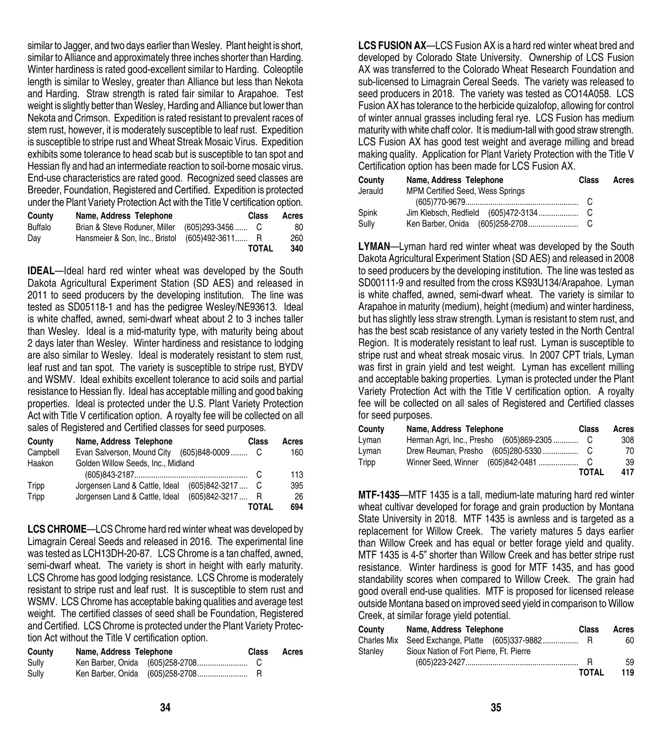similar to Jagger, and two days earlier than Wesley. Plant height is short, similar to Alliance and approximately three inches shorter than Harding. Winter hardiness is rated good-excellent similar to Harding. Coleoptile length is similar to Wesley, greater than Alliance but less than Nekota and Harding. Straw strength is rated fair similar to Arapahoe. Test weight is slightly better than Wesley, Harding and Alliance but lower than Nekota and Crimson. Expedition is rated resistant to prevalent races of stem rust, however, it is moderately susceptible to leaf rust. Expedition is susceptible to stripe rust and Wheat Streak Mosaic Virus. Expedition exhibits some tolerance to head scab but is susceptible to tan spot and Hessian fly and had an intermediate reaction to soil-borne mosaic virus. End-use characteristics are rated good. Recognized seed classes are Breeder, Foundation, Registered and Certified. Expedition is protected under the Plant Variety Protection Act with the Title V certification option.

| County | Name, Address Telephone | Class | Acres |
|---|---|---|---|
| Buffalo | Brian & Steve Roduner, Miller (605)293-3456 | C | 80 |
| Day | Hansmeier & Son, Inc., Bristol (605)492-3611 | R | 260 |
| | | TOTAL | 340 |

**IDEAL**—Ideal hard red winter wheat was developed by the South Dakota Agricultural Experiment Station (SD AES) and released in 2011 to seed producers by the developing institution. The line was tested as SD05118-1 and has the pedigree Wesley/NE93613. Ideal is white chaffed, awned, semi-dwarf wheat about 2 to 3 inches taller than Wesley. Ideal is a mid-maturity type, with maturity being about 2 days later than Wesley. Winter hardiness and resistance to lodging are also similar to Wesley. Ideal is moderately resistant to stem rust, leaf rust and tan spot. The variety is susceptible to stripe rust, BYDV and WSMV. Ideal exhibits excellent tolerance to acid soils and partial resistance to Hessian fly. Ideal has acceptable milling and good baking properties. Ideal is protected under the U.S. Plant Variety Protection Act with Title V certification option. A royalty fee will be collected on all sales of Registered and Certified classes for seed purposes.

| County | Name, Address Telephone | Class | Acres |
|---|---|---|---|
| Campbell | Evan Salverson, Mound City (605)848-0009 | C | 160 |
| Haakon | Golden Willow Seeds, Inc., Midland (605)843-2187 | C | 113 |
| Tripp | Jorgensen Land & Cattle, Ideal (605)842-3217 | C | 395 |
| Tripp | Jorgensen Land & Cattle, Ideal (605)842-3217 | R | 26 |
| | | TOTAL | 694 |

**LCS CHROME**—LCS Chrome hard red winter wheat was developed by Limagrain Cereal Seeds and released in 2016. The experimental line was tested as LCH13DH-20-87. LCS Chrome is a tan chaffed, awned, semi-dwarf wheat. The variety is short in height with early maturity. LCS Chrome has good lodging resistance. LCS Chrome is moderately resistant to stripe rust and leaf rust. It is susceptible to stem rust and WSMV. LCS Chrome has acceptable baking qualities and average test weight. The certified classes of seed shall be Foundation, Registered and Certified. LCS Chrome is protected under the Plant Variety Protection Act without the Title V certification option.

| County | Name, Address Telephone | Class | Acres |
|---|---|---|---|
| Sully | Ken Barber, Onida (605)258-2708 | C | |
| Sully | Ken Barber, Onida (605)258-2708 | R | |

**LCS FUSION AX**—LCS Fusion AX is a hard red winter wheat bred and developed by Colorado State University. Ownership of LCS Fusion AX was transferred to the Colorado Wheat Research Foundation and sub-licensed to Limagrain Cereal Seeds. The variety was released to seed producers in 2018. The variety was tested as CO14A058. LCS Fusion AX has tolerance to the herbicide quizalofop, allowing for control of winter annual grasses including feral rye. LCS Fusion has medium maturity with white chaff color. It is medium-tall with good straw strength. LCS Fusion AX has good test weight and average milling and bread making quality. Application for Plant Variety Protection with the Title V Certification option has been made for LCS Fusion AX.

| County | Name, Address Telephone | Class | Acres |
|---|---|---|---|
| Jerauld | MPM Certified Seed, Wess Springs (605)770-9679 | C | |
| Spink | Jim Klebsch, Redfield (605)472-3134 | C | |
| Sully | Ken Barber, Onida (605)258-2708 | C | |

**LYMAN**—Lyman hard red winter wheat was developed by the South Dakota Agricultural Experiment Station (SD AES) and released in 2008 to seed producers by the developing institution. The line was tested as SD00111-9 and resulted from the cross KS93U134/Arapahoe. Lyman is white chaffed, awned, semi-dwarf wheat. The variety is similar to Arapahoe in maturity (medium), height (medium) and winter hardiness, but has slightly less straw strength. Lyman is resistant to stem rust, and has the best scab resistance of any variety tested in the North Central Region. It is moderately resistant to leaf rust. Lyman is susceptible to stripe rust and wheat streak mosaic virus. In 2007 CPT trials, Lyman was first in grain yield and test weight. Lyman has excellent milling and acceptable baking properties. Lyman is protected under the Plant Variety Protection Act with the Title V certification option. A royalty fee will be collected on all sales of Registered and Certified classes for seed purposes.

| County | Name, Address Telephone | Class | Acres |
|---|---|---|---|
| Lyman | Herman Agri, Inc., Presho (605)869-2305 | C | 308 |
| Lyman | Drew Reuman, Presho (605)280-5330 | C | 70 |
| Tripp | Winner Seed, Winner (605)842-0481 | C | 39 |
| | | TOTAL | 417 |

**MTF-1435**—MTF 1435 is a tall, medium-late maturing hard red winter wheat cultivar developed for forage and grain production by Montana State University in 2018. MTF 1435 is awnless and is targeted as a replacement for Willow Creek. The variety matures 5 days earlier than Willow Creek and has equal or better forage yield and quality. MTF 1435 is 4-5" shorter than Willow Creek and has better stripe rust resistance. Winter hardiness is good for MTF 1435, and has good standability scores when compared to Willow Creek. The grain had good overall end-use qualities. MTF is proposed for licensed release outside Montana based on improved seed yield in comparison to Willow Creek, at similar forage yield potential.

| County | Name, Address Telephone | Class | Acres |
|---|---|---|---|
| Charles Mix | Seed Exchange, Platte (605)337-9882 | R | 60 |
| Stanley | Sioux Nation of Fort Pierre, Ft. Pierre (605)223-2427 | R | 59 |
| | | TOTAL | 119 |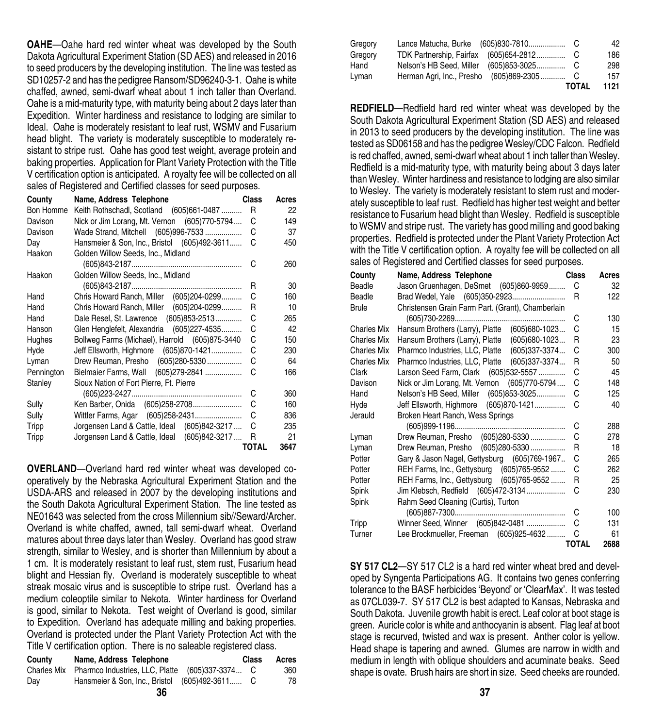**OAHE**—Oahe hard red winter wheat was developed by the South Dakota Agricultural Experiment Station (SD AES) and released in 2016 to seed producers by the developing institution. The line was tested as SD10257-2 and has the pedigree Ransom/SD96240-3-1. Oahe is white chaffed, awned, semi-dwarf wheat about 1 inch taller than Overland. Oahe is a mid-maturity type, with maturity being about 2 days later than Expedition. Winter hardiness and resistance to lodging are similar to Ideal. Oahe is moderately resistant to leaf rust, WSMV and Fusarium head blight. The variety is moderately susceptible to moderately resistant to stripe rust. Oahe has good test weight, average protein and baking properties. Application for Plant Variety Protection with the Title V certification option is anticipated. A royalty fee will be collected on all sales of Registered and Certified classes for seed purposes.

| County | Name, Address Telephone | Class | Acres |
|---|---|---|---|
| Bon Homme | Keith Rothschadl, Scotland (605)661-0487 | R | 22 |
| Davison | Nick or Jim Lorang, Mt. Vernon (605)770-5794 | C | 149 |
| Davison | Wade Strand, Mitchell (605)996-7533 | C | 37 |
| Day | Hansmeier & Son, Inc., Bristol (605)492-3611 | C | 450 |
| Haakon | Golden Willow Seeds, Inc., Midland (605)843-2187 | C | 260 |
| Haakon | Golden Willow Seeds, Inc., Midland (605)843-2187 | R | 30 |
| Hand | Chris Howard Ranch, Miller (605)204-0299 | C | 160 |
| Hand | Chris Howard Ranch, Miller (605)204-0299 | R | 10 |
| Hand | Dale Resel, St. Lawrence (605)853-2513 | C | 265 |
| Hanson | Glen Henglefelt, Alexandria (605)227-4535 | C | 42 |
| Hughes | Bollweg Farms (Michael), Harrold (605)875-3440 | C | 150 |
| Hyde | Jeff Ellsworth, Highmore (605)870-1421 | C | 230 |
| Lyman | Drew Reuman, Presho (605)280-5330 | C | 64 |
| Pennington | Bielmaier Farms, Wall (605)279-2841 | C | 166 |
| Stanley | Sioux Nation of Fort Pierre, Ft. Pierre (605)223-2427 | C | 360 |
| Sully | Ken Barber, Onida (605)258-2708 | C | 160 |
| Sully | Wittler Farms, Agar (605)258-2431 | C | 836 |
| Tripp | Jorgensen Land & Cattle, Ideal (605)842-3217 | C | 235 |
| Tripp | Jorgensen Land & Cattle, Ideal (605)842-3217 | R | 21 |
| | | TOTAL | 3647 |

**OVERLAND**—Overland hard red winter wheat was developed cooperatively by the Nebraska Agricultural Experiment Station and the USDA-ARS and released in 2007 by the developing institutions and the South Dakota Agricultural Experiment Station. The line tested as NE01643 was selected from the cross Millennium sib//Seward/Archer. Overland is white chaffed, awned, tall semi-dwarf wheat. Overland matures about three days later than Wesley. Overland has good straw strength, similar to Wesley, and is shorter than Millennium by about a 1 cm. It is moderately resistant to leaf rust, stem rust, Fusarium head blight and Hessian fly. Overland is moderately susceptible to wheat streak mosaic virus and is susceptible to stripe rust. Overland has a medium coleoptile similar to Nekota. Winter hardiness for Overland is good, similar to Nekota. Test weight of Overland is good, similar to Expedition. Overland has adequate milling and baking properties. Overland is protected under the Plant Variety Protection Act with the Title V certification option. There is no saleable registered class.

| County | Name, Address Telephone | Class | Acres |
|---|---|---|---|
| Charles Mix | Pharmco Industries, LLC, Platte (605)337-3374 | C | 360 |
| Day | Hansmeier & Son, Inc., Bristol (605)492-3611 | C | 78 |
| Gregory | Lance Matucha, Burke (605)830-7810 | C | 42 |
| Gregory | TDK Partnership, Fairfax (605)654-2812 | C | 186 |
| Hand | Nelson's HB Seed, Miller (605)853-3025 | C | 298 |
| Lyman | Herman Agri, Inc., Presho (605)869-2305 | C | 157 |
| | | TOTAL | 1121 |

**REDFIELD**—Redfield hard red winter wheat was developed by the South Dakota Agricultural Experiment Station (SD AES) and released in 2013 to seed producers by the developing institution. The line was tested as SD06158 and has the pedigree Wesley/CDC Falcon. Redfield is red chaffed, awned, semi-dwarf wheat about 1 inch taller than Wesley. Redfield is a mid-maturity type, with maturity being about 3 days later than Wesley. Winter hardiness and resistance to lodging are also similar to Wesley. The variety is moderately resistant to stem rust and moderately susceptible to leaf rust. Redfield has higher test weight and better resistance to Fusarium head blight than Wesley. Redfield is susceptible to WSMV and stripe rust. The variety has good milling and good baking properties. Redfield is protected under the Plant Variety Protection Act with the Title V certification option. A royalty fee will be collected on all sales of Registered and Certified classes for seed purposes.

| County | Name, Address Telephone | Class | Acres |
|---|---|---|---|
| Beadle | Jason Gruenhagen, DeSmet (605)860-9959 | C | 32 |
| Beadle | Brad Wedel, Yale (605)350-2923 | R | 122 |
| Brule | Christensen Grain Farm Part. (Grant), Chamberlain (605)730-2269 | C | 130 |
| Charles Mix | Hansum Brothers (Larry), Platte (605)680-1023 | C | 15 |
| Charles Mix | Hansum Brothers (Larry), Platte (605)680-1023 | R | 23 |
| Charles Mix | Pharmco Industries, LLC, Platte (605)337-3374 | C | 300 |
| Charles Mix | Pharmco Industries, LLC, Platte (605)337-3374 | R | 50 |
| Clark | Larson Seed Farm, Clark (605)532-5557 | C | 45 |
| Davison | Nick or Jim Lorang, Mt. Vernon (605)770-5794 | C | 148 |
| Hand | Nelson's HB Seed, Miller (605)853-3025 | C | 125 |
| Hyde | Jeff Ellsworth, Highmore (605)870-1421 | C | 40 |
| Jerauld | Broken Heart Ranch, Wess Springs (605)999-1196 | C | 288 |
| Lyman | Drew Reuman, Presho (605)280-5330 | C | 278 |
| Lyman | Drew Reuman, Presho (605)280-5330 | R | 18 |
| Potter | Gary & Jason Nagel, Gettysburg (605)769-1967 | C | 265 |
| Potter | REH Farms, Inc., Gettysburg (605)765-9552 | C | 262 |
| Potter | REH Farms, Inc., Gettysburg (605)765-9552 | R | 25 |
| Spink | Jim Klebsch, Redfield (605)472-3134 | C | 230 |
| Spink | Rahm Seed Cleaning (Curtis), Turton (605)887-7300 | C | 100 |
| Tripp | Winner Seed, Winner (605)842-0481 | C | 131 |
| Turner | Lee Brockmueller, Freeman (605)925-4632 | C | 61 |
| | | TOTAL | 2688 |

**SY 517 CL2**—SY 517 CL2 is a hard red winter wheat bred and developed by Syngenta Participations AG. It contains two genes conferring tolerance to the BASF herbicides 'Beyond' or 'ClearMax'. It was tested as 07CL039-7. SY 517 CL2 is best adapted to Kansas, Nebraska and South Dakota. Juvenile growth habit is erect. Leaf color at boot stage is green. Auricle color is white and anthocyanin is absent. Flag leaf at boot stage is recurved, twisted and wax is present. Anther color is yellow. Head shape is tapering and awned. Glumes are narrow in width and medium in length with oblique shoulders and acuminate beaks. Seed shape is ovate. Brush hairs are short in size. Seed cheeks are rounded.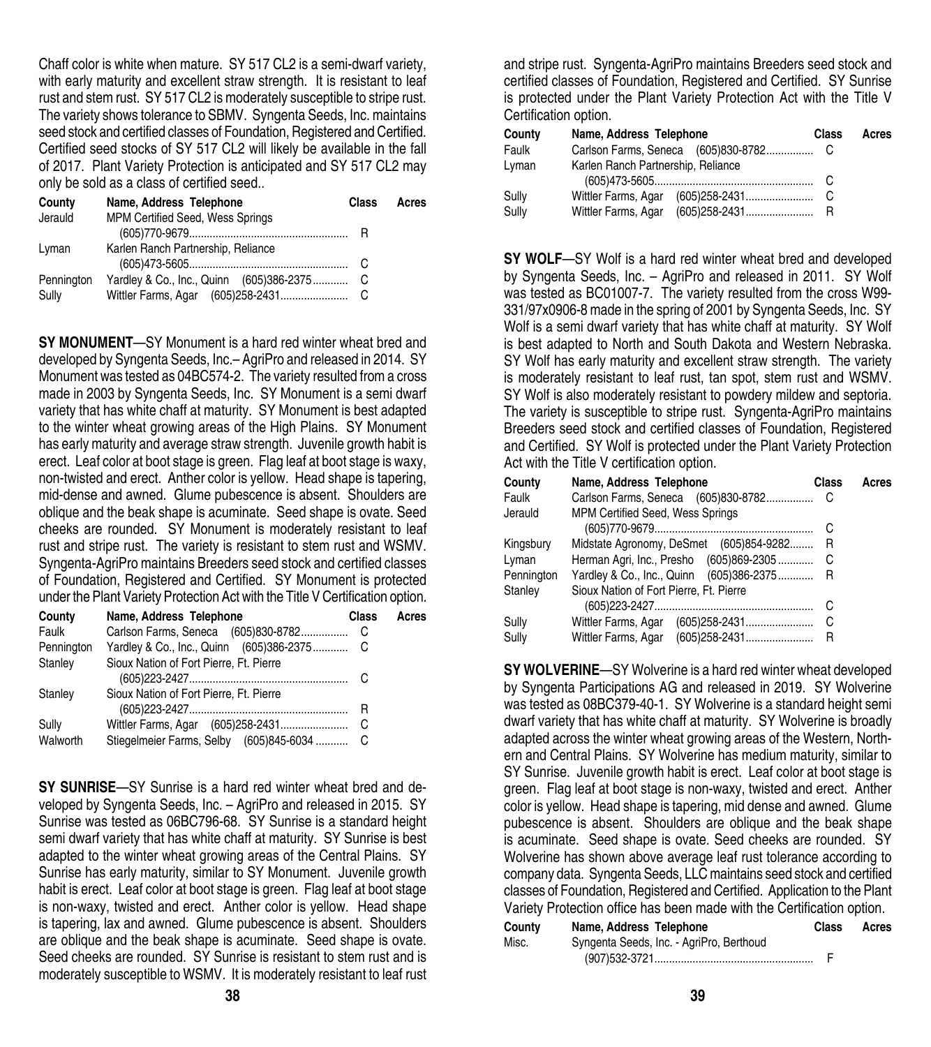Chaff color is white when mature. SY 517 CL2 is a semi-dwarf variety, with early maturity and excellent straw strength. It is resistant to leaf rust and stem rust. SY 517 CL2 is moderately susceptible to stripe rust. The variety shows tolerance to SBMV. Syngenta Seeds, Inc. maintains seed stock and certified classes of Foundation, Registered and Certified. Certified seed stocks of SY 517 CL2 will likely be available in the fall of 2017. Plant Variety Protection is anticipated and SY 517 CL2 may only be sold as a class of certified seed..

| County | Name, Address Telephone | Class | Acres |
|---|---|---|---|
| Jerauld | MPM Certified Seed, Wess Springs (605)770-9679 | R | |
| Lyman | Karlen Ranch Partnership, Reliance (605)473-5605 | C | |
| Pennington | Yardley & Co., Inc., Quinn (605)386-2375 | C | |
| Sully | Wittler Farms, Agar (605)258-2431 | C | |

**SY MONUMENT**—SY Monument is a hard red winter wheat bred and developed by Syngenta Seeds, Inc.– AgriPro and released in 2014. SY Monument was tested as 04BC574-2. The variety resulted from a cross made in 2003 by Syngenta Seeds, Inc. SY Monument is a semi dwarf variety that has white chaff at maturity. SY Monument is best adapted to the winter wheat growing areas of the High Plains. SY Monument has early maturity and average straw strength. Juvenile growth habit is erect. Leaf color at boot stage is green. Flag leaf at boot stage is waxy, non-twisted and erect. Anther color is yellow. Head shape is tapering, mid-dense and awned. Glume pubescence is absent. Shoulders are oblique and the beak shape is acuminate. Seed shape is ovate. Seed cheeks are rounded. SY Monument is moderately resistant to leaf rust and stripe rust. The variety is resistant to stem rust and WSMV. Syngenta-AgriPro maintains Breeders seed stock and certified classes of Foundation, Registered and Certified. SY Monument is protected under the Plant Variety Protection Act with the Title V Certification option.

| County | Name, Address Telephone | Class | Acres |
|---|---|---|---|
| Faulk | Carlson Farms, Seneca (605)830-8782 | C | |
| Pennington | Yardley & Co., Inc., Quinn (605)386-2375 | C | |
| Stanley | Sioux Nation of Fort Pierre, Ft. Pierre (605)223-2427 | C | |
| Stanley | Sioux Nation of Fort Pierre, Ft. Pierre (605)223-2427 | R | |
| Sully | Wittler Farms, Agar (605)258-2431 | C | |
| Walworth | Stiegelmeier Farms, Selby (605)845-6034 | C | |

**SY SUNRISE**—SY Sunrise is a hard red winter wheat bred and developed by Syngenta Seeds, Inc. – AgriPro and released in 2015. SY Sunrise was tested as 06BC796-68. SY Sunrise is a standard height semi dwarf variety that has white chaff at maturity. SY Sunrise is best adapted to the winter wheat growing areas of the Central Plains. SY Sunrise has early maturity, similar to SY Monument. Juvenile growth habit is erect. Leaf color at boot stage is green. Flag leaf at boot stage is non-waxy, twisted and erect. Anther color is yellow. Head shape is tapering, lax and awned. Glume pubescence is absent. Shoulders are oblique and the beak shape is acuminate. Seed shape is ovate. Seed cheeks are rounded. SY Sunrise is resistant to stem rust and is moderately susceptible to WSMV. It is moderately resistant to leaf rust and stripe rust. Syngenta-AgriPro maintains Breeders seed stock and certified classes of Foundation, Registered and Certified. SY Sunrise is protected under the Plant Variety Protection Act with the Title V Certification option.

| County | Name, Address Telephone | Class | Acres |
|---|---|---|---|
| Faulk | Carlson Farms, Seneca (605)830-8782 | C | |
| Lyman | Karlen Ranch Partnership, Reliance (605)473-5605 | C | |
| Sully | Wittler Farms, Agar (605)258-2431 | C | |
| Sully | Wittler Farms, Agar (605)258-2431 | R | |

**SY WOLF**—SY Wolf is a hard red winter wheat bred and developed by Syngenta Seeds, Inc. – AgriPro and released in 2011. SY Wolf was tested as BC01007-7. The variety resulted from the cross W99-331/97x0906-8 made in the spring of 2001 by Syngenta Seeds, Inc. SY Wolf is a semi dwarf variety that has white chaff at maturity. SY Wolf is best adapted to North and South Dakota and Western Nebraska. SY Wolf has early maturity and excellent straw strength. The variety is moderately resistant to leaf rust, tan spot, stem rust and WSMV. SY Wolf is also moderately resistant to powdery mildew and septoria. The variety is susceptible to stripe rust. Syngenta-AgriPro maintains Breeders seed stock and certified classes of Foundation, Registered and Certified. SY Wolf is protected under the Plant Variety Protection Act with the Title V certification option.

| County | Name, Address Telephone | Class | Acres |
|---|---|---|---|
| Faulk | Carlson Farms, Seneca (605)830-8782 | C | |
| Jerauld | MPM Certified Seed, Wess Springs (605)770-9679 | C | |
| Kingsbury | Midstate Agronomy, DeSmet (605)854-9282 | R | |
| Lyman | Herman Agri, Inc., Presho (605)869-2305 | C | |
| Pennington | Yardley & Co., Inc., Quinn (605)386-2375 | R | |
| Stanley | Sioux Nation of Fort Pierre, Ft. Pierre (605)223-2427 | C | |
| Sully | Wittler Farms, Agar (605)258-2431 | C | |
| Sully | Wittler Farms, Agar (605)258-2431 | R | |

**SY WOLVERINE**—SY Wolverine is a hard red winter wheat developed by Syngenta Participations AG and released in 2019. SY Wolverine was tested as 08BC379-40-1. SY Wolverine is a standard height semi dwarf variety that has white chaff at maturity. SY Wolverine is broadly adapted across the winter wheat growing areas of the Western, Northern and Central Plains. SY Wolverine has medium maturity, similar to SY Sunrise. Juvenile growth habit is erect. Leaf color at boot stage is green. Flag leaf at boot stage is non-waxy, twisted and erect. Anther color is yellow. Head shape is tapering, mid dense and awned. Glume pubescence is absent. Shoulders are oblique and the beak shape is acuminate. Seed shape is ovate. Seed cheeks are rounded. SY Wolverine has shown above average leaf rust tolerance according to company data. Syngenta Seeds, LLC maintains seed stock and certified classes of Foundation, Registered and Certified. Application to the Plant Variety Protection office has been made with the Certification option.

| County | Name, Address Telephone | Class | Acres |
|---|---|---|---|
| Misc. | Syngenta Seeds, Inc. - AgriPro, Berthoud (907)532-3721 | F | |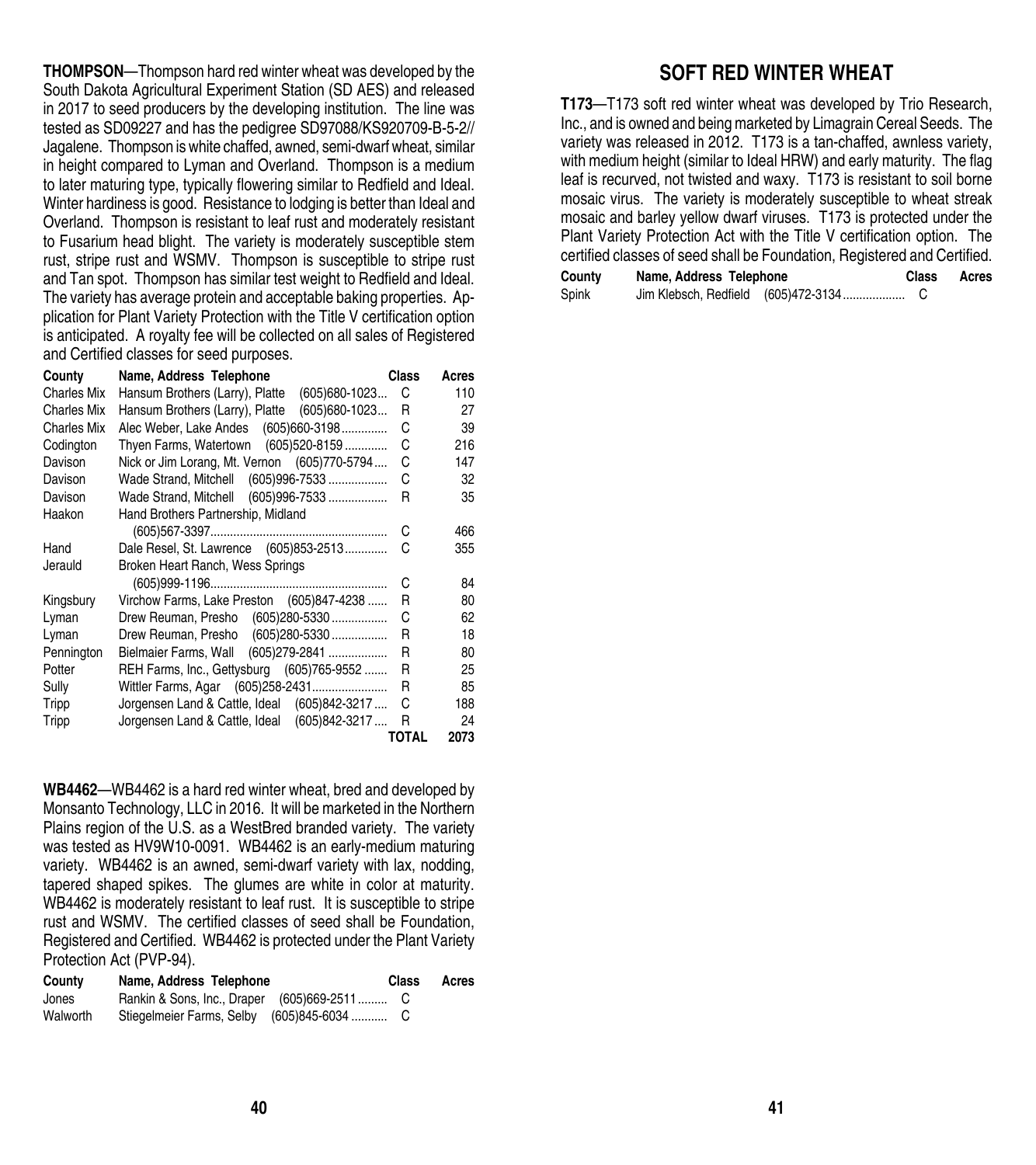**THOMPSON**—Thompson hard red winter wheat was developed by the South Dakota Agricultural Experiment Station (SD AES) and released in 2017 to seed producers by the developing institution. The line was tested as SD09227 and has the pedigree SD97088/KS920709-B-5-2//Jagalene. Thompson is white chaffed, awned, semi-dwarf wheat, similar in height compared to Lyman and Overland. Thompson is a medium to later maturing type, typically flowering similar to Redfield and Ideal. Winter hardiness is good. Resistance to lodging is better than Ideal and Overland. Thompson is resistant to leaf rust and moderately resistant to Fusarium head blight. The variety is moderately susceptible stem rust, stripe rust and WSMV. Thompson is susceptible to stripe rust and Tan spot. Thompson has similar test weight to Redfield and Ideal. The variety has average protein and acceptable baking properties. Application for Plant Variety Protection with the Title V certification option is anticipated. A royalty fee will be collected on all sales of Registered and Certified classes for seed purposes.

| County | Name, Address Telephone | Class | Acres |
|---|---|---|---|
| Charles Mix | Hansum Brothers (Larry), Platte (605)680-1023 | C | 110 |
| Charles Mix | Hansum Brothers (Larry), Platte (605)680-1023 | R | 27 |
| Charles Mix | Alec Weber, Lake Andes (605)660-3198 | C | 39 |
| Codington | Thyen Farms, Watertown (605)520-8159 | C | 216 |
| Davison | Nick or Jim Lorang, Mt. Vernon (605)770-5794 | C | 147 |
| Davison | Wade Strand, Mitchell (605)996-7533 | C | 32 |
| Davison | Wade Strand, Mitchell (605)996-7533 | R | 35 |
| Haakon | Hand Brothers Partnership, Midland (605)567-3397 | C | 466 |
| Hand | Dale Resel, St. Lawrence (605)853-2513 | C | 355 |
| Jerauld | Broken Heart Ranch, Wess Springs (605)999-1196 | C | 84 |
| Kingsbury | Virchow Farms, Lake Preston (605)847-4238 | R | 80 |
| Lyman | Drew Reuman, Presho (605)280-5330 | C | 62 |
| Lyman | Drew Reuman, Presho (605)280-5330 | R | 18 |
| Pennington | Bielmaier Farms, Wall (605)279-2841 | R | 80 |
| Potter | REH Farms, Inc., Gettysburg (605)765-9552 | R | 25 |
| Sully | Wittler Farms, Agar (605)258-2431 | R | 85 |
| Tripp | Jorgensen Land & Cattle, Ideal (605)842-3217 | C | 188 |
| Tripp | Jorgensen Land & Cattle, Ideal (605)842-3217 | R | 24 |
| | | **TOTAL** | **2073** |

**WB4462**—WB4462 is a hard red winter wheat, bred and developed by Monsanto Technology, LLC in 2016. It will be marketed in the Northern Plains region of the U.S. as a WestBred branded variety. The variety was tested as HV9W10-0091. WB4462 is an early-medium maturing variety. WB4462 is an awned, semi-dwarf variety with lax, nodding, tapered shaped spikes. The glumes are white in color at maturity. WB4462 is moderately resistant to leaf rust. It is susceptible to stripe rust and WSMV. The certified classes of seed shall be Foundation, Registered and Certified. WB4462 is protected under the Plant Variety Protection Act (PVP-94).

| County | Name, Address Telephone | Class | Acres |
|---|---|---|---|
| Jones | Rankin & Sons, Inc., Draper (605)669-2511 | C | |
| Walworth | Stiegelmeier Farms, Selby (605)845-6034 | C | |

## SOFT RED WINTER WHEAT

**T173**—T173 soft red winter wheat was developed by Trio Research, Inc., and is owned and being marketed by Limagrain Cereal Seeds. The variety was released in 2012. T173 is a tan-chaffed, awnless variety, with medium height (similar to Ideal HRW) and early maturity. The flag leaf is recurved, not twisted and waxy. T173 is resistant to soil borne mosaic virus. The variety is moderately susceptible to wheat streak mosaic and barley yellow dwarf viruses. T173 is protected under the Plant Variety Protection Act with the Title V certification option. The certified classes of seed shall be Foundation, Registered and Certified.

| County | Name, Address Telephone | Class | Acres |
|---|---|---|---|
| Spink | Jim Klebsch, Redfield (605)472-3134 | C | |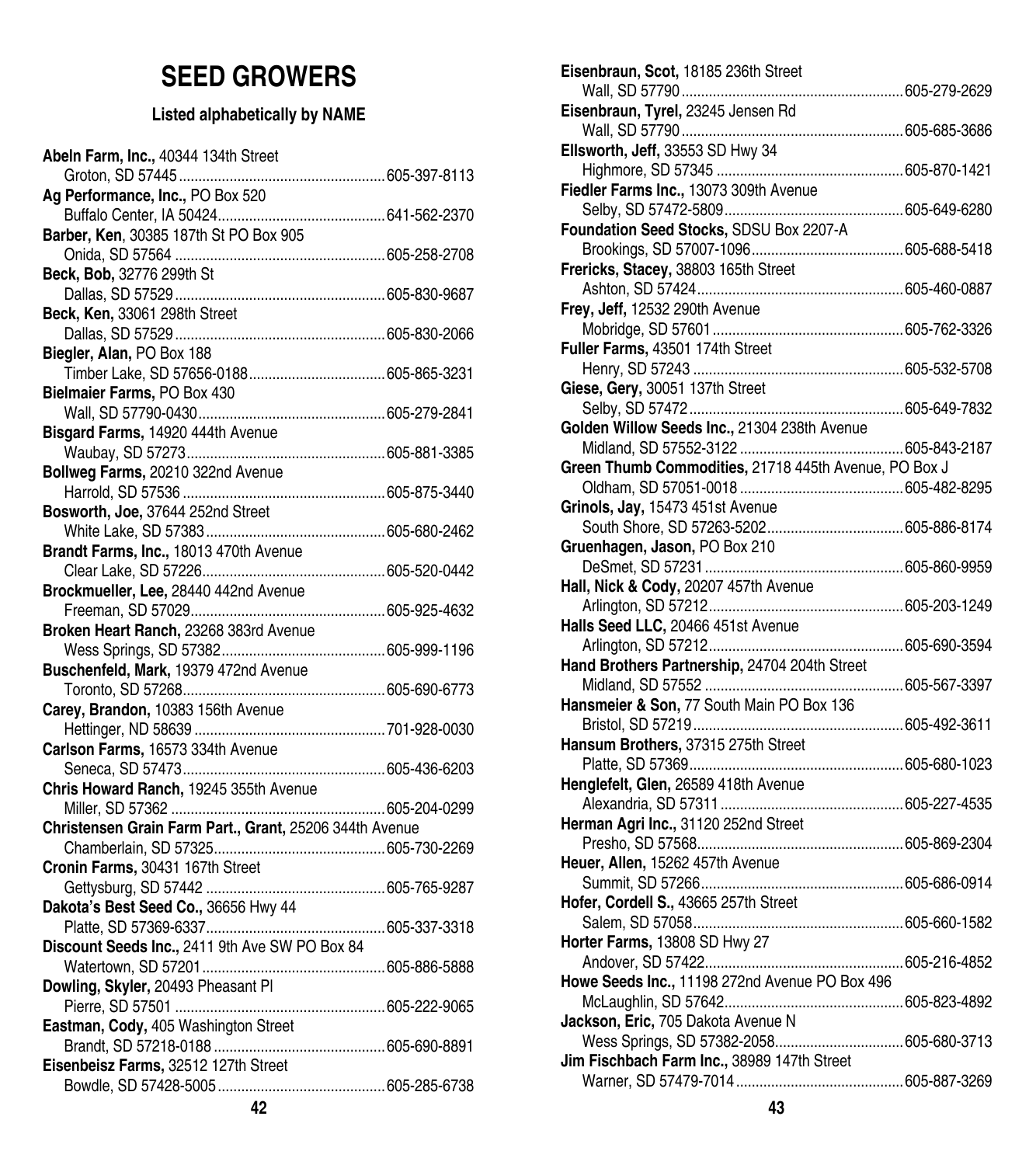# SEED GROWERS

### Listed alphabetically by NAME

**Abeln Farm, Inc.,** 40344 134th Street
Groton, SD 57445 .......... 605-397-8113

**Ag Performance, Inc.,** PO Box 520
Buffalo Center, IA 50424 .......... 641-562-2370

**Barber, Ken,** 30385 187th St PO Box 905
Onida, SD 57564 .......... 605-258-2708

**Beck, Bob,** 32776 299th St
Dallas, SD 57529 .......... 605-830-9687

**Beck, Ken,** 33061 298th Street
Dallas, SD 57529 .......... 605-830-2066

**Biegler, Alan,** PO Box 188
Timber Lake, SD 57656-0188 .......... 605-865-3231

**Bielmaier Farms,** PO Box 430
Wall, SD 57790-0430 .......... 605-279-2841

**Bisgard Farms,** 14920 444th Avenue
Waubay, SD 57273 .......... 605-881-3385

**Bollweg Farms,** 20210 322nd Avenue
Harrold, SD 57536 .......... 605-875-3440

**Bosworth, Joe,** 37644 252nd Street
White Lake, SD 57383 .......... 605-680-2462

**Brandt Farms, Inc.,** 18013 470th Avenue
Clear Lake, SD 57226 .......... 605-520-0442

**Brockmueller, Lee,** 28440 442nd Avenue
Freeman, SD 57029 .......... 605-925-4632

**Broken Heart Ranch,** 23268 383rd Avenue
Wess Springs, SD 57382 .......... 605-999-1196

**Buschenfeld, Mark,** 19379 472nd Avenue
Toronto, SD 57268 .......... 605-690-6773

**Carey, Brandon,** 10383 156th Avenue
Hettinger, ND 58639 .......... 701-928-0030

**Carlson Farms,** 16573 334th Avenue
Seneca, SD 57473 .......... 605-436-6203

**Chris Howard Ranch,** 19245 355th Avenue
Miller, SD 57362 .......... 605-204-0299

**Christensen Grain Farm Part., Grant,** 25206 344th Avenue
Chamberlain, SD 57325 .......... 605-730-2269

**Cronin Farms,** 30431 167th Street
Gettysburg, SD 57442 .......... 605-765-9287

**Dakota's Best Seed Co.,** 36656 Hwy 44
Platte, SD 57369-6337 .......... 605-337-3318

**Discount Seeds Inc.,** 2411 9th Ave SW PO Box 84
Watertown, SD 57201 .......... 605-886-5888

**Dowling, Skyler,** 20493 Pheasant Pl
Pierre, SD 57501 .......... 605-222-9065

**Eastman, Cody,** 405 Washington Street
Brandt, SD 57218-0188 .......... 605-690-8891

**Eisenbeisz Farms,** 32512 127th Street
Bowdle, SD 57428-5005 .......... 605-285-6738

**Eisenbraun, Scot,** 18185 236th Street
Wall, SD 57790 .......... 605-279-2629

**Eisenbraun, Tyrel,** 23245 Jensen Rd
Wall, SD 57790 .......... 605-685-3686

**Ellsworth, Jeff,** 33553 SD Hwy 34
Highmore, SD 57345 .......... 605-870-1421

**Fiedler Farms Inc.,** 13073 309th Avenue
Selby, SD 57472-5809 .......... 605-649-6280

**Foundation Seed Stocks,** SDSU Box 2207-A
Brookings, SD 57007-1096 .......... 605-688-5418

**Frericks, Stacey,** 38803 165th Street
Ashton, SD 57424 .......... 605-460-0887

**Frey, Jeff,** 12532 290th Avenue
Mobridge, SD 57601 .......... 605-762-3326

**Fuller Farms,** 43501 174th Street
Henry, SD 57243 .......... 605-532-5708

**Giese, Gery,** 30051 137th Street
Selby, SD 57472 .......... 605-649-7832

**Golden Willow Seeds Inc.,** 21304 238th Avenue
Midland, SD 57552-3122 .......... 605-843-2187

**Green Thumb Commodities,** 21718 445th Avenue, PO Box J
Oldham, SD 57051-0018 .......... 605-482-8295

**Grinols, Jay,** 15473 451st Avenue
South Shore, SD 57263-5202 .......... 605-886-8174

**Gruenhagen, Jason,** PO Box 210
DeSmet, SD 57231 .......... 605-860-9959

**Hall, Nick & Cody,** 20207 457th Avenue
Arlington, SD 57212 .......... 605-203-1249

**Halls Seed LLC,** 20466 451st Avenue
Arlington, SD 57212 .......... 605-690-3594

**Hand Brothers Partnership,** 24704 204th Street
Midland, SD 57552 .......... 605-567-3397

**Hansmeier & Son,** 77 South Main PO Box 136
Bristol, SD 57219 .......... 605-492-3611

**Hansum Brothers,** 37315 275th Street
Platte, SD 57369 .......... 605-680-1023

**Henglefelt, Glen,** 26589 418th Avenue
Alexandria, SD 57311 .......... 605-227-4535

**Herman Agri Inc.,** 31120 252nd Street
Presho, SD 57568 .......... 605-869-2304

**Heuer, Allen,** 15262 457th Avenue
Summit, SD 57266 .......... 605-686-0914

**Hofer, Cordell S.,** 43665 257th Street
Salem, SD 57058 .......... 605-660-1582

**Horter Farms,** 13808 SD Hwy 27
Andover, SD 57422 .......... 605-216-4852

**Howe Seeds Inc.,** 11198 272nd Avenue PO Box 496
McLaughlin, SD 57642 .......... 605-823-4892

**Jackson, Eric,** 705 Dakota Avenue N
Wess Springs, SD 57382-2058 .......... 605-680-3713

**Jim Fischbach Farm Inc.,** 38989 147th Street
Warner, SD 57479-7014 .......... 605-887-3269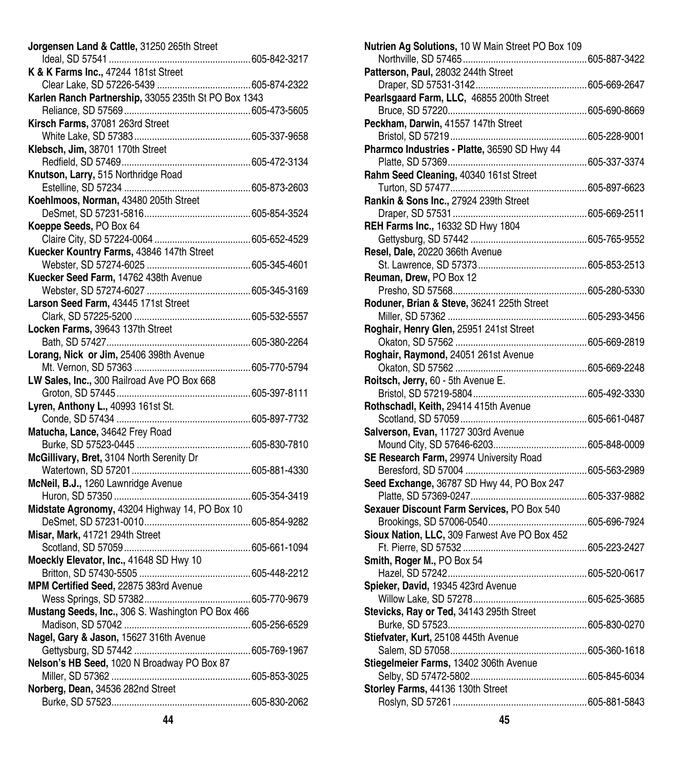**Jorgensen Land & Cattle,** 31250 265th Street
Ideal, SD 57541 ........................................................ 605-842-3217

**K & K Farms Inc.,** 47244 181st Street
Clear Lake, SD 57226-5439 ..................................... 605-874-2322

**Karlen Ranch Partnership,** 33055 235th St PO Box 1343
Reliance, SD 57569 .................................................. 605-473-5605

**Kirsch Farms,** 37081 263rd Street
White Lake, SD 57383 .............................................. 605-337-9658

**Klebsch, Jim,** 38701 170th Street
Redfield, SD 57469 ................................................... 605-472-3134

**Knutson, Larry,** 515 Northridge Road
Estelline, SD 57234 .................................................. 605-873-2603

**Koehlmoos, Norman,** 43480 205th Street
DeSmet, SD 57231-5816 ........................................... 605-854-3524

**Koeppe Seeds,** PO Box 64
Claire City, SD 57224-0064 ...................................... 605-652-4529

**Kuecker Kountry Farms,** 43846 147th Street
Webster, SD 57274-6025 .......................................... 605-345-4601

**Kuecker Seed Farm,** 14762 438th Avenue
Webster, SD 57274-6027 .......................................... 605-345-3169

**Larson Seed Farm,** 43445 171st Street
Clark, SD 57225-5200 .............................................. 605-532-5557

**Locken Farms,** 39643 137th Street
Bath, SD 57427 ......................................................... 605-380-2264

**Lorang, Nick or Jim,** 25406 398th Avenue
Mt. Vernon, SD 57363 .............................................. 605-770-5794

**LW Sales, Inc.,** 300 Railroad Ave PO Box 668
Groton, SD 57445 ..................................................... 605-397-8111

**Lyren, Anthony L.,** 40993 161st St.
Conde, SD 57434 ..................................................... 605-897-7732

**Matucha, Lance,** 34642 Frey Road
Burke, SD 57523-0445 ............................................. 605-830-7810

**McGillivary, Bret,** 3104 North Serenity Dr
Watertown, SD 57201 ............................................... 605-881-4330

**McNeil, B.J.,** 1260 Lawnridge Avenue
Huron, SD 57350 ...................................................... 605-354-3419

**Midstate Agronomy,** 43204 Highway 14, PO Box 10
DeSmet, SD 57231-0010 ........................................... 605-854-9282

**Misar, Mark,** 41721 294th Street
Scotland, SD 57059 .................................................. 605-661-1094

**Moeckly Elevator, Inc.,** 41648 SD Hwy 10
Britton, SD 57430-5505 ............................................ 605-448-2212

**MPM Certified Seed,** 22875 383rd Avenue
Wess Springs, SD 57382 .......................................... 605-770-9679

**Mustang Seeds, Inc.,** 306 S. Washington PO Box 466
Madison, SD 57042 .................................................. 605-256-6529

**Nagel, Gary & Jason,** 15627 316th Avenue
Gettysburg, SD 57442 .............................................. 605-769-1967

**Nelson's HB Seed,** 1020 N Broadway PO Box 87
Miller, SD 57362 ....................................................... 605-853-3025

**Norberg, Dean,** 34536 282nd Street
Burke, SD 57523 ....................................................... 605-830-2062

**Nutrien Ag Solutions,** 10 W Main Street PO Box 109
Northville, SD 57465 ................................................. 605-887-3422

**Patterson, Paul,** 28032 244th Street
Draper, SD 57531-3142 ............................................ 605-669-2647

**Pearlsgaard Farm, LLC,** 46855 200th Street
Bruce, SD 57220 ....................................................... 605-690-8669

**Peckham, Darwin,** 41557 147th Street
Bristol, SD 57219 ...................................................... 605-228-9001

**Pharmco Industries - Platte,** 36590 SD Hwy 44
Platte, SD 57369 ....................................................... 605-337-3374

**Rahm Seed Cleaning,** 40340 161st Street
Turton, SD 57477 ...................................................... 605-897-6623

**Rankin & Sons Inc.,** 27924 239th Street
Draper, SD 57531 ..................................................... 605-669-2511

**REH Farms Inc.,** 16332 SD Hwy 1804
Gettysburg, SD 57442 .............................................. 605-765-9552

**Resel, Dale,** 20220 366th Avenue
St. Lawrence, SD 57373 ........................................... 605-853-2513

**Reuman, Drew,** PO Box 12
Presho, SD 57568 ..................................................... 605-280-5330

**Roduner, Brian & Steve,** 36241 225th Street
Miller, SD 57362 ....................................................... 605-293-3456

**Roghair, Henry Glen,** 25951 241st Street
Okaton, SD 57562 .................................................... 605-669-2819

**Roghair, Raymond,** 24051 261st Avenue
Okaton, SD 57562 .................................................... 605-669-2248

**Roitsch, Jerry,** 60 - 5th Avenue E.
Bristol, SD 57219-5804 ............................................. 605-492-3330

**Rothschadl, Keith,** 29414 415th Avenue
Scotland, SD 57059 .................................................. 605-661-0487

**Salverson, Evan,** 11727 303rd Avenue
Mound City, SD 57646-6203 ..................................... 605-848-0009

**SE Research Farm,** 29974 University Road
Beresford, SD 57004 ................................................ 605-563-2989

**Seed Exchange,** 36787 SD Hwy 44, PO Box 247
Platte, SD 57369-0247 .............................................. 605-337-9882

**Sexauer Discount Farm Services,** PO Box 540
Brookings, SD 57006-0540 ....................................... 605-696-7924

**Sioux Nation, LLC,** 309 Farwest Ave PO Box 452
Ft. Pierre, SD 57532 ................................................. 605-223-2427

**Smith, Roger M.,** PO Box 54
Hazel, SD 57242 ....................................................... 605-520-0617

**Spieker, David,** 19345 423rd Avenue
Willow Lake, SD 57278 ............................................. 605-625-3685

**Stevicks, Ray or Ted,** 34143 295th Street
Burke, SD 57523 ....................................................... 605-830-0270

**Stiefvater, Kurt,** 25108 445th Avenue
Salem, SD 57058 ....................................................... 605-360-1618

**Stiegelmeier Farms,** 13402 306th Avenue
Selby, SD 57472-5802 .............................................. 605-845-6034

**Storley Farms,** 44136 130th Street
Roslyn, SD 57261 ..................................................... 605-881-5843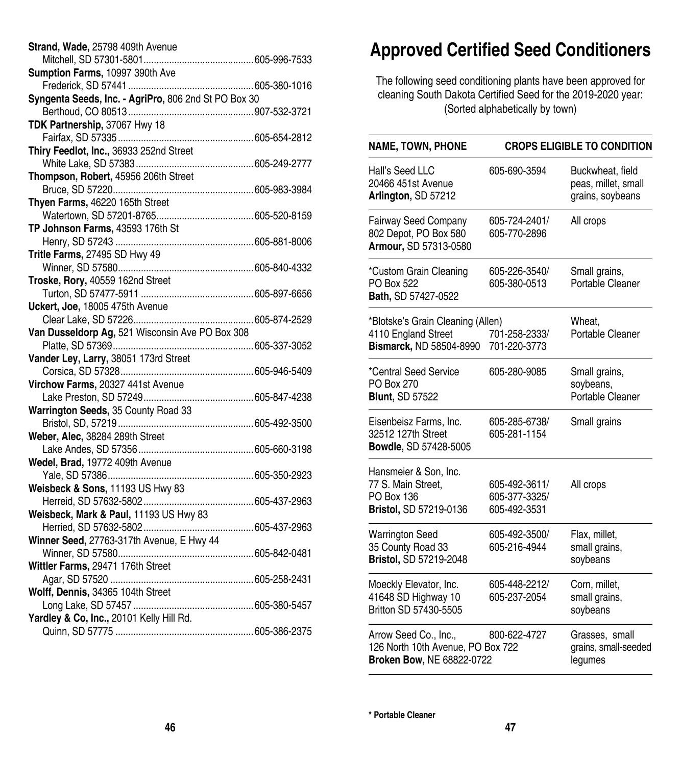**Strand, Wade,** 25798 409th Avenue
Mitchell, SD 57301-5801 ........................................ 605-996-7533

**Sumption Farms,** 10997 390th Ave
Frederick, SD 57441 ........................................ 605-380-1016

**Syngenta Seeds, Inc. - AgriPro,** 806 2nd St PO Box 30
Berthoud, CO 80513 ........................................ 907-532-3721

**TDK Partnership,** 37067 Hwy 18
Fairfax, SD 57335 ........................................ 605-654-2812

**Thiry Feedlot, Inc.,** 36933 252nd Street
White Lake, SD 57383 ........................................ 605-249-2777

**Thompson, Robert,** 45956 206th Street
Bruce, SD 57220 ........................................ 605-983-3984

**Thyen Farms,** 46220 165th Street
Watertown, SD 57201-8765 ........................................ 605-520-8159

**TP Johnson Farms,** 43593 176th St
Henry, SD 57243 ........................................ 605-881-8006

**Tritle Farms,** 27495 SD Hwy 49
Winner, SD 57580 ........................................ 605-840-4332

**Troske, Rory,** 40559 162nd Street
Turton, SD 57477-5911 ........................................ 605-897-6656

**Uckert, Joe,** 18005 475th Avenue
Clear Lake, SD 57226 ........................................ 605-874-2529

**Van Dusseldorp Ag,** 521 Wisconsin Ave PO Box 308
Platte, SD 57369 ........................................ 605-337-3052

**Vander Ley, Larry,** 38051 173rd Street
Corsica, SD 57328 ........................................ 605-946-5409

**Virchow Farms,** 20327 441st Avenue
Lake Preston, SD 57249 ........................................ 605-847-4238

**Warrington Seeds,** 35 County Road 33
Bristol, SD, 57219 ........................................ 605-492-3500

**Weber, Alec,** 38284 289th Street
Lake Andes, SD 57356 ........................................ 605-660-3198

**Wedel, Brad,** 19772 409th Avenue
Yale, SD 57386 ........................................ 605-350-2923

**Weisbeck & Sons,** 11193 US Hwy 83
Herreid, SD 57632-5802 ........................................ 605-437-2963

**Weisbeck, Mark & Paul,** 11193 US Hwy 83
Herried, SD 57632-5802 ........................................ 605-437-2963

**Winner Seed,** 27763-317th Avenue, E Hwy 44
Winner, SD 57580 ........................................ 605-842-0481

**Wittler Farms,** 29471 176th Street
Agar, SD 57520 ........................................ 605-258-2431

**Wolff, Dennis,** 34365 104th Street
Long Lake, SD 57457 ........................................ 605-380-5457

**Yardley & Co, Inc.,** 20101 Kelly Hill Rd.
Quinn, SD 57775 ........................................ 605-386-2375

# Approved Certified Seed Conditioners

The following seed conditioning plants have been approved for cleaning South Dakota Certified Seed for the 2019-2020 year: (Sorted alphabetically by town)

| NAME, TOWN, PHONE | | CROPS ELIGIBLE TO CONDITION |
|---|---|---|
| Hall's Seed LLC<br>20466 451st Avenue<br>**Arlington,** SD 57212 | 605-690-3594 | Buckwheat, field peas, millet, small grains, soybeans |
| Fairway Seed Company<br>802 Depot, PO Box 580<br>**Armour,** SD 57313-0580 | 605-724-2401/<br>605-770-2896 | All crops |
| *Custom Grain Cleaning<br>PO Box 522<br>**Bath,** SD 57427-0522 | 605-226-3540/<br>605-380-0513 | Small grains, Portable Cleaner |
| *Blotske's Grain Cleaning (Allen)<br>4110 England Street<br>**Bismarck,** ND 58504-8990 | 701-258-2333/<br>701-220-3773 | Wheat, Portable Cleaner |
| *Central Seed Service<br>PO Box 270<br>**Blunt,** SD 57522 | 605-280-9085 | Small grains, soybeans, Portable Cleaner |
| Eisenbeisz Farms, Inc.<br>32512 127th Street<br>**Bowdle,** SD 57428-5005 | 605-285-6738/<br>605-281-1154 | Small grains |
| Hansmeier & Son, Inc.<br>77 S. Main Street,<br>PO Box 136<br>**Bristol,** SD 57219-0136 | 605-492-3611/<br>605-377-3325/<br>605-492-3531 | All crops |
| Warrington Seed<br>35 County Road 33<br>**Bristol,** SD 57219-2048 | 605-492-3500/<br>605-216-4944 | Flax, millet, small grains, soybeans |
| Moeckly Elevator, Inc.<br>41648 SD Highway 10<br>Britton SD 57430-5505 | 605-448-2212/<br>605-237-2054 | Corn, millet, small grains, soybeans |
| Arrow Seed Co., Inc.,<br>126 North 10th Avenue, PO Box 722<br>**Broken Bow,** NE 68822-0722 | 800-622-4727 | Grasses, small grains, small-seeded legumes |

**\* Portable Cleaner**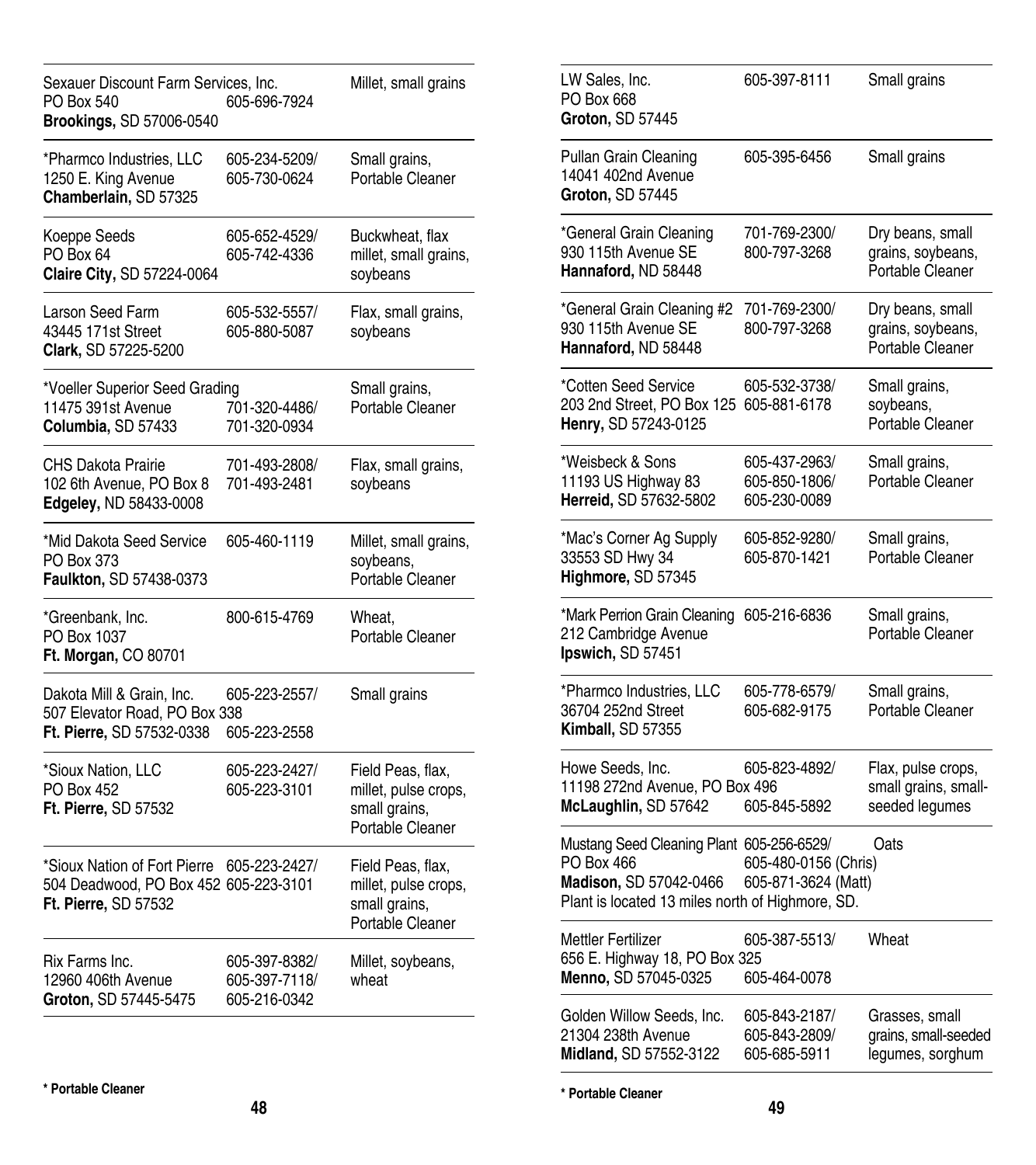| Name / Address | Phone | Crops |
|---|---|---|
| Sexauer Discount Farm Services, Inc.<br>PO Box 540<br>**Brookings,** SD 57006-0540 | 605-696-7924 | Millet, small grains |
| *Pharmco Industries, LLC<br>1250 E. King Avenue<br>**Chamberlain,** SD 57325 | 605-234-5209/<br>605-730-0624 | Small grains,<br>Portable Cleaner |
| Koeppe Seeds<br>PO Box 64<br>**Claire City,** SD 57224-0064 | 605-652-4529/<br>605-742-4336 | Buckwheat, flax<br>millet, small grains,<br>soybeans |
| Larson Seed Farm<br>43445 171st Street<br>**Clark,** SD 57225-5200 | 605-532-5557/<br>605-880-5087 | Flax, small grains,<br>soybeans |
| *Voeller Superior Seed Grading<br>11475 391st Avenue<br>**Columbia,** SD 57433 | 701-320-4486/<br>701-320-0934 | Small grains,<br>Portable Cleaner |
| CHS Dakota Prairie<br>102 6th Avenue, PO Box 8<br>**Edgeley,** ND 58433-0008 | 701-493-2808/<br>701-493-2481 | Flax, small grains,<br>soybeans |
| *Mid Dakota Seed Service<br>PO Box 373<br>**Faulkton,** SD 57438-0373 | 605-460-1119 | Millet, small grains,<br>soybeans,<br>Portable Cleaner |
| *Greenbank, Inc.<br>PO Box 1037<br>**Ft. Morgan,** CO 80701 | 800-615-4769 | Wheat,<br>Portable Cleaner |
| Dakota Mill & Grain, Inc.<br>507 Elevator Road, PO Box 338<br>**Ft. Pierre,** SD 57532-0338 | 605-223-2557/<br>605-223-2558 | Small grains |
| *Sioux Nation, LLC<br>PO Box 452<br>**Ft. Pierre,** SD 57532 | 605-223-2427/<br>605-223-3101 | Field Peas, flax,<br>millet, pulse crops,<br>small grains,<br>Portable Cleaner |
| *Sioux Nation of Fort Pierre<br>504 Deadwood, PO Box 452<br>**Ft. Pierre,** SD 57532 | 605-223-2427/<br>605-223-3101 | Field Peas, flax,<br>millet, pulse crops,<br>small grains,<br>Portable Cleaner |
| Rix Farms Inc.<br>12960 406th Avenue<br>**Groton,** SD 57445-5475 | 605-397-8382/<br>605-397-7118/<br>605-216-0342 | Millet, soybeans,<br>wheat |
| LW Sales, Inc.<br>PO Box 668<br>**Groton,** SD 57445 | 605-397-8111 | Small grains |
| Pullan Grain Cleaning<br>14041 402nd Avenue<br>**Groton,** SD 57445 | 605-395-6456 | Small grains |
| *General Grain Cleaning<br>930 115th Avenue SE<br>**Hannaford,** ND 58448 | 701-769-2300/<br>800-797-3268 | Dry beans, small<br>grains, soybeans,<br>Portable Cleaner |
| *General Grain Cleaning #2<br>930 115th Avenue SE<br>**Hannaford,** ND 58448 | 701-769-2300/<br>800-797-3268 | Dry beans, small<br>grains, soybeans,<br>Portable Cleaner |
| *Cotten Seed Service<br>203 2nd Street, PO Box 125<br>**Henry,** SD 57243-0125 | 605-532-3738/<br>605-881-6178 | Small grains,<br>soybeans,<br>Portable Cleaner |
| *Weisbeck & Sons<br>11193 US Highway 83<br>**Herreid,** SD 57632-5802 | 605-437-2963/<br>605-850-1806/<br>605-230-0089 | Small grains,<br>Portable Cleaner |
| *Mac's Corner Ag Supply<br>33553 SD Hwy 34<br>**Highmore,** SD 57345 | 605-852-9280/<br>605-870-1421 | Small grains,<br>Portable Cleaner |
| *Mark Perrion Grain Cleaning<br>212 Cambridge Avenue<br>**Ipswich,** SD 57451 | 605-216-6836 | Small grains,<br>Portable Cleaner |
| *Pharmco Industries, LLC<br>36704 252nd Street<br>**Kimball,** SD 57355 | 605-778-6579/<br>605-682-9175 | Small grains,<br>Portable Cleaner |
| Howe Seeds, Inc.<br>11198 272nd Avenue, PO Box 496<br>**McLaughlin,** SD 57642 | 605-823-4892/<br>605-845-5892 | Flax, pulse crops,<br>small grains, small-<br>seeded legumes |
| Mustang Seed Cleaning Plant<br>PO Box 466<br>**Madison,** SD 57042-0466<br>Plant is located 13 miles north of Highmore, SD. | 605-256-6529/<br>605-480-0156 (Chris)<br>605-871-3624 (Matt) | Oats |
| Mettler Fertilizer<br>656 E. Highway 18, PO Box 325<br>**Menno,** SD 57045-0325 | 605-387-5513/<br>605-464-0078 | Wheat |
| Golden Willow Seeds, Inc.<br>21304 238th Avenue<br>**Midland,** SD 57552-3122 | 605-843-2187/<br>605-843-2809/<br>605-685-5911 | Grasses, small<br>grains, small-seeded<br>legumes, sorghum |

**\* Portable Cleaner**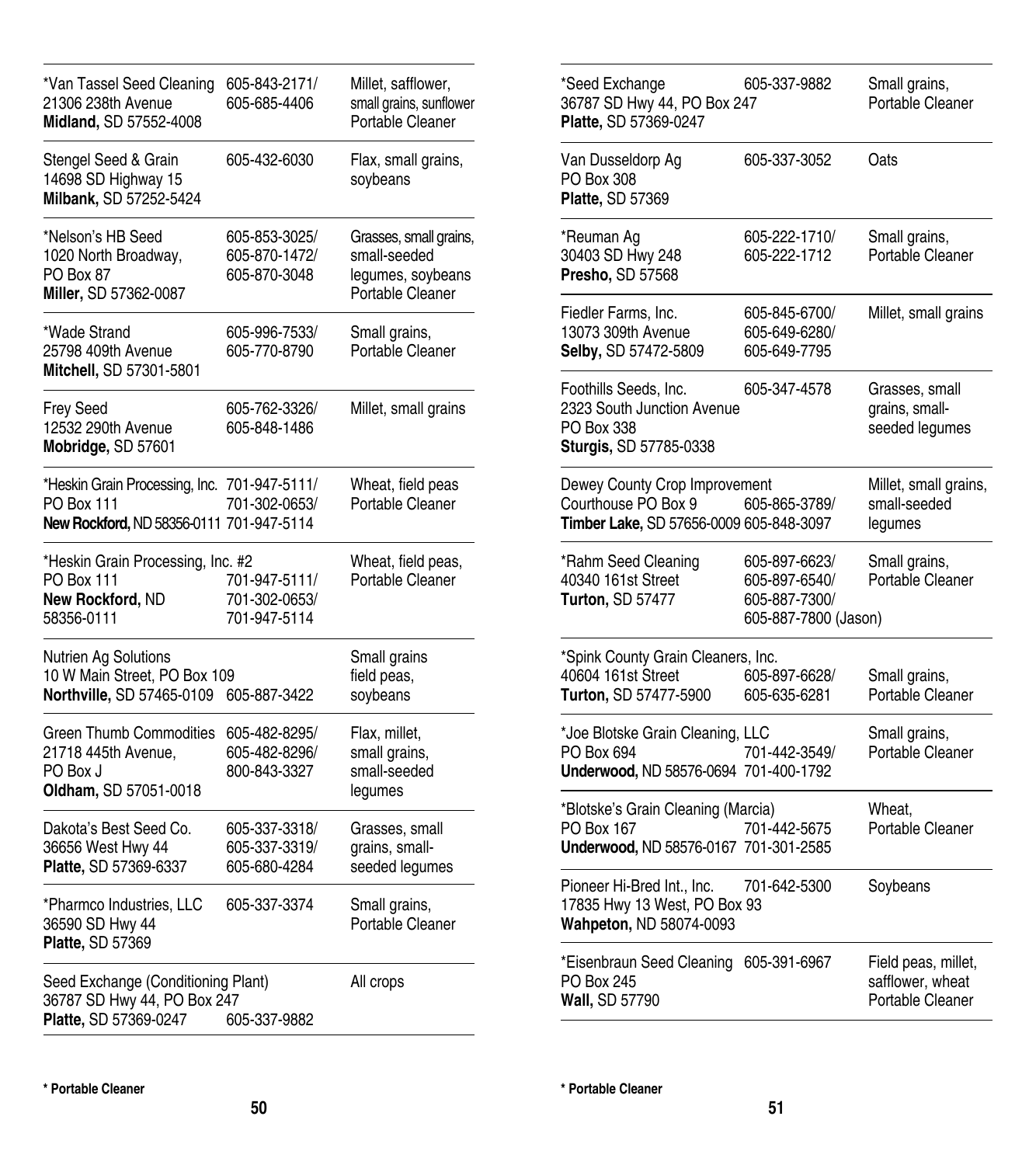| Business / Address | Phone | Crops / Services |
|---|---|---|
| *Van Tassel Seed Cleaning<br>21306 238th Avenue<br>**Midland,** SD 57552-4008 | 605-843-2171/<br>605-685-4406 | Millet, safflower, small grains, sunflower<br>Portable Cleaner |
| Stengel Seed & Grain<br>14698 SD Highway 15<br>**Milbank,** SD 57252-5424 | 605-432-6030 | Flax, small grains, soybeans |
| *Nelson's HB Seed<br>1020 North Broadway,<br>PO Box 87<br>**Miller,** SD 57362-0087 | 605-853-3025/<br>605-870-1472/<br>605-870-3048 | Grasses, small grains, small-seeded legumes, soybeans<br>Portable Cleaner |
| *Wade Strand<br>25798 409th Avenue<br>**Mitchell,** SD 57301-5801 | 605-996-7533/<br>605-770-8790 | Small grains,<br>Portable Cleaner |
| Frey Seed<br>12532 290th Avenue<br>**Mobridge,** SD 57601 | 605-762-3326/<br>605-848-1486 | Millet, small grains |
| *Heskin Grain Processing, Inc.<br>PO Box 111<br>**New Rockford,** ND 58356-0111 | 701-947-5111/<br>701-302-0653/<br>701-947-5114 | Wheat, field peas<br>Portable Cleaner |
| *Heskin Grain Processing, Inc. #2<br>PO Box 111<br>**New Rockford,** ND<br>58356-0111 | 701-947-5111/<br>701-302-0653/<br>701-947-5114 | Wheat, field peas,<br>Portable Cleaner |
| Nutrien Ag Solutions<br>10 W Main Street, PO Box 109<br>**Northville,** SD 57465-0109 | 605-887-3422 | Small grains<br>field peas,<br>soybeans |
| Green Thumb Commodities<br>21718 445th Avenue,<br>PO Box J<br>**Oldham,** SD 57051-0018 | 605-482-8295/<br>605-482-8296/<br>800-843-3327 | Flax, millet, small grains, small-seeded legumes |
| Dakota's Best Seed Co.<br>36656 West Hwy 44<br>**Platte,** SD 57369-6337 | 605-337-3318/<br>605-337-3319/<br>605-680-4284 | Grasses, small grains, small-seeded legumes |
| *Pharmco Industries, LLC<br>36590 SD Hwy 44<br>**Platte,** SD 57369 | 605-337-3374 | Small grains,<br>Portable Cleaner |
| Seed Exchange (Conditioning Plant)<br>36787 SD Hwy 44, PO Box 247<br>**Platte,** SD 57369-0247 | 605-337-9882 | All crops |
| *Seed Exchange<br>36787 SD Hwy 44, PO Box 247<br>**Platte,** SD 57369-0247 | 605-337-9882 | Small grains,<br>Portable Cleaner |
| Van Dusseldorp Ag<br>PO Box 308<br>**Platte,** SD 57369 | 605-337-3052 | Oats |
| *Reuman Ag<br>30403 SD Hwy 248<br>**Presho,** SD 57568 | 605-222-1710/<br>605-222-1712 | Small grains,<br>Portable Cleaner |
| Fiedler Farms, Inc.<br>13073 309th Avenue<br>**Selby,** SD 57472-5809 | 605-845-6700/<br>605-649-6280/<br>605-649-7795 | Millet, small grains |
| Foothills Seeds, Inc.<br>2323 South Junction Avenue<br>PO Box 338<br>**Sturgis,** SD 57785-0338 | 605-347-4578 | Grasses, small grains, small-seeded legumes |
| Dewey County Crop Improvement<br>Courthouse PO Box 9<br>**Timber Lake,** SD 57656-0009 | 605-865-3789/<br>605-848-3097 | Millet, small grains, small-seeded legumes |
| *Rahm Seed Cleaning<br>40340 161st Street<br>**Turton,** SD 57477 | 605-897-6623/<br>605-897-6540/<br>605-887-7300/<br>605-887-7800 (Jason) | Small grains,<br>Portable Cleaner |
| *Spink County Grain Cleaners, Inc.<br>40604 161st Street<br>**Turton,** SD 57477-5900 | 605-897-6628/<br>605-635-6281 | Small grains,<br>Portable Cleaner |
| *Joe Blotske Grain Cleaning, LLC<br>PO Box 694<br>**Underwood,** ND 58576-0694 | 701-442-3549/<br>701-400-1792 | Small grains,<br>Portable Cleaner |
| *Blotske's Grain Cleaning (Marcia)<br>PO Box 167<br>**Underwood,** ND 58576-0167 | 701-442-5675<br>701-301-2585 | Wheat,<br>Portable Cleaner |
| Pioneer Hi-Bred Int., Inc.<br>17835 Hwy 13 West, PO Box 93<br>**Wahpeton,** ND 58074-0093 | 701-642-5300 | Soybeans |
| *Eisenbraun Seed Cleaning<br>PO Box 245<br>**Wall,** SD 57790 | 605-391-6967 | Field peas, millet, safflower, wheat<br>Portable Cleaner |

**\* Portable Cleaner**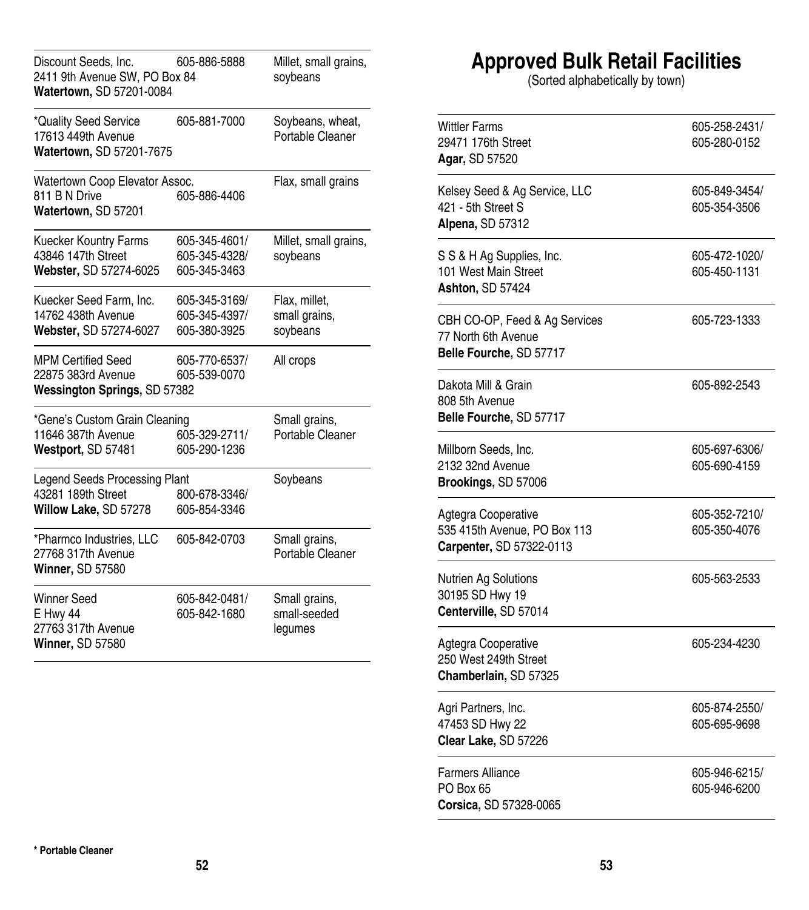| Facility | Phone | Crops |
|---|---|---|
| Discount Seeds, Inc.<br>2411 9th Avenue SW, PO Box 84<br>**Watertown,** SD 57201-0084 | 605-886-5888 | Millet, small grains, soybeans |
| *Quality Seed Service<br>17613 449th Avenue<br>**Watertown,** SD 57201-7675 | 605-881-7000 | Soybeans, wheat, Portable Cleaner |
| Watertown Coop Elevator Assoc.<br>811 B N Drive<br>**Watertown,** SD 57201 | 605-886-4406 | Flax, small grains |
| Kuecker Kountry Farms<br>43846 147th Street<br>**Webster,** SD 57274-6025 | 605-345-4601/<br>605-345-4328/<br>605-345-3463 | Millet, small grains, soybeans |
| Kuecker Seed Farm, Inc.<br>14762 438th Avenue<br>**Webster,** SD 57274-6027 | 605-345-3169/<br>605-345-4397/<br>605-380-3925 | Flax, millet, small grains, soybeans |
| MPM Certified Seed<br>22875 383rd Avenue<br>**Wessington Springs,** SD 57382 | 605-770-6537/<br>605-539-0070 | All crops |
| *Gene's Custom Grain Cleaning<br>11646 387th Avenue<br>**Westport,** SD 57481 | 605-329-2711/<br>605-290-1236 | Small grains, Portable Cleaner |
| Legend Seeds Processing Plant<br>43281 189th Street<br>**Willow Lake,** SD 57278 | 800-678-3346/<br>605-854-3346 | Soybeans |
| *Pharmco Industries, LLC<br>27768 317th Avenue<br>**Winner,** SD 57580 | 605-842-0703 | Small grains, Portable Cleaner |
| Winner Seed<br>E Hwy 44<br>27763 317th Avenue<br>**Winner,** SD 57580 | 605-842-0481/<br>605-842-1680 | Small grains, small-seeded legumes |

**\* Portable Cleaner**

# Approved Bulk Retail Facilities

(Sorted alphabetically by town)

| Facility | Phone |
|---|---|
| Wittler Farms<br>29471 176th Street<br>**Agar,** SD 57520 | 605-258-2431/<br>605-280-0152 |
| Kelsey Seed & Ag Service, LLC<br>421 - 5th Street S<br>**Alpena,** SD 57312 | 605-849-3454/<br>605-354-3506 |
| S S & H Ag Supplies, Inc.<br>101 West Main Street<br>**Ashton,** SD 57424 | 605-472-1020/<br>605-450-1131 |
| CBH CO-OP, Feed & Ag Services<br>77 North 6th Avenue<br>**Belle Fourche,** SD 57717 | 605-723-1333 |
| Dakota Mill & Grain<br>808 5th Avenue<br>**Belle Fourche,** SD 57717 | 605-892-2543 |
| Millborn Seeds, Inc.<br>2132 32nd Avenue<br>**Brookings,** SD 57006 | 605-697-6306/<br>605-690-4159 |
| Agtegra Cooperative<br>535 415th Avenue, PO Box 113<br>**Carpenter,** SD 57322-0113 | 605-352-7210/<br>605-350-4076 |
| Nutrien Ag Solutions<br>30195 SD Hwy 19<br>**Centerville,** SD 57014 | 605-563-2533 |
| Agtegra Cooperative<br>250 West 249th Street<br>**Chamberlain,** SD 57325 | 605-234-4230 |
| Agri Partners, Inc.<br>47453 SD Hwy 22<br>**Clear Lake,** SD 57226 | 605-874-2550/<br>605-695-9698 |
| Farmers Alliance<br>PO Box 65<br>**Corsica,** SD 57328-0065 | 605-946-6215/<br>605-946-6200 |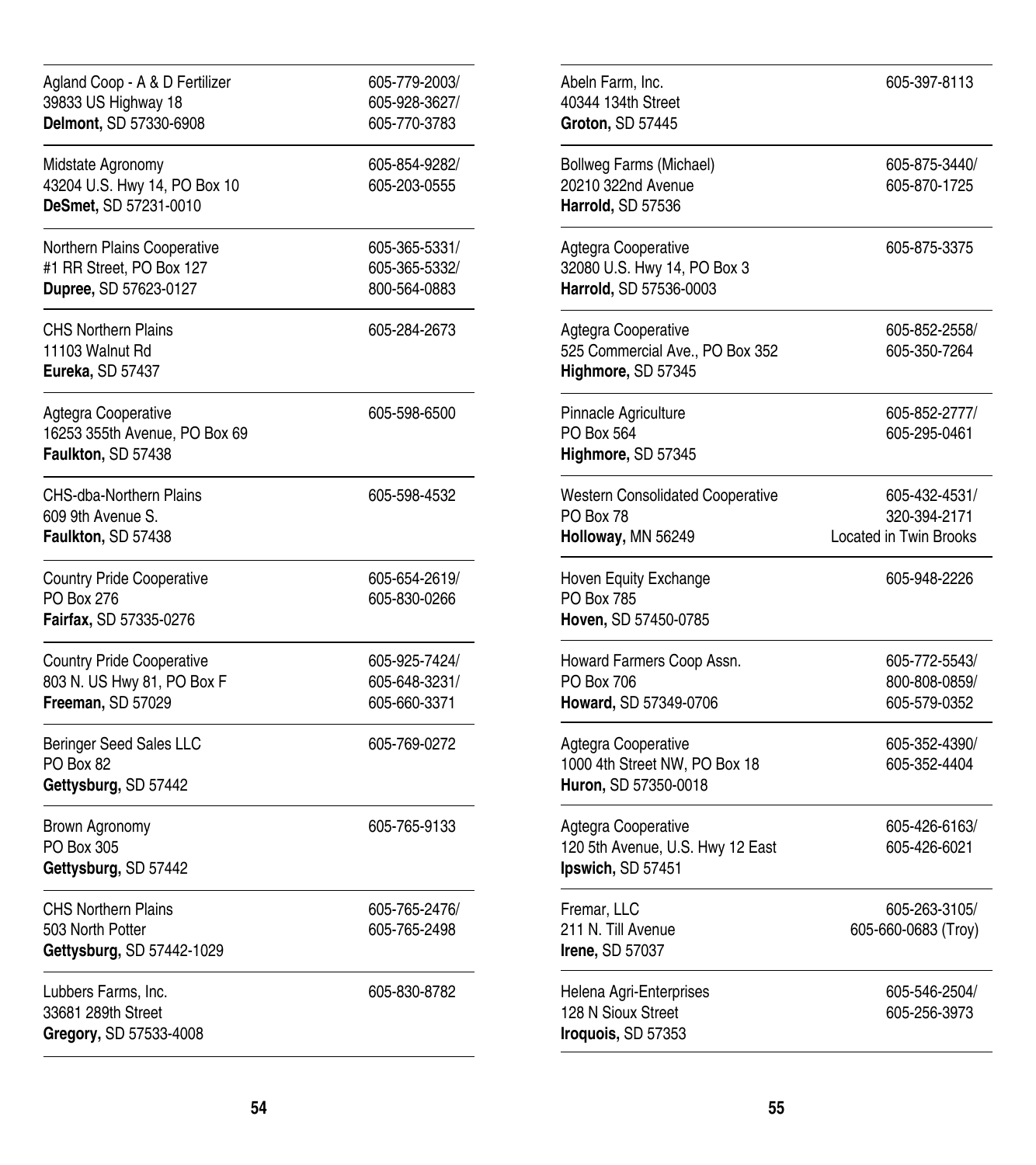Agland Coop - A & D Fertilizer
39833 US Highway 18
**Delmont,** SD 57330-6908
605-779-2003/
605-928-3627/
605-770-3783

---

Midstate Agronomy
43204 U.S. Hwy 14, PO Box 10
**DeSmet,** SD 57231-0010
605-854-9282/
605-203-0555

---

Northern Plains Cooperative
#1 RR Street, PO Box 127
**Dupree,** SD 57623-0127
605-365-5331/
605-365-5332/
800-564-0883

---

CHS Northern Plains
11103 Walnut Rd
**Eureka,** SD 57437
605-284-2673

---

Agtegra Cooperative
16253 355th Avenue, PO Box 69
**Faulkton,** SD 57438
605-598-6500

---

CHS-dba-Northern Plains
609 9th Avenue S.
**Faulkton,** SD 57438
605-598-4532

---

Country Pride Cooperative
PO Box 276
**Fairfax,** SD 57335-0276
605-654-2619/
605-830-0266

---

Country Pride Cooperative
803 N. US Hwy 81, PO Box F
**Freeman,** SD 57029
605-925-7424/
605-648-3231/
605-660-3371

---

Beringer Seed Sales LLC
PO Box 82
**Gettysburg,** SD 57442
605-769-0272

---

Brown Agronomy
PO Box 305
**Gettysburg,** SD 57442
605-765-9133

---

CHS Northern Plains
503 North Potter
**Gettysburg,** SD 57442-1029
605-765-2476/
605-765-2498

---

Lubbers Farms, Inc.
33681 289th Street
**Gregory,** SD 57533-4008
605-830-8782

---

Abeln Farm, Inc.
40344 134th Street
**Groton,** SD 57445
605-397-8113

---

Bollweg Farms (Michael)
20210 322nd Avenue
**Harrold,** SD 57536
605-875-3440/
605-870-1725

---

Agtegra Cooperative
32080 U.S. Hwy 14, PO Box 3
**Harrold,** SD 57536-0003
605-875-3375

---

Agtegra Cooperative
525 Commercial Ave., PO Box 352
**Highmore,** SD 57345
605-852-2558/
605-350-7264

---

Pinnacle Agriculture
PO Box 564
**Highmore,** SD 57345
605-852-2777/
605-295-0461

---

Western Consolidated Cooperative
PO Box 78
**Holloway,** MN 56249
605-432-4531/
320-394-2171
Located in Twin Brooks

---

Hoven Equity Exchange
PO Box 785
**Hoven,** SD 57450-0785
605-948-2226

---

Howard Farmers Coop Assn.
PO Box 706
**Howard,** SD 57349-0706
605-772-5543/
800-808-0859/
605-579-0352

---

Agtegra Cooperative
1000 4th Street NW, PO Box 18
**Huron,** SD 57350-0018
605-352-4390/
605-352-4404

---

Agtegra Cooperative
120 5th Avenue, U.S. Hwy 12 East
**Ipswich,** SD 57451
605-426-6163/
605-426-6021

---

Fremar, LLC
211 N. Till Avenue
**Irene,** SD 57037
605-263-3105/
605-660-0683 (Troy)

---

Helena Agri-Enterprises
128 N Sioux Street
**Iroquois,** SD 57353
605-546-2504/
605-256-3973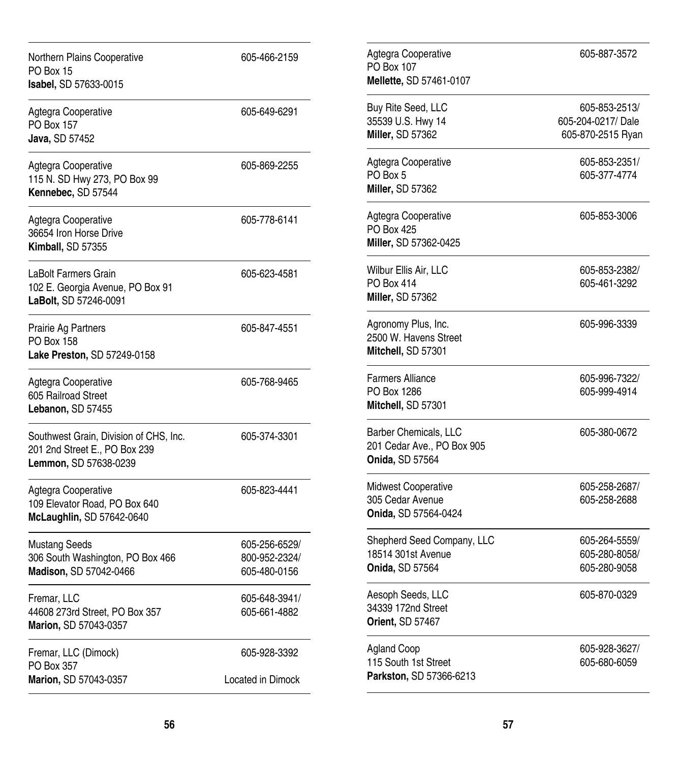Northern Plains Cooperative
PO Box 15
**Isabel,** SD 57633-0015
605-466-2159

---

Agtegra Cooperative
PO Box 157
**Java,** SD 57452
605-649-6291

---

Agtegra Cooperative
115 N. SD Hwy 273, PO Box 99
**Kennebec,** SD 57544
605-869-2255

---

Agtegra Cooperative
36654 Iron Horse Drive
**Kimball,** SD 57355
605-778-6141

---

LaBolt Farmers Grain
102 E. Georgia Avenue, PO Box 91
**LaBolt,** SD 57246-0091
605-623-4581

---

Prairie Ag Partners
PO Box 158
**Lake Preston,** SD 57249-0158
605-847-4551

---

Agtegra Cooperative
605 Railroad Street
**Lebanon,** SD 57455
605-768-9465

---

Southwest Grain, Division of CHS, Inc.
201 2nd Street E., PO Box 239
**Lemmon,** SD 57638-0239
605-374-3301

---

Agtegra Cooperative
109 Elevator Road, PO Box 640
**McLaughlin,** SD 57642-0640
605-823-4441

---

Mustang Seeds
306 South Washington, PO Box 466
**Madison,** SD 57042-0466
605-256-6529/
800-952-2324/
605-480-0156

---

Fremar, LLC
44608 273rd Street, PO Box 357
**Marion,** SD 57043-0357
605-648-3941/
605-661-4882

---

Fremar, LLC (Dimock)
PO Box 357
**Marion,** SD 57043-0357
605-928-3392
Located in Dimock

---

Agtegra Cooperative
PO Box 107
**Mellette,** SD 57461-0107
605-887-3572

---

Buy Rite Seed, LLC
35539 U.S. Hwy 14
**Miller,** SD 57362
605-853-2513/
605-204-0217/ Dale
605-870-2515 Ryan

---

Agtegra Cooperative
PO Box 5
**Miller,** SD 57362
605-853-2351/
605-377-4774

---

Agtegra Cooperative
PO Box 425
**Miller,** SD 57362-0425
605-853-3006

---

Wilbur Ellis Air, LLC
PO Box 414
**Miller,** SD 57362
605-853-2382/
605-461-3292

---

Agronomy Plus, Inc.
2500 W. Havens Street
**Mitchell,** SD 57301
605-996-3339

---

Farmers Alliance
PO Box 1286
**Mitchell,** SD 57301
605-996-7322/
605-999-4914

---

Barber Chemicals, LLC
201 Cedar Ave., PO Box 905
**Onida,** SD 57564
605-380-0672

---

Midwest Cooperative
305 Cedar Avenue
**Onida,** SD 57564-0424
605-258-2687/
605-258-2688

---

Shepherd Seed Company, LLC
18514 301st Avenue
**Onida,** SD 57564
605-264-5559/
605-280-8058/
605-280-9058

---

Aesoph Seeds, LLC
34339 172nd Street
**Orient,** SD 57467
605-870-0329

---

Agland Coop
115 South 1st Street
**Parkston,** SD 57366-6213
605-928-3627/
605-680-6059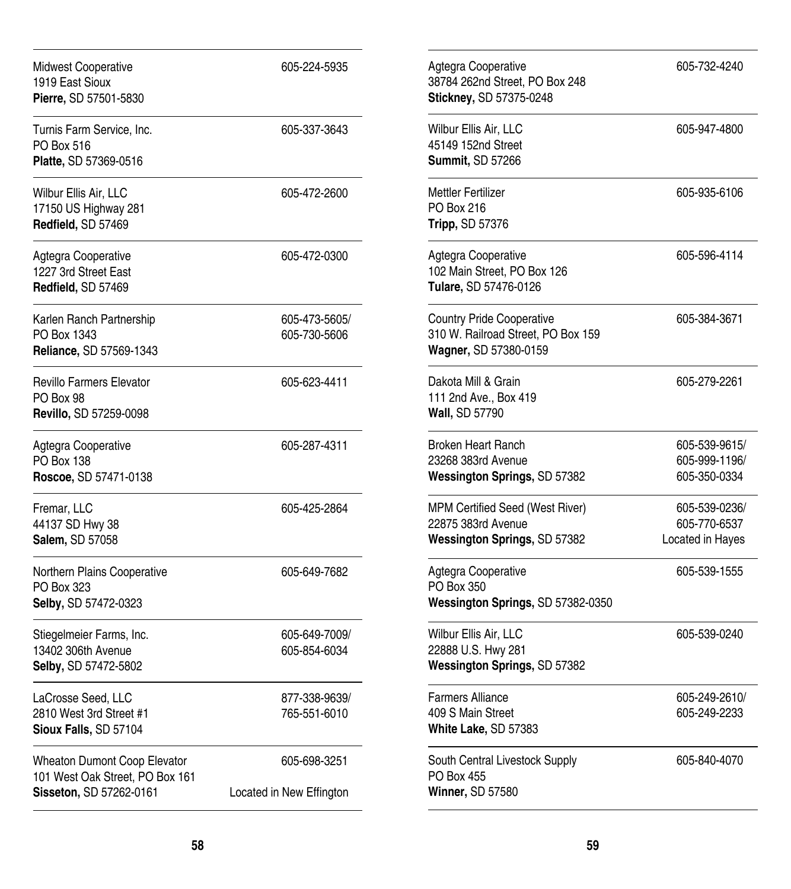Midwest Cooperative
1919 East Sioux
**Pierre,** SD 57501-5830
605-224-5935

---

Turnis Farm Service, Inc.
PO Box 516
**Platte,** SD 57369-0516
605-337-3643

---

Wilbur Ellis Air, LLC
17150 US Highway 281
**Redfield,** SD 57469
605-472-2600

---

Agtegra Cooperative
1227 3rd Street East
**Redfield,** SD 57469
605-472-0300

---

Karlen Ranch Partnership
PO Box 1343
**Reliance,** SD 57569-1343
605-473-5605/
605-730-5606

---

Revillo Farmers Elevator
PO Box 98
**Revillo,** SD 57259-0098
605-623-4411

---

Agtegra Cooperative
PO Box 138
**Roscoe,** SD 57471-0138
605-287-4311

---

Fremar, LLC
44137 SD Hwy 38
**Salem,** SD 57058
605-425-2864

---

Northern Plains Cooperative
PO Box 323
**Selby,** SD 57472-0323
605-649-7682

---

Stiegelmeier Farms, Inc.
13402 306th Avenue
**Selby,** SD 57472-5802
605-649-7009/
605-854-6034

---

LaCrosse Seed, LLC
2810 West 3rd Street #1
**Sioux Falls,** SD 57104
877-338-9639/
765-551-6010

---

Wheaton Dumont Coop Elevator
101 West Oak Street, PO Box 161
**Sisseton,** SD 57262-0161
605-698-3251
Located in New Effington

---

Agtegra Cooperative
38784 262nd Street, PO Box 248
**Stickney,** SD 57375-0248
605-732-4240

---

Wilbur Ellis Air, LLC
45149 152nd Street
**Summit,** SD 57266
605-947-4800

---

Mettler Fertilizer
PO Box 216
**Tripp,** SD 57376
605-935-6106

---

Agtegra Cooperative
102 Main Street, PO Box 126
**Tulare,** SD 57476-0126
605-596-4114

---

Country Pride Cooperative
310 W. Railroad Street, PO Box 159
**Wagner,** SD 57380-0159
605-384-3671

---

Dakota Mill & Grain
111 2nd Ave., Box 419
**Wall,** SD 57790
605-279-2261

---

Broken Heart Ranch
23268 383rd Avenue
**Wessington Springs,** SD 57382
605-539-9615/
605-999-1196/
605-350-0334

---

MPM Certified Seed (West River)
22875 383rd Avenue
**Wessington Springs,** SD 57382
605-539-0236/
605-770-6537
Located in Hayes

---

Agtegra Cooperative
PO Box 350
**Wessington Springs,** SD 57382-0350
605-539-1555

---

Wilbur Ellis Air, LLC
22888 U.S. Hwy 281
**Wessington Springs,** SD 57382
605-539-0240

---

Farmers Alliance
409 S Main Street
**White Lake,** SD 57383
605-249-2610/
605-249-2233

---

South Central Livestock Supply
PO Box 455
**Winner,** SD 57580
605-840-4070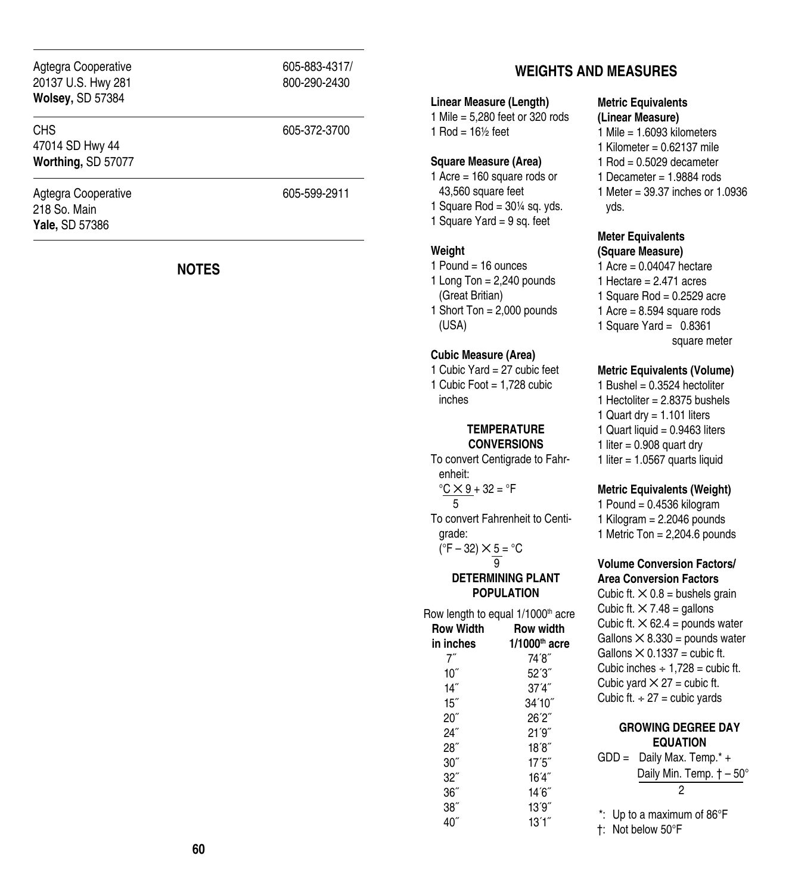| | |
|---|---|
| Agtegra Cooperative<br>20137 U.S. Hwy 281<br>**Wolsey,** SD 57384 | 605-883-4317/<br>800-290-2430 |
| CHS<br>47014 SD Hwy 44<br>**Worthing,** SD 57077 | 605-372-3700 |
| Agtegra Cooperative<br>218 So. Main<br>**Yale,** SD 57386 | 605-599-2911 |

## NOTES

## WEIGHTS AND MEASURES

**Linear Measure (Length)**

1 Mile = 5,280 feet or 320 rods
1 Rod = 16½ feet

**Square Measure (Area)**

1 Acre = 160 square rods or 43,560 square feet
1 Square Rod = 30¼ sq. yds.
1 Square Yard = 9 sq. feet

**Weight**

1 Pound = 16 ounces
1 Long Ton = 2,240 pounds (Great Britian)
1 Short Ton = 2,000 pounds (USA)

**Cubic Measure (Area)**

1 Cubic Yard = 27 cubic feet
1 Cubic Foot = 1,728 cubic inches

### TEMPERATURE CONVERSIONS

To convert Centigrade to Fahrenheit:

$$\frac{°C \times 9}{5} + 32 = °F$$

To convert Fahrenheit to Centigrade:

$$(°F - 32) \times \frac{5}{9} = °C$$

### DETERMINING PLANT POPULATION

Row length to equal 1/1000th acre

| Row Width in inches | Row width 1/1000th acre |
|---|---|
| 7″ | 74′8″ |
| 10″ | 52′3″ |
| 14″ | 37′4″ |
| 15″ | 34′10″ |
| 20″ | 26′2″ |
| 24″ | 21′9″ |
| 28″ | 18′8″ |
| 30″ | 17′5″ |
| 32″ | 16′4″ |
| 36″ | 14′6″ |
| 38″ | 13′9″ |
| 40″ | 13′1″ |

**Metric Equivalents (Linear Measure)**

1 Mile = 1.6093 kilometers
1 Kilometer = 0.62137 mile
1 Rod = 0.5029 decameter
1 Decameter = 1.9884 rods
1 Meter = 39.37 inches or 1.0936 yds.

**Meter Equivalents (Square Measure)**

1 Acre = 0.04047 hectare
1 Hectare = 2.471 acres
1 Square Rod = 0.2529 acre
1 Acre = 8.594 square rods
1 Square Yard = 0.8361 square meter

**Metric Equivalents (Volume)**

1 Bushel = 0.3524 hectoliter
1 Hectoliter = 2.8375 bushels
1 Quart dry = 1.101 liters
1 Quart liquid = 0.9463 liters
1 liter = 0.908 quart dry
1 liter = 1.0567 quarts liquid

**Metric Equivalents (Weight)**

1 Pound = 0.4536 kilogram
1 Kilogram = 2.2046 pounds
1 Metric Ton = 2,204.6 pounds

**Volume Conversion Factors/ Area Conversion Factors**

Cubic ft. × 0.8 = bushels grain
Cubic ft. × 7.48 = gallons
Cubic ft. × 62.4 = pounds water
Gallons × 8.330 = pounds water
Gallons × 0.1337 = cubic ft.
Cubic inches ÷ 1,728 = cubic ft.
Cubic yard × 27 = cubic ft.
Cubic ft. ÷ 27 = cubic yards

### GROWING DEGREE DAY EQUATION

$$\text{GDD} = \frac{\text{Daily Max. Temp.}^* + \text{Daily Min. Temp.}^\dagger - 50°}{2}$$

*: Up to a maximum of 86°F
†: Not below 50°F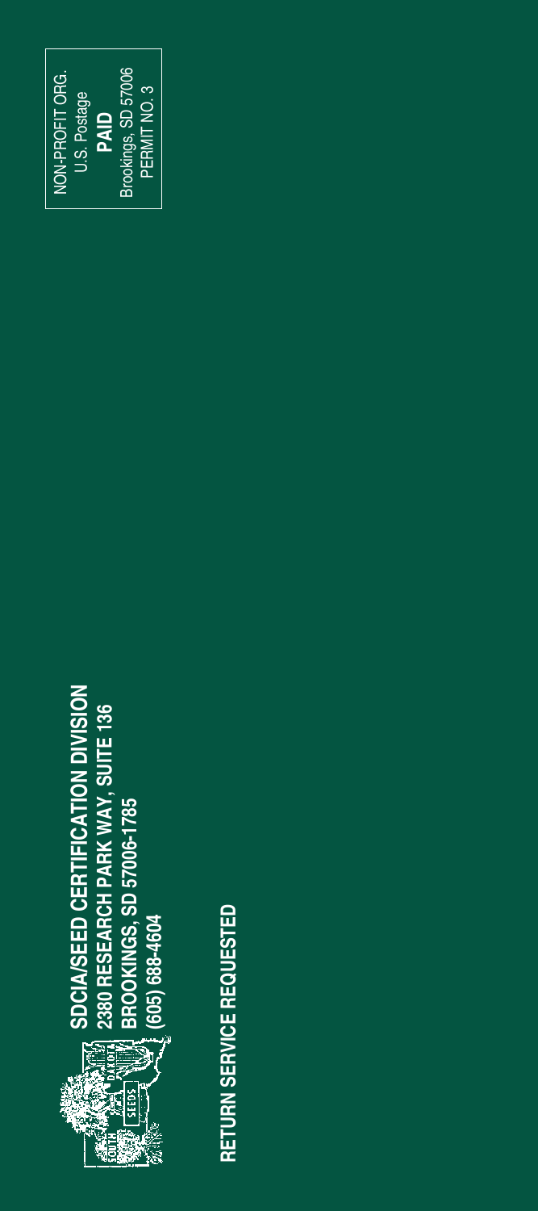NON-PROFIT ORG.
U.S. Postage
**PAID**
Brookings, SD 57006
PERMIT NO. 3

**SDCIA/SEED CERTIFICATION DIVISION**
**2380 RESEARCH PARK WAY, SUITE 136**
**BROOKINGS, SD 57006-1785**
**(605) 688-4604**

**RETURN SERVICE REQUESTED**